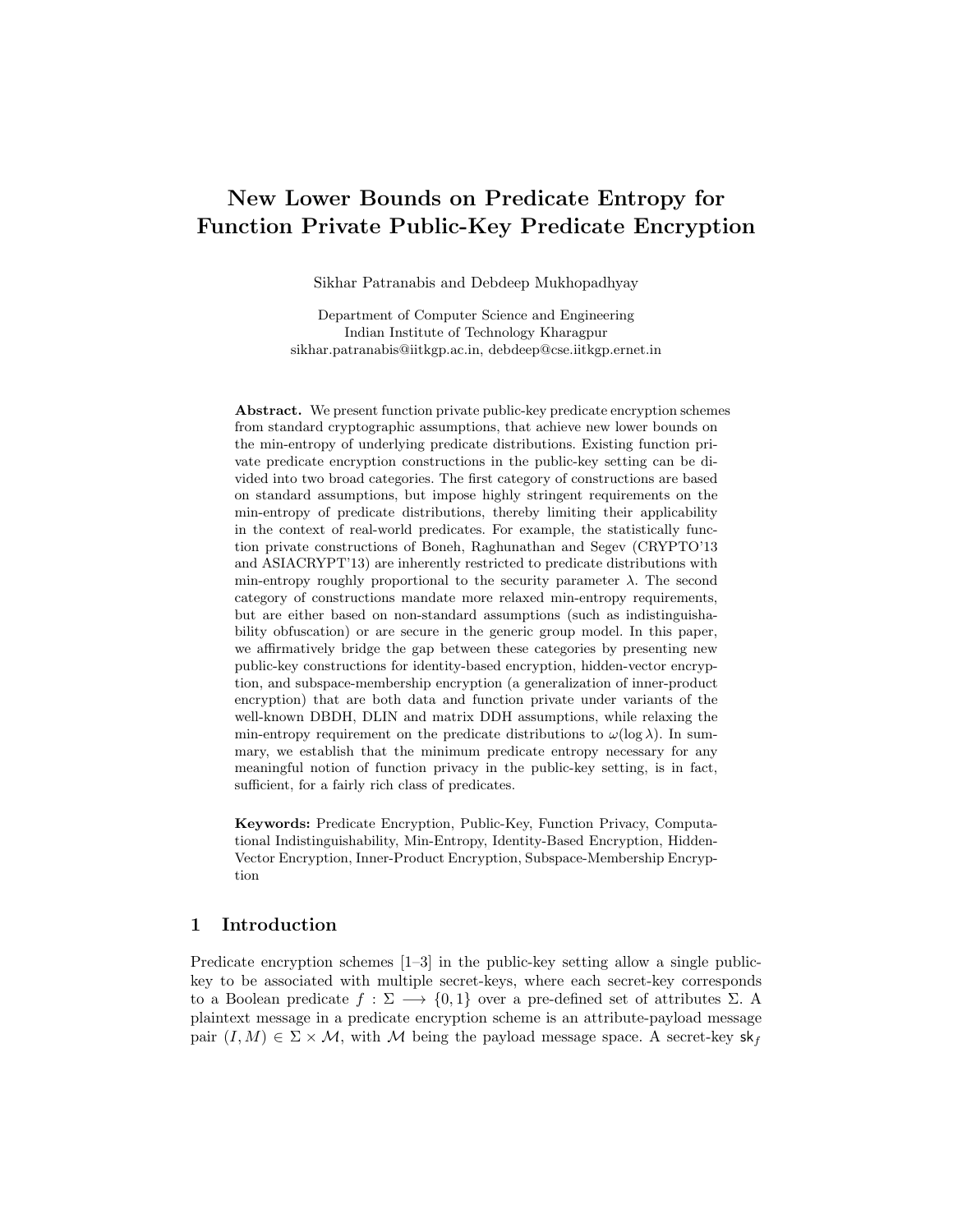# New Lower Bounds on Predicate Entropy for Function Private Public-Key Predicate Encryption

Sikhar Patranabis and Debdeep Mukhopadhyay

Department of Computer Science and Engineering
Indian Institute of Technology Kharagpur
sikhar.patranabis@iitkgp.ac.in, debdeep@cse.iitkgp.ernet.in

**Abstract.** We present function private public-key predicate encryption schemes from standard cryptographic assumptions, that achieve new lower bounds on the min-entropy of underlying predicate distributions. Existing function private predicate encryption constructions in the public-key setting can be divided into two broad categories. The first category of constructions are based on standard assumptions, but impose highly stringent requirements on the min-entropy of predicate distributions, thereby limiting their applicability in the context of real-world predicates. For example, the statistically function private constructions of Boneh, Raghunathan and Segev (CRYPTO'13 and ASIACRYPT'13) are inherently restricted to predicate distributions with min-entropy roughly proportional to the security parameter $\lambda$. The second category of constructions mandate more relaxed min-entropy requirements, but are either based on non-standard assumptions (such as indistinguishability obfuscation) or are secure in the generic group model. In this paper, we affirmatively bridge the gap between these categories by presenting new public-key constructions for identity-based encryption, hidden-vector encryption, and subspace-membership encryption (a generalization of inner-product encryption) that are both data and function private under variants of the well-known DBDH, DLIN and matrix DDH assumptions, while relaxing the min-entropy requirement on the predicate distributions to $\omega(\log \lambda)$. In summary, we establish that the minimum predicate entropy necessary for any meaningful notion of function privacy in the public-key setting, is in fact, sufficient, for a fairly rich class of predicates.

**Keywords:** Predicate Encryption, Public-Key, Function Privacy, Computational Indistinguishability, Min-Entropy, Identity-Based Encryption, Hidden-Vector Encryption, Inner-Product Encryption, Subspace-Membership Encryption

## 1 Introduction

Predicate encryption schemes [1–3] in the public-key setting allow a single public-key to be associated with multiple secret-keys, where each secret-key corresponds to a Boolean predicate $f : \Sigma \longrightarrow \{0, 1\}$ over a pre-defined set of attributes $\Sigma$. A plaintext message in a predicate encryption scheme is an attribute-payload message pair $(I, M) \in \Sigma \times \mathcal{M}$, with $\mathcal{M}$ being the payload message space. A secret-key $\mathsf{sk}_f$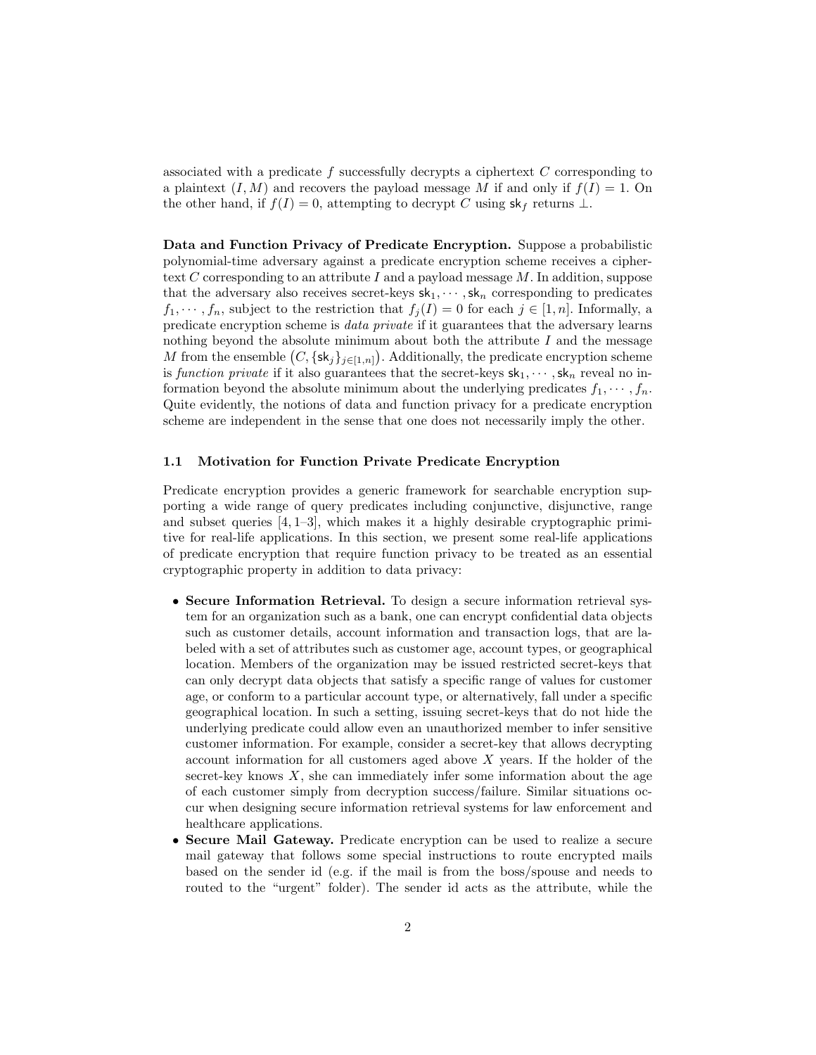associated with a predicate $f$ successfully decrypts a ciphertext $C$ corresponding to a plaintext $(I, M)$ and recovers the payload message $M$ if and only if $f(I) = 1$. On the other hand, if $f(I) = 0$, attempting to decrypt $C$ using $\mathsf{sk}_f$ returns $\perp$.

**Data and Function Privacy of Predicate Encryption.** Suppose a probabilistic polynomial-time adversary against a predicate encryption scheme receives a ciphertext $C$ corresponding to an attribute $I$ and a payload message $M$. In addition, suppose that the adversary also receives secret-keys $\mathsf{sk}_1, \cdots, \mathsf{sk}_n$ corresponding to predicates $f_1, \cdots, f_n$, subject to the restriction that $f_j(I) = 0$ for each $j \in [1, n]$. Informally, a predicate encryption scheme is *data private* if it guarantees that the adversary learns nothing beyond the absolute minimum about both the attribute $I$ and the message $M$ from the ensemble $\left(C, \{\mathsf{sk}_j\}_{j\in[1,n]}\right)$. Additionally, the predicate encryption scheme is *function private* if it also guarantees that the secret-keys $\mathsf{sk}_1, \cdots, \mathsf{sk}_n$ reveal no information beyond the absolute minimum about the underlying predicates $f_1, \cdots, f_n$. Quite evidently, the notions of data and function privacy for a predicate encryption scheme are independent in the sense that one does not necessarily imply the other.

### 1.1 Motivation for Function Private Predicate Encryption

Predicate encryption provides a generic framework for searchable encryption supporting a wide range of query predicates including conjunctive, disjunctive, range and subset queries [4, 1–3], which makes it a highly desirable cryptographic primitive for real-life applications. In this section, we present some real-life applications of predicate encryption that require function privacy to be treated as an essential cryptographic property in addition to data privacy:

- **Secure Information Retrieval.** To design a secure information retrieval system for an organization such as a bank, one can encrypt confidential data objects such as customer details, account information and transaction logs, that are labeled with a set of attributes such as customer age, account types, or geographical location. Members of the organization may be issued restricted secret-keys that can only decrypt data objects that satisfy a specific range of values for customer age, or conform to a particular account type, or alternatively, fall under a specific geographical location. In such a setting, issuing secret-keys that do not hide the underlying predicate could allow even an unauthorized member to infer sensitive customer information. For example, consider a secret-key that allows decrypting account information for all customers aged above $X$ years. If the holder of the secret-key knows $X$, she can immediately infer some information about the age of each customer simply from decryption success/failure. Similar situations occur when designing secure information retrieval systems for law enforcement and healthcare applications.
- **Secure Mail Gateway.** Predicate encryption can be used to realize a secure mail gateway that follows some special instructions to route encrypted mails based on the sender id (e.g. if the mail is from the boss/spouse and needs to routed to the "urgent" folder). The sender id acts as the attribute, while the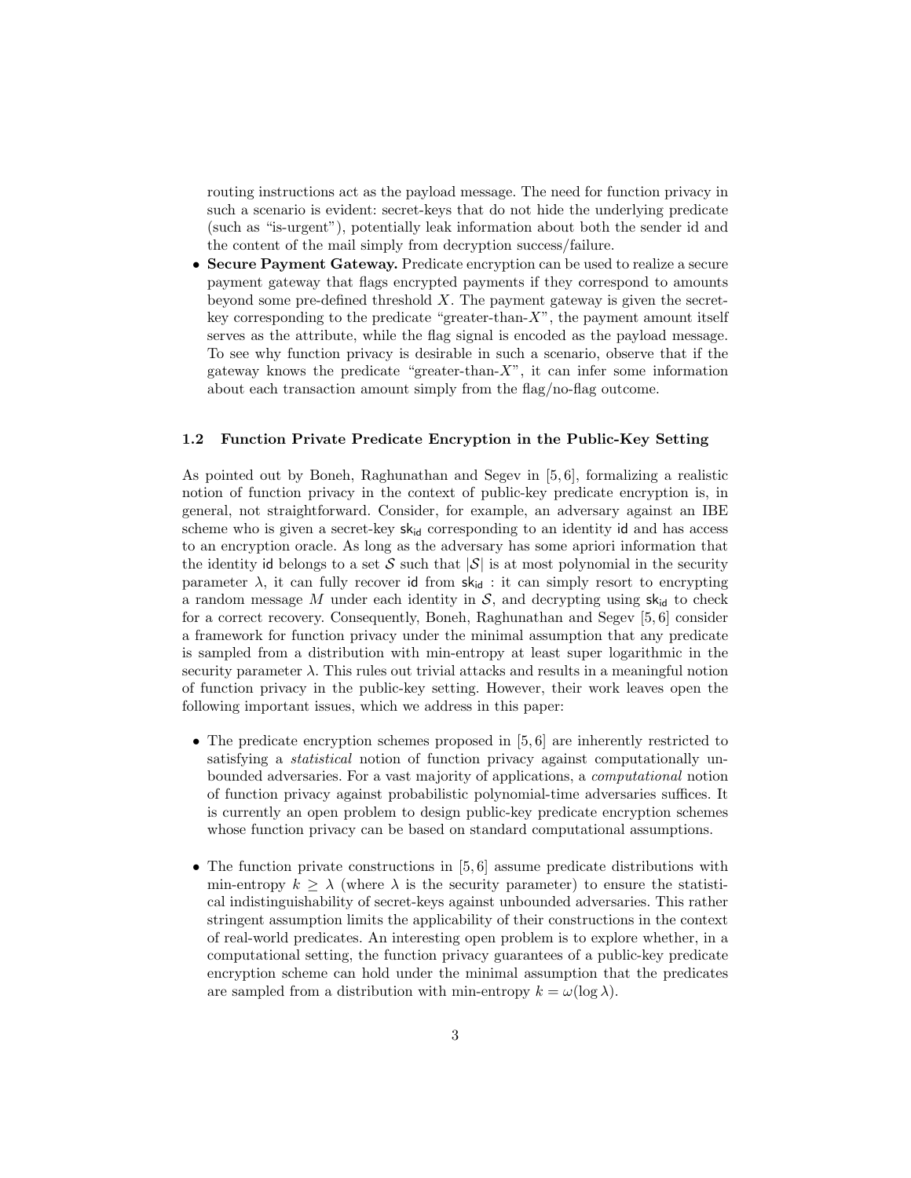routing instructions act as the payload message. The need for function privacy in such a scenario is evident: secret-keys that do not hide the underlying predicate (such as "is-urgent"), potentially leak information about both the sender id and the content of the mail simply from decryption success/failure.

- **Secure Payment Gateway.** Predicate encryption can be used to realize a secure payment gateway that flags encrypted payments if they correspond to amounts beyond some pre-defined threshold $X$. The payment gateway is given the secret-key corresponding to the predicate "greater-than-$X$", the payment amount itself serves as the attribute, while the flag signal is encoded as the payload message. To see why function privacy is desirable in such a scenario, observe that if the gateway knows the predicate "greater-than-$X$", it can infer some information about each transaction amount simply from the flag/no-flag outcome.

### 1.2 Function Private Predicate Encryption in the Public-Key Setting

As pointed out by Boneh, Raghunathan and Segev in [5, 6], formalizing a realistic notion of function privacy in the context of public-key predicate encryption is, in general, not straightforward. Consider, for example, an adversary against an IBE scheme who is given a secret-key $\mathsf{sk}_{\mathsf{id}}$ corresponding to an identity $\mathsf{id}$ and has access to an encryption oracle. As long as the adversary has some apriori information that the identity $\mathsf{id}$ belongs to a set $\mathcal{S}$ such that $|\mathcal{S}|$ is at most polynomial in the security parameter $\lambda$, it can fully recover $\mathsf{id}$ from $\mathsf{sk}_{\mathsf{id}}$ : it can simply resort to encrypting a random message $M$ under each identity in $\mathcal{S}$, and decrypting using $\mathsf{sk}_{\mathsf{id}}$ to check for a correct recovery. Consequently, Boneh, Raghunathan and Segev [5, 6] consider a framework for function privacy under the minimal assumption that any predicate is sampled from a distribution with min-entropy at least super logarithmic in the security parameter $\lambda$. This rules out trivial attacks and results in a meaningful notion of function privacy in the public-key setting. However, their work leaves open the following important issues, which we address in this paper:

- The predicate encryption schemes proposed in [5, 6] are inherently restricted to satisfying a *statistical* notion of function privacy against computationally unbounded adversaries. For a vast majority of applications, a *computational* notion of function privacy against probabilistic polynomial-time adversaries suffices. It is currently an open problem to design public-key predicate encryption schemes whose function privacy can be based on standard computational assumptions.

- The function private constructions in [5, 6] assume predicate distributions with min-entropy $k \geq \lambda$ (where $\lambda$ is the security parameter) to ensure the statistical indistinguishability of secret-keys against unbounded adversaries. This rather stringent assumption limits the applicability of their constructions in the context of real-world predicates. An interesting open problem is to explore whether, in a computational setting, the function privacy guarantees of a public-key predicate encryption scheme can hold under the minimal assumption that the predicates are sampled from a distribution with min-entropy $k = \omega(\log \lambda)$.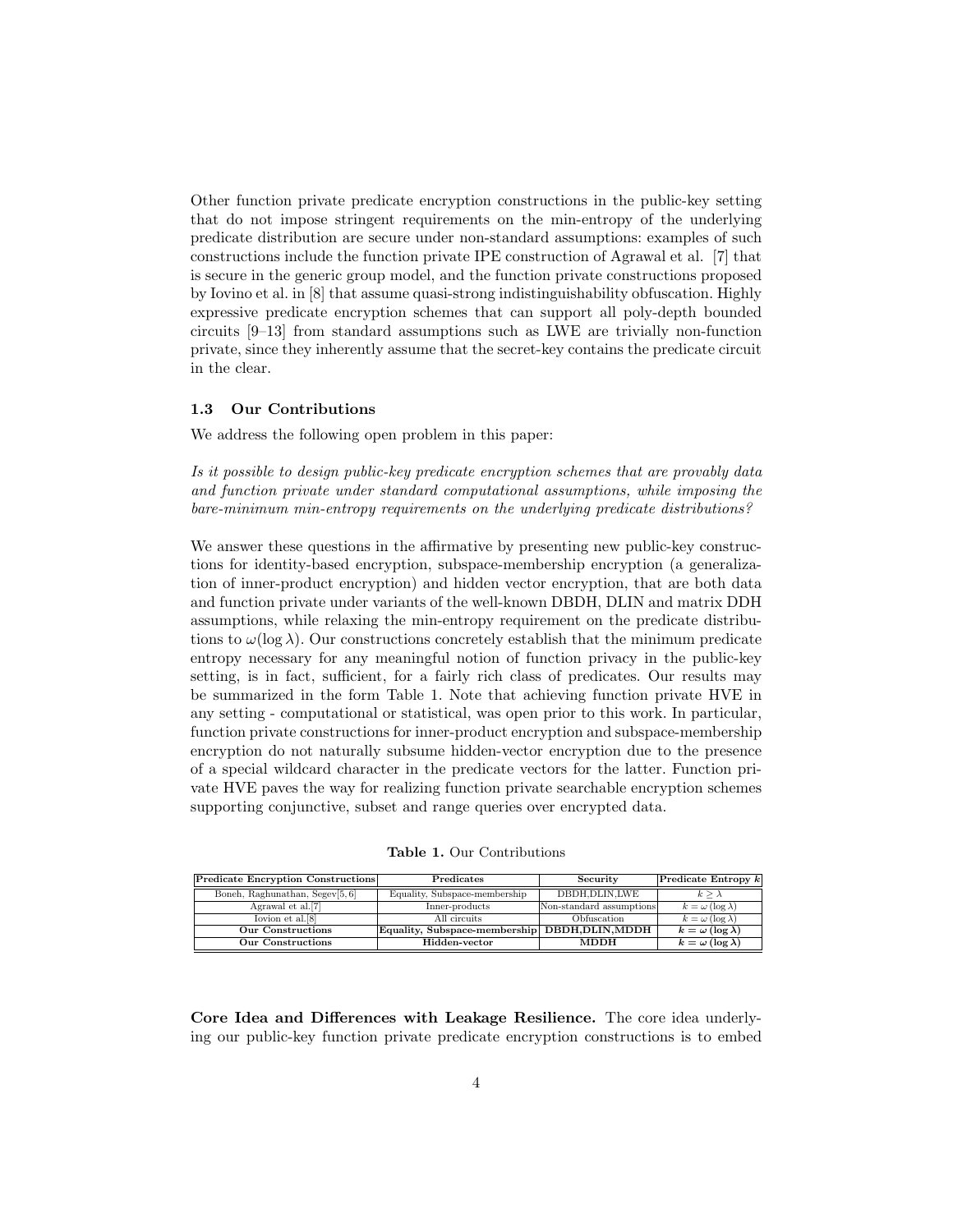Other function private predicate encryption constructions in the public-key setting that do not impose stringent requirements on the min-entropy of the underlying predicate distribution are secure under non-standard assumptions: examples of such constructions include the function private IPE construction of Agrawal et al. [7] that is secure in the generic group model, and the function private constructions proposed by Iovino et al. in [8] that assume quasi-strong indistinguishability obfuscation. Highly expressive predicate encryption schemes that can support all poly-depth bounded circuits [9–13] from standard assumptions such as LWE are trivially non-function private, since they inherently assume that the secret-key contains the predicate circuit in the clear.

### 1.3 Our Contributions

We address the following open problem in this paper:

*Is it possible to design public-key predicate encryption schemes that are provably data and function private under standard computational assumptions, while imposing the bare-minimum min-entropy requirements on the underlying predicate distributions?*

We answer these questions in the affirmative by presenting new public-key constructions for identity-based encryption, subspace-membership encryption (a generalization of inner-product encryption) and hidden vector encryption, that are both data and function private under variants of the well-known DBDH, DLIN and matrix DDH assumptions, while relaxing the min-entropy requirement on the predicate distributions to $\omega(\log \lambda)$. Our constructions concretely establish that the minimum predicate entropy necessary for any meaningful notion of function privacy in the public-key setting, is in fact, sufficient, for a fairly rich class of predicates. Our results may be summarized in the form Table 1. Note that achieving function private HVE in any setting - computational or statistical, was open prior to this work. In particular, function private constructions for inner-product encryption and subspace-membership encryption do not naturally subsume hidden-vector encryption due to the presence of a special wildcard character in the predicate vectors for the latter. Function private HVE paves the way for realizing function private searchable encryption schemes supporting conjunctive, subset and range queries over encrypted data.

**Table 1.** Our Contributions

| Predicate Encryption Constructions | Predicates | Security | Predicate Entropy $k$ |
|---|---|---|---|
| Boneh, Raghunathan, Segev[5, 6] | Equality, Subspace-membership | DBDH,DLIN,LWE | $k \geq \lambda$ |
| Agrawal et al.[7] | Inner-products | Non-standard assumptions | $k = \omega(\log \lambda)$ |
| Iovion et al.[8] | All circuits | Obfuscation | $k = \omega(\log \lambda)$ |
| **Our Constructions** | **Equality, Subspace-membership** | **DBDH,DLIN,MDDH** | $\boldsymbol{k = \omega(\log \lambda)}$ |
| **Our Constructions** | **Hidden-vector** | **MDDH** | $\boldsymbol{k = \omega(\log \lambda)}$ |

**Core Idea and Differences with Leakage Resilience.** The core idea underlying our public-key function private predicate encryption constructions is to embed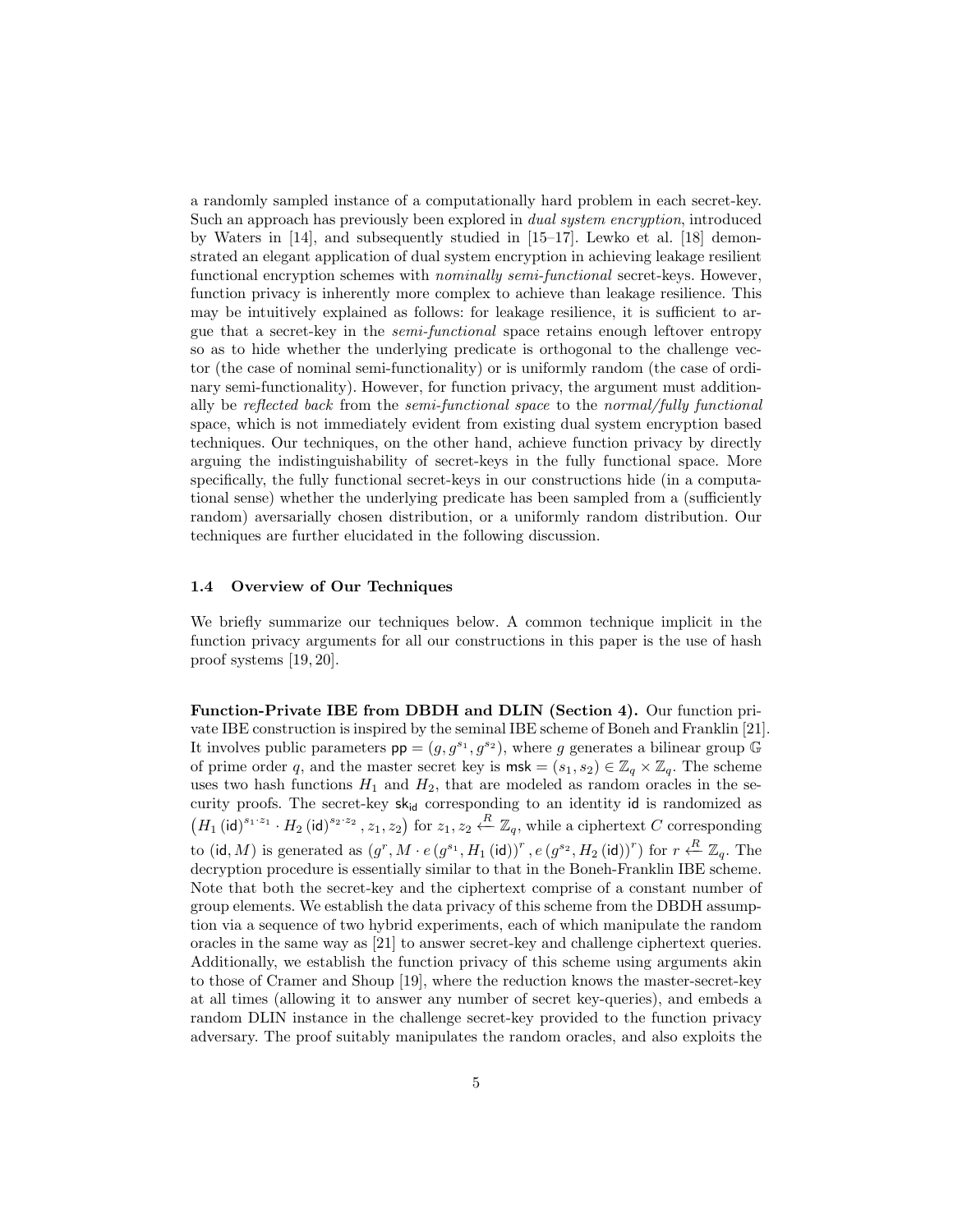a randomly sampled instance of a computationally hard problem in each secret-key. Such an approach has previously been explored in *dual system encryption*, introduced by Waters in [14], and subsequently studied in [15–17]. Lewko et al. [18] demonstrated an elegant application of dual system encryption in achieving leakage resilient functional encryption schemes with *nominally semi-functional* secret-keys. However, function privacy is inherently more complex to achieve than leakage resilience. This may be intuitively explained as follows: for leakage resilience, it is sufficient to argue that a secret-key in the *semi-functional* space retains enough leftover entropy so as to hide whether the underlying predicate is orthogonal to the challenge vector (the case of nominal semi-functionality) or is uniformly random (the case of ordinary semi-functionality). However, for function privacy, the argument must additionally be *reflected back* from the *semi-functional space* to the *normal/fully functional* space, which is not immediately evident from existing dual system encryption based techniques. Our techniques, on the other hand, achieve function privacy by directly arguing the indistinguishability of secret-keys in the fully functional space. More specifically, the fully functional secret-keys in our constructions hide (in a computational sense) whether the underlying predicate has been sampled from a (sufficiently random) aversarially chosen distribution, or a uniformly random distribution. Our techniques are further elucidated in the following discussion.

### 1.4 Overview of Our Techniques

We briefly summarize our techniques below. A common technique implicit in the function privacy arguments for all our constructions in this paper is the use of hash proof systems [19, 20].

**Function-Private IBE from DBDH and DLIN (Section 4).** Our function private IBE construction is inspired by the seminal IBE scheme of Boneh and Franklin [21]. It involves public parameters $\mathsf{pp} = (g, g^{s_1}, g^{s_2})$, where $g$ generates a bilinear group $\mathbb{G}$ of prime order $q$, and the master secret key is $\mathsf{msk} = (s_1, s_2) \in \mathbb{Z}_q \times \mathbb{Z}_q$. The scheme uses two hash functions $H_1$ and $H_2$, that are modeled as random oracles in the security proofs. The secret-key $\mathsf{sk}_{\mathsf{id}}$ corresponding to an identity $\mathsf{id}$ is randomized as $\left(H_1(\mathsf{id})^{s_1 \cdot z_1} \cdot H_2(\mathsf{id})^{s_2 \cdot z_2}, z_1, z_2\right)$ for $z_1, z_2 \xleftarrow{R} \mathbb{Z}_q$, while a ciphertext $C$ corresponding to $(\mathsf{id}, M)$ is generated as $\left(g^r, M \cdot e\left(g^{s_1}, H_1(\mathsf{id})\right)^r, e\left(g^{s_2}, H_2(\mathsf{id})\right)^r\right)$ for $r \xleftarrow{R} \mathbb{Z}_q$. The decryption procedure is essentially similar to that in the Boneh-Franklin IBE scheme. Note that both the secret-key and the ciphertext comprise of a constant number of group elements. We establish the data privacy of this scheme from the DBDH assumption via a sequence of two hybrid experiments, each of which manipulate the random oracles in the same way as [21] to answer secret-key and challenge ciphertext queries. Additionally, we establish the function privacy of this scheme using arguments akin to those of Cramer and Shoup [19], where the reduction knows the master-secret-key at all times (allowing it to answer any number of secret key-queries), and embeds a random DLIN instance in the challenge secret-key provided to the function privacy adversary. The proof suitably manipulates the random oracles, and also exploits the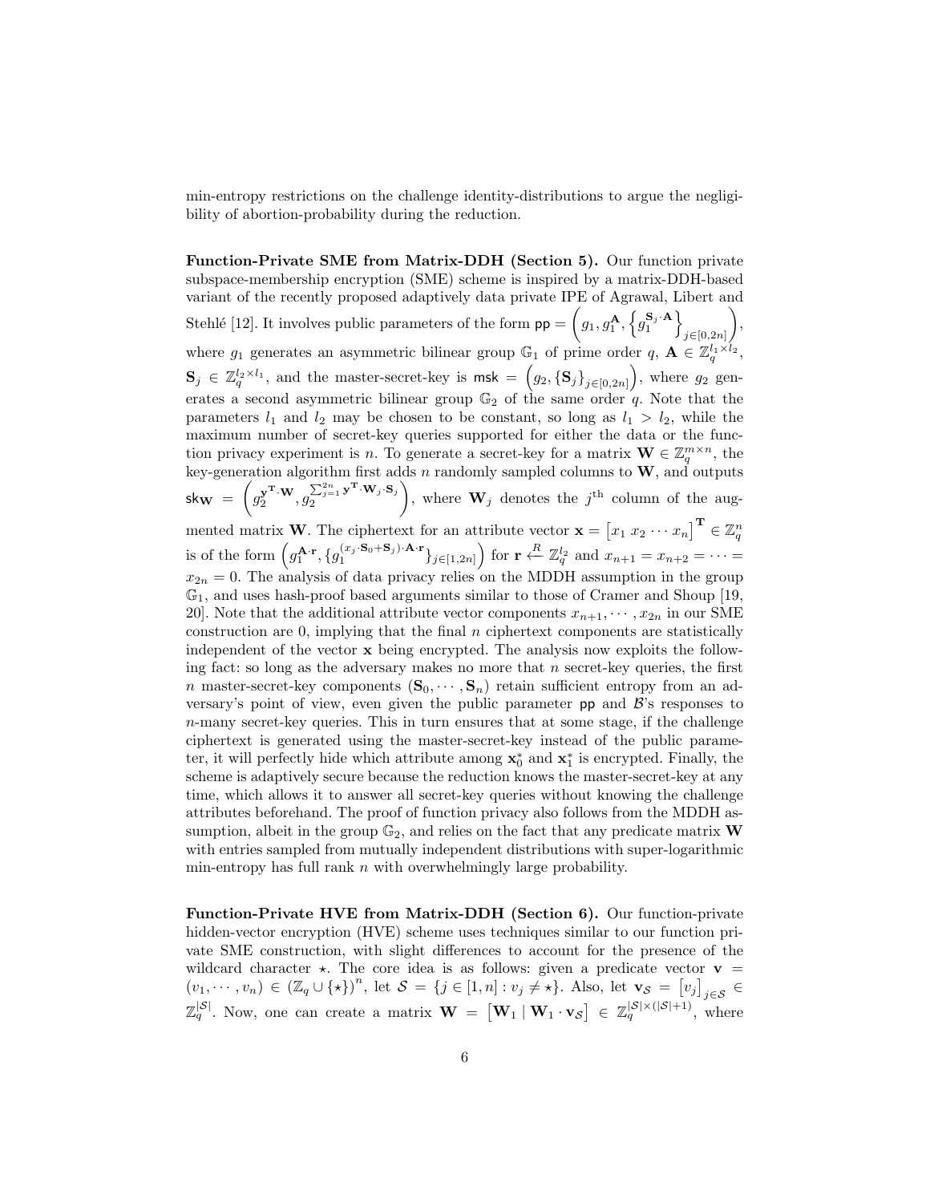min-entropy restrictions on the challenge identity-distributions to argue the negligibility of abortion-probability during the reduction.

**Function-Private SME from Matrix-DDH (Section 5).** Our function private subspace-membership encryption (SME) scheme is inspired by a matrix-DDH-based variant of the recently proposed adaptively data private IPE of Agrawal, Libert and Stehlé [12]. It involves public parameters of the form $\mathsf{pp} = \left(g_1, g_1^{\mathbf{A}}, \left\{g_1^{\mathbf{S}_j \cdot \mathbf{A}}\right\}_{j \in [0,2n]}\right)$, where $g_1$ generates an asymmetric bilinear group $\mathbb{G}_1$ of prime order $q$, $\mathbf{A} \in \mathbb{Z}_q^{l_1 \times l_2}$, $\mathbf{S}_j \in \mathbb{Z}_q^{l_2 \times l_1}$, and the master-secret-key is $\mathsf{msk} = \left(g_2, \{\mathbf{S}_j\}_{j \in [0,2n]}\right)$, where $g_2$ generates a second asymmetric bilinear group $\mathbb{G}_2$ of the same order $q$. Note that the parameters $l_1$ and $l_2$ may be chosen to be constant, so long as $l_1 > l_2$, while the maximum number of secret-key queries supported for either the data or the function privacy experiment is $n$. To generate a secret-key for a matrix $\mathbf{W} \in \mathbb{Z}_q^{m \times n}$, the key-generation algorithm first adds $n$ randomly sampled columns to $\mathbf{W}$, and outputs $\mathsf{sk}_{\mathbf{W}} = \left(g_2^{\mathbf{y}^{\mathbf{T}} \cdot \mathbf{W}}, g_2^{\sum_{j=1}^{2n} \mathbf{y}^{\mathbf{T}} \cdot \mathbf{W}_j \cdot \mathbf{S}_j}\right)$, where $\mathbf{W}_j$ denotes the $j^{\text{th}}$ column of the augmented matrix $\mathbf{W}$. The ciphertext for an attribute vector $\mathbf{x} = \begin{bmatrix} x_1 \; x_2 \cdots x_n \end{bmatrix}^{\mathbf{T}} \in \mathbb{Z}_q^n$ is of the form $\left(g_1^{\mathbf{A} \cdot \mathbf{r}}, \{g_1^{(x_j \cdot \mathbf{S}_0 + \mathbf{S}_j) \cdot \mathbf{A} \cdot \mathbf{r}}\}_{j \in [1,2n]}\right)$ for $\mathbf{r} \xleftarrow{R} \mathbb{Z}_q^{l_2}$ and $x_{n+1} = x_{n+2} = \cdots = x_{2n} = 0$. The analysis of data privacy relies on the MDDH assumption in the group $\mathbb{G}_1$, and uses hash-proof based arguments similar to those of Cramer and Shoup [19, 20]. Note that the additional attribute vector components $x_{n+1}, \cdots, x_{2n}$ in our SME construction are 0, implying that the final $n$ ciphertext components are statistically independent of the vector $\mathbf{x}$ being encrypted. The analysis now exploits the following fact: so long as the adversary makes no more that $n$ secret-key queries, the first $n$ master-secret-key components $(\mathbf{S}_0, \cdots, \mathbf{S}_n)$ retain sufficient entropy from an adversary's point of view, even given the public parameter $\mathsf{pp}$ and $\mathcal{B}$'s responses to $n$-many secret-key queries. This in turn ensures that at some stage, if the challenge ciphertext is generated using the master-secret-key instead of the public parameter, it will perfectly hide which attribute among $\mathbf{x}_0^*$ and $\mathbf{x}_1^*$ is encrypted. Finally, the scheme is adaptively secure because the reduction knows the master-secret-key at any time, which allows it to answer all secret-key queries without knowing the challenge attributes beforehand. The proof of function privacy also follows from the MDDH assumption, albeit in the group $\mathbb{G}_2$, and relies on the fact that any predicate matrix $\mathbf{W}$ with entries sampled from mutually independent distributions with super-logarithmic min-entropy has full rank $n$ with overwhelmingly large probability.

**Function-Private HVE from Matrix-DDH (Section 6).** Our function-private hidden-vector encryption (HVE) scheme uses techniques similar to our function private SME construction, with slight differences to account for the presence of the wildcard character $\star$. The core idea is as follows: given a predicate vector $\mathbf{v} = (v_1, \cdots, v_n) \in (\mathbb{Z}_q \cup \{\star\})^n$, let $\mathcal{S} = \{j \in [1,n] : v_j \neq \star\}$. Also, let $\mathbf{v}_{\mathcal{S}} = \begin{bmatrix} v_j \end{bmatrix}_{j \in \mathcal{S}} \in \mathbb{Z}_q^{|\mathcal{S}|}$. Now, one can create a matrix $\mathbf{W} = \begin{bmatrix} \mathbf{W}_1 \mid \mathbf{W}_1 \cdot \mathbf{v}_{\mathcal{S}} \end{bmatrix} \in \mathbb{Z}_q^{|\mathcal{S}| \times (|\mathcal{S}|+1)}$, where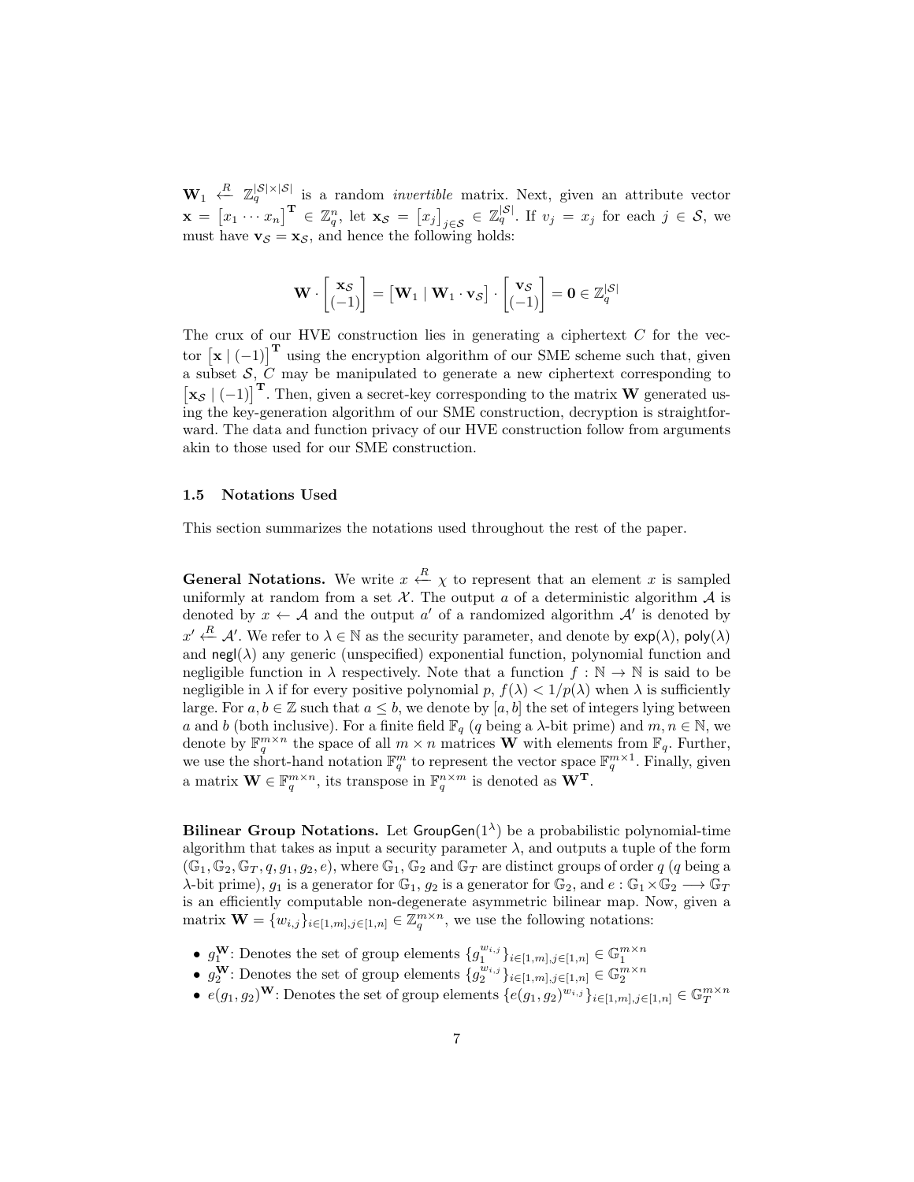$\mathbf{W}_1 \xleftarrow{R} \mathbb{Z}_q^{|\mathcal{S}|\times|\mathcal{S}|}$ is a random *invertible* matrix. Next, given an attribute vector $\mathbf{x} = \begin{bmatrix} x_1 \cdots x_n \end{bmatrix}^{\mathbf{T}} \in \mathbb{Z}_q^n$, let $\mathbf{x}_{\mathcal{S}} = \begin{bmatrix} x_j \end{bmatrix}_{j\in\mathcal{S}} \in \mathbb{Z}_q^{|\mathcal{S}|}$. If $v_j = x_j$ for each $j \in \mathcal{S}$, we must have $\mathbf{v}_{\mathcal{S}} = \mathbf{x}_{\mathcal{S}}$, and hence the following holds:

$$\mathbf{W} \cdot \begin{bmatrix} \mathbf{x}_{\mathcal{S}} \\ (-1) \end{bmatrix} = \begin{bmatrix} \mathbf{W}_1 \mid \mathbf{W}_1 \cdot \mathbf{v}_{\mathcal{S}} \end{bmatrix} \cdot \begin{bmatrix} \mathbf{v}_{\mathcal{S}} \\ (-1) \end{bmatrix} = \mathbf{0} \in \mathbb{Z}_q^{|\mathcal{S}|}$$

The crux of our HVE construction lies in generating a ciphertext $C$ for the vector $\begin{bmatrix} \mathbf{x} \mid (-1) \end{bmatrix}^{\mathbf{T}}$ using the encryption algorithm of our SME scheme such that, given a subset $\mathcal{S}$, $C$ may be manipulated to generate a new ciphertext corresponding to $\begin{bmatrix} \mathbf{x}_{\mathcal{S}} \mid (-1) \end{bmatrix}^{\mathbf{T}}$. Then, given a secret-key corresponding to the matrix $\mathbf{W}$ generated using the key-generation algorithm of our SME construction, decryption is straightforward. The data and function privacy of our HVE construction follow from arguments akin to those used for our SME construction.

### 1.5 Notations Used

This section summarizes the notations used throughout the rest of the paper.

**General Notations.** We write $x \xleftarrow{R} \chi$ to represent that an element $x$ is sampled uniformly at random from a set $\mathcal{X}$. The output $a$ of a deterministic algorithm $\mathcal{A}$ is denoted by $x \leftarrow \mathcal{A}$ and the output $a'$ of a randomized algorithm $\mathcal{A}'$ is denoted by $x' \xleftarrow{R} \mathcal{A}'$. We refer to $\lambda \in \mathbb{N}$ as the security parameter, and denote by $\mathsf{exp}(\lambda)$, $\mathsf{poly}(\lambda)$ and $\mathsf{negl}(\lambda)$ any generic (unspecified) exponential function, polynomial function and negligible function in $\lambda$ respectively. Note that a function $f : \mathbb{N} \rightarrow \mathbb{N}$ is said to be negligible in $\lambda$ if for every positive polynomial $p$, $f(\lambda) < 1/p(\lambda)$ when $\lambda$ is sufficiently large. For $a, b \in \mathbb{Z}$ such that $a \leq b$, we denote by $[a, b]$ the set of integers lying between $a$ and $b$ (both inclusive). For a finite field $\mathbb{F}_q$ ($q$ being a $\lambda$-bit prime) and $m, n \in \mathbb{N}$, we denote by $\mathbb{F}_q^{m\times n}$ the space of all $m \times n$ matrices $\mathbf{W}$ with elements from $\mathbb{F}_q$. Further, we use the short-hand notation $\mathbb{F}_q^m$ to represent the vector space $\mathbb{F}_q^{m\times 1}$. Finally, given a matrix $\mathbf{W} \in \mathbb{F}_q^{m\times n}$, its transpose in $\mathbb{F}_q^{n\times m}$ is denoted as $\mathbf{W}^{\mathbf{T}}$.

**Bilinear Group Notations.** Let $\mathsf{GroupGen}(1^\lambda)$ be a probabilistic polynomial-time algorithm that takes as input a security parameter $\lambda$, and outputs a tuple of the form $(\mathbb{G}_1, \mathbb{G}_2, \mathbb{G}_T, q, g_1, g_2, e)$, where $\mathbb{G}_1$, $\mathbb{G}_2$ and $\mathbb{G}_T$ are distinct groups of order $q$ ($q$ being a $\lambda$-bit prime), $g_1$ is a generator for $\mathbb{G}_1$, $g_2$ is a generator for $\mathbb{G}_2$, and $e : \mathbb{G}_1 \times \mathbb{G}_2 \longrightarrow \mathbb{G}_T$ is an efficiently computable non-degenerate asymmetric bilinear map. Now, given a matrix $\mathbf{W} = \{w_{i,j}\}_{i\in[1,m],j\in[1,n]} \in \mathbb{Z}_q^{m\times n}$, we use the following notations:

- $g_1^{\mathbf{W}}$: Denotes the set of group elements $\{g_1^{w_{i,j}}\}_{i\in[1,m],j\in[1,n]} \in \mathbb{G}_1^{m\times n}$
- $g_2^{\mathbf{W}}$: Denotes the set of group elements $\{g_2^{w_{i,j}}\}_{i\in[1,m],j\in[1,n]} \in \mathbb{G}_2^{m\times n}$
- $e(g_1, g_2)^{\mathbf{W}}$: Denotes the set of group elements $\{e(g_1, g_2)^{w_{i,j}}\}_{i\in[1,m],j\in[1,n]} \in \mathbb{G}_T^{m\times n}$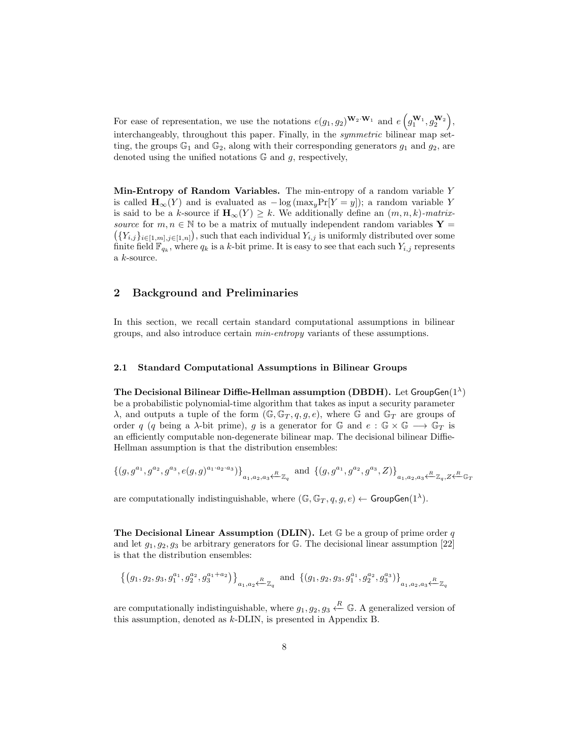For ease of representation, we use the notations $e(g_1, g_2)^{\mathbf{W}_2 \cdot \mathbf{W}_1}$ and $e\left(g_1^{\mathbf{W}_1}, g_2^{\mathbf{W}_2}\right)$, interchangeably, throughout this paper. Finally, in the *symmetric* bilinear map setting, the groups $\mathbb{G}_1$ and $\mathbb{G}_2$, along with their corresponding generators $g_1$ and $g_2$, are denoted using the unified notations $\mathbb{G}$ and $g$, respectively,

**Min-Entropy of Random Variables.** The min-entropy of a random variable $Y$ is called $\mathbf{H}_\infty(Y)$ and is evaluated as $-\log(\max_y \Pr[Y = y])$; a random variable $Y$ is said to be a $k$-source if $\mathbf{H}_\infty(Y) \geq k$. We additionally define an $(m, n, k)$-*matrix-source* for $m, n \in \mathbb{N}$ to be a matrix of mutually independent random variables $\mathbf{Y} = \left(\{Y_{i,j}\}_{i \in [1,m], j \in [1,n]}\right)$, such that each individual $Y_{i,j}$ is uniformly distributed over some finite field $\mathbb{F}_{q_k}$, where $q_k$ is a $k$-bit prime. It is easy to see that each such $Y_{i,j}$ represents a $k$-source.

## 2 Background and Preliminaries

In this section, we recall certain standard computational assumptions in bilinear groups, and also introduce certain *min-entropy* variants of these assumptions.

### 2.1 Standard Computational Assumptions in Bilinear Groups

**The Decisional Bilinear Diffie-Hellman assumption (DBDH).** Let $\mathsf{GroupGen}(1^\lambda)$ be a probabilistic polynomial-time algorithm that takes as input a security parameter $\lambda$, and outputs a tuple of the form $(\mathbb{G}, \mathbb{G}_T, q, g, e)$, where $\mathbb{G}$ and $\mathbb{G}_T$ are groups of order $q$ ($q$ being a $\lambda$-bit prime), $g$ is a generator for $\mathbb{G}$ and $e : \mathbb{G} \times \mathbb{G} \longrightarrow \mathbb{G}_T$ is an efficiently computable non-degenerate bilinear map. The decisional bilinear Diffie-Hellman assumption is that the distribution ensembles:

$$\{(g, g^{a_1}, g^{a_2}, g^{a_3}, e(g,g)^{a_1 \cdot a_2 \cdot a_3})\}_{a_1, a_2, a_3 \xleftarrow{R} \mathbb{Z}_q} \text{ and } \{(g, g^{a_1}, g^{a_2}, g^{a_3}, Z)\}_{a_1, a_2, a_3 \xleftarrow{R} \mathbb{Z}_q, Z \xleftarrow{R} \mathbb{G}_T}$$

are computationally indistinguishable, where $(\mathbb{G}, \mathbb{G}_T, q, g, e) \leftarrow \mathsf{GroupGen}(1^\lambda)$.

**The Decisional Linear Assumption (DLIN).** Let $\mathbb{G}$ be a group of prime order $q$ and let $g_1, g_2, g_3$ be arbitrary generators for $\mathbb{G}$. The decisional linear assumption [22] is that the distribution ensembles:

$$\left\{\left(g_1, g_2, g_3, g_1^{a_1}, g_2^{a_2}, g_3^{a_1 + a_2}\right)\right\}_{a_1, a_2 \xleftarrow{R} \mathbb{Z}_q} \text{ and } \{(g_1, g_2, g_3, g_1^{a_1}, g_2^{a_2}, g_3^{a_3})\}_{a_1, a_2, a_3 \xleftarrow{R} \mathbb{Z}_q}$$

are computationally indistinguishable, where $g_1, g_2, g_3 \xleftarrow{R} \mathbb{G}$. A generalized version of this assumption, denoted as $k$-DLIN, is presented in Appendix B.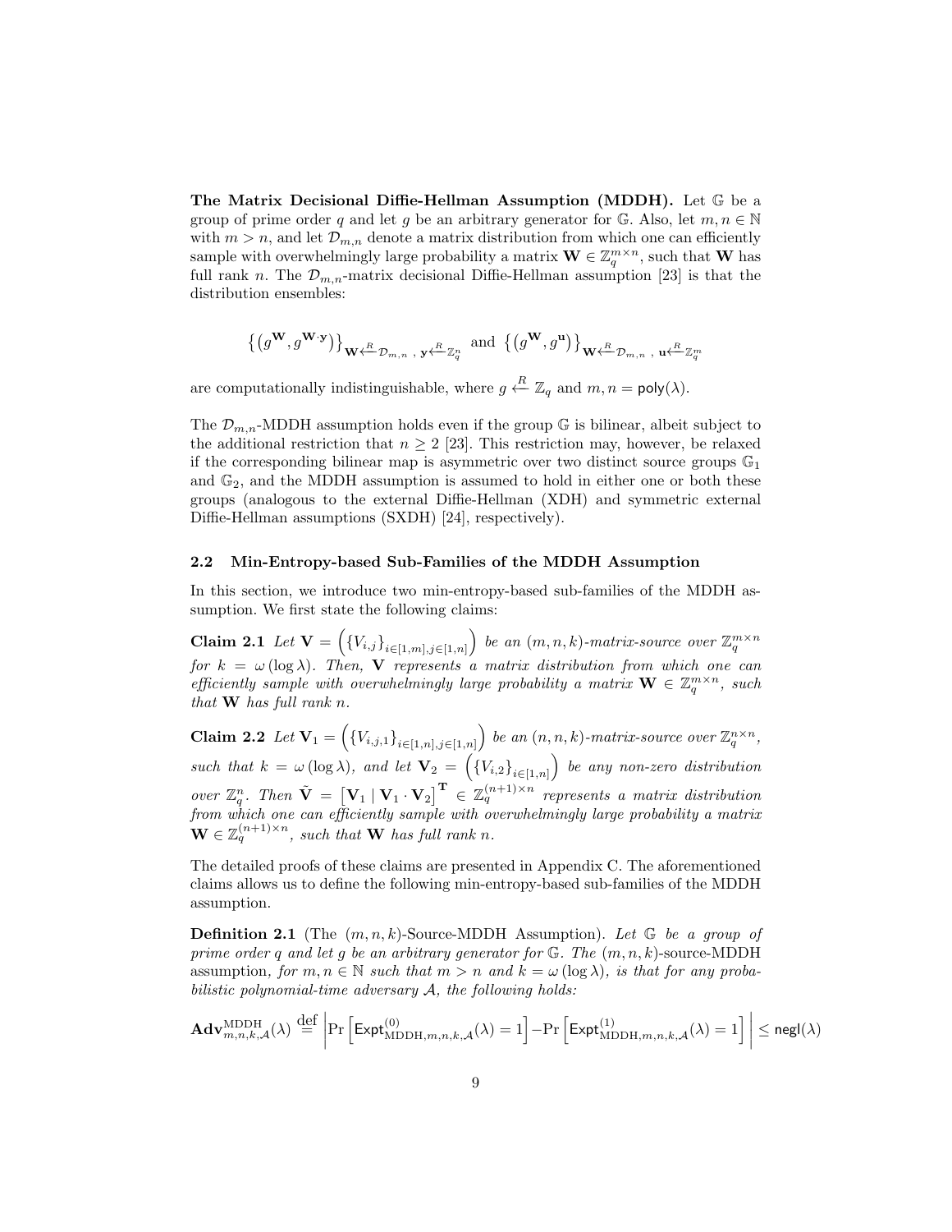**The Matrix Decisional Diffie-Hellman Assumption (MDDH).** Let $\mathbb{G}$ be a group of prime order $q$ and let $g$ be an arbitrary generator for $\mathbb{G}$. Also, let $m, n \in \mathbb{N}$ with $m > n$, and let $\mathcal{D}_{m,n}$ denote a matrix distribution from which one can efficiently sample with overwhelmingly large probability a matrix $\mathbf{W} \in \mathbb{Z}_q^{m \times n}$, such that $\mathbf{W}$ has full rank $n$. The $\mathcal{D}_{m,n}$-matrix decisional Diffie-Hellman assumption [23] is that the distribution ensembles:

$$\left\{\left(g^{\mathbf{W}}, g^{\mathbf{W} \cdot \mathbf{y}}\right)\right\}_{\mathbf{W} \xleftarrow{R} \mathcal{D}_{m,n}\ ,\ \mathbf{y} \xleftarrow{R} \mathbb{Z}_q^n} \text{ and } \left\{\left(g^{\mathbf{W}}, g^{\mathbf{u}}\right)\right\}_{\mathbf{W} \xleftarrow{R} \mathcal{D}_{m,n}\ ,\ \mathbf{u} \xleftarrow{R} \mathbb{Z}_q^m}$$

are computationally indistinguishable, where $g \xleftarrow{R} \mathbb{Z}_q$ and $m, n = \mathsf{poly}(\lambda)$.

The $\mathcal{D}_{m,n}$-MDDH assumption holds even if the group $\mathbb{G}$ is bilinear, albeit subject to the additional restriction that $n \geq 2$ [23]. This restriction may, however, be relaxed if the corresponding bilinear map is asymmetric over two distinct source groups $\mathbb{G}_1$ and $\mathbb{G}_2$, and the MDDH assumption is assumed to hold in either one or both these groups (analogous to the external Diffie-Hellman (XDH) and symmetric external Diffie-Hellman assumptions (SXDH) [24], respectively).

### 2.2 Min-Entropy-based Sub-Families of the MDDH Assumption

In this section, we introduce two min-entropy-based sub-families of the MDDH assumption. We first state the following claims:

**Claim 2.1** *Let $\mathbf{V} = \left(\{V_{i,j}\}_{i \in [1,m], j \in [1,n]}\right)$ be an $(m, n, k)$-matrix-source over $\mathbb{Z}_q^{m \times n}$ for $k = \omega(\log \lambda)$. Then, $\mathbf{V}$ represents a matrix distribution from which one can efficiently sample with overwhelmingly large probability a matrix $\mathbf{W} \in \mathbb{Z}_q^{m \times n}$, such that $\mathbf{W}$ has full rank $n$.*

**Claim 2.2** *Let $\mathbf{V}_1 = \left(\{V_{i,j,1}\}_{i \in [1,n], j \in [1,n]}\right)$ be an $(n, n, k)$-matrix-source over $\mathbb{Z}_q^{n \times n}$, such that $k = \omega(\log \lambda)$, and let $\mathbf{V}_2 = \left(\{V_{i,2}\}_{i \in [1,n]}\right)$ be any non-zero distribution over $\mathbb{Z}_q^n$. Then $\tilde{\mathbf{V}} = \left[\mathbf{V}_1 \mid \mathbf{V}_1 \cdot \mathbf{V}_2\right]^{\mathbf{T}} \in \mathbb{Z}_q^{(n+1) \times n}$ represents a matrix distribution from which one can efficiently sample with overwhelmingly large probability a matrix $\mathbf{W} \in \mathbb{Z}_q^{(n+1) \times n}$, such that $\mathbf{W}$ has full rank $n$.*

The detailed proofs of these claims are presented in Appendix C. The aforementioned claims allows us to define the following min-entropy-based sub-families of the MDDH assumption.

**Definition 2.1** (The $(m, n, k)$-Source-MDDH Assumption). *Let $\mathbb{G}$ be a group of prime order $q$ and let $g$ be an arbitrary generator for $\mathbb{G}$. The $(m, n, k)$-source-MDDH assumption, for $m, n \in \mathbb{N}$ such that $m > n$ and $k = \omega(\log \lambda)$, is that for any probabilistic polynomial-time adversary $\mathcal{A}$, the following holds:*

$$\mathbf{Adv}^{\mathrm{MDDH}}_{m,n,k,\mathcal{A}}(\lambda) \stackrel{\mathrm{def}}{=} \left| \Pr\left[\mathsf{Expt}^{(0)}_{\mathrm{MDDH},m,n,k,\mathcal{A}}(\lambda) = 1\right] - \Pr\left[\mathsf{Expt}^{(1)}_{\mathrm{MDDH},m,n,k,\mathcal{A}}(\lambda) = 1\right] \right| \leq \mathsf{negl}(\lambda)$$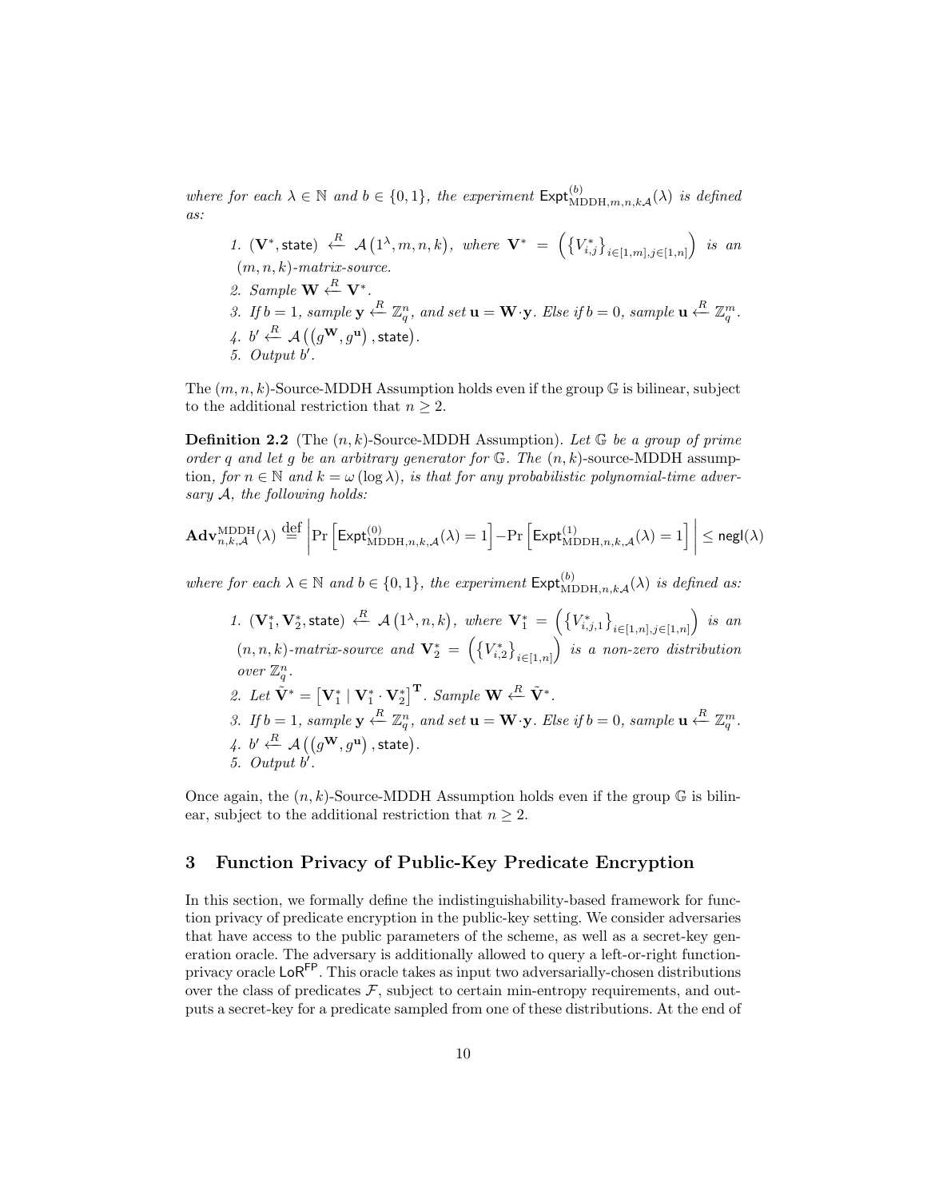*where for each $\lambda \in \mathbb{N}$ and $b \in \{0,1\}$, the experiment* $\mathsf{Expt}^{(b)}_{\mathrm{MDDH},m,n,k\mathcal{A}}(\lambda)$ *is defined as:*

1. $(\mathbf{V}^*, \mathsf{state}) \xleftarrow{R} \mathcal{A}\left(1^\lambda, m, n, k\right)$, *where* $\mathbf{V}^* = \left(\left\{V^*_{i,j}\right\}_{i\in[1,m], j\in[1,n]}\right)$ *is an* $(m,n,k)$*-matrix-source.*
2. *Sample* $\mathbf{W} \xleftarrow{R} \mathbf{V}^*$.
3. *If* $b = 1$, *sample* $\mathbf{y} \xleftarrow{R} \mathbb{Z}_q^n$, *and set* $\mathbf{u} = \mathbf{W}\cdot\mathbf{y}$. *Else if* $b = 0$, *sample* $\mathbf{u} \xleftarrow{R} \mathbb{Z}_q^m$.
4. $b' \xleftarrow{R} \mathcal{A}\left(\left(g^{\mathbf{W}}, g^{\mathbf{u}}\right), \mathsf{state}\right)$.
5. *Output* $b'$.

The $(m,n,k)$-Source-MDDH Assumption holds even if the group $\mathbb{G}$ is bilinear, subject to the additional restriction that $n \geq 2$.

**Definition 2.2** (The $(n,k)$-Source-MDDH Assumption). *Let* $\mathbb{G}$ *be a group of prime order* $q$ *and let* $g$ *be an arbitrary generator for* $\mathbb{G}$. *The* $(n,k)$-source-MDDH assumption, *for* $n \in \mathbb{N}$ *and* $k = \omega(\log \lambda)$, *is that for any probabilistic polynomial-time adversary* $\mathcal{A}$, *the following holds:*

$$\mathbf{Adv}^{\mathrm{MDDH}}_{n,k,\mathcal{A}}(\lambda) \stackrel{\text{def}}{=} \left|\Pr\left[\mathsf{Expt}^{(0)}_{\mathrm{MDDH},n,k,\mathcal{A}}(\lambda) = 1\right] - \Pr\left[\mathsf{Expt}^{(1)}_{\mathrm{MDDH},n,k,\mathcal{A}}(\lambda) = 1\right]\right| \leq \mathsf{negl}(\lambda)$$

*where for each $\lambda \in \mathbb{N}$ and $b \in \{0,1\}$, the experiment* $\mathsf{Expt}^{(b)}_{\mathrm{MDDH},n,k\mathcal{A}}(\lambda)$ *is defined as:*

1. $(\mathbf{V}_1^*, \mathbf{V}_2^*, \mathsf{state}) \xleftarrow{R} \mathcal{A}\left(1^\lambda, n, k\right)$, *where* $\mathbf{V}_1^* = \left(\left\{V^*_{i,j,1}\right\}_{i\in[1,n], j\in[1,n]}\right)$ *is an* $(n,n,k)$*-matrix-source and* $\mathbf{V}_2^* = \left(\left\{V^*_{i,2}\right\}_{i\in[1,n]}\right)$ *is a non-zero distribution over* $\mathbb{Z}_q^n$.
2. *Let* $\tilde{\mathbf{V}}^* = \left[\mathbf{V}_1^* \mid \mathbf{V}_1^* \cdot \mathbf{V}_2^*\right]^{\mathbf{T}}$. *Sample* $\mathbf{W} \xleftarrow{R} \tilde{\mathbf{V}}^*$.
3. *If* $b = 1$, *sample* $\mathbf{y} \xleftarrow{R} \mathbb{Z}_q^n$, *and set* $\mathbf{u} = \mathbf{W}\cdot\mathbf{y}$. *Else if* $b = 0$, *sample* $\mathbf{u} \xleftarrow{R} \mathbb{Z}_q^m$.
4. $b' \xleftarrow{R} \mathcal{A}\left(\left(g^{\mathbf{W}}, g^{\mathbf{u}}\right), \mathsf{state}\right)$.
5. *Output* $b'$.

Once again, the $(n,k)$-Source-MDDH Assumption holds even if the group $\mathbb{G}$ is bilinear, subject to the additional restriction that $n \geq 2$.

## 3 Function Privacy of Public-Key Predicate Encryption

In this section, we formally define the indistinguishability-based framework for function privacy of predicate encryption in the public-key setting. We consider adversaries that have access to the public parameters of the scheme, as well as a secret-key generation oracle. The adversary is additionally allowed to query a left-or-right function-privacy oracle $\mathsf{LoR}^{\mathsf{FP}}$. This oracle takes as input two adversarially-chosen distributions over the class of predicates $\mathcal{F}$, subject to certain min-entropy requirements, and outputs a secret-key for a predicate sampled from one of these distributions. At the end of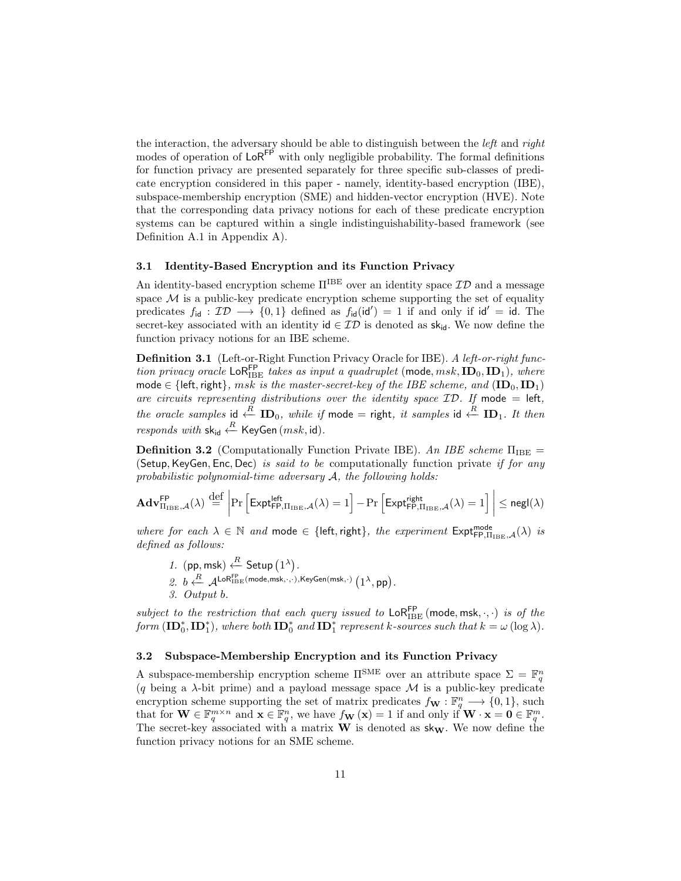the interaction, the adversary should be able to distinguish between the *left* and *right* modes of operation of $\mathsf{LoR}^{\mathsf{FP}}$ with only negligible probability. The formal definitions for function privacy are presented separately for three specific sub-classes of predicate encryption considered in this paper - namely, identity-based encryption (IBE), subspace-membership encryption (SME) and hidden-vector encryption (HVE). Note that the corresponding data privacy notions for each of these predicate encryption systems can be captured within a single indistinguishability-based framework (see Definition A.1 in Appendix A).

### 3.1 Identity-Based Encryption and its Function Privacy

An identity-based encryption scheme $\Pi^{\mathrm{IBE}}$ over an identity space $\mathcal{ID}$ and a message space $\mathcal{M}$ is a public-key predicate encryption scheme supporting the set of equality predicates $f_{\mathsf{id}} : \mathcal{ID} \longrightarrow \{0,1\}$ defined as $f_{\mathsf{id}}(\mathsf{id}') = 1$ if and only if $\mathsf{id}' = \mathsf{id}$. The secret-key associated with an identity $\mathsf{id} \in \mathcal{ID}$ is denoted as $\mathsf{sk}_{\mathsf{id}}$. We now define the function privacy notions for an IBE scheme.

**Definition 3.1** (Left-or-Right Function Privacy Oracle for IBE). *A left-or-right function privacy oracle* $\mathsf{LoR}^{\mathsf{FP}}_{\mathrm{IBE}}$ *takes as input a quadruplet* $(\mathsf{mode}, msk, \mathbf{ID}_0, \mathbf{ID}_1)$*, where* $\mathsf{mode} \in \{\mathsf{left}, \mathsf{right}\}$*, $msk$ is the master-secret-key of the IBE scheme, and* $(\mathbf{ID}_0, \mathbf{ID}_1)$ *are circuits representing distributions over the identity space* $\mathcal{ID}$*. If* $\mathsf{mode} = \mathsf{left}$*, the oracle samples* $\mathsf{id} \xleftarrow{R} \mathbf{ID}_0$*, while if* $\mathsf{mode} = \mathsf{right}$*, it samples* $\mathsf{id} \xleftarrow{R} \mathbf{ID}_1$*. It then responds with* $\mathsf{sk}_{\mathsf{id}} \xleftarrow{R} \mathsf{KeyGen}(msk, \mathsf{id})$*.*

**Definition 3.2** (Computationally Function Private IBE). *An IBE scheme* $\Pi_{\mathrm{IBE}} = (\mathsf{Setup}, \mathsf{KeyGen}, \mathsf{Enc}, \mathsf{Dec})$ *is said to be* computationally function private *if for any probabilistic polynomial-time adversary* $\mathcal{A}$*, the following holds:*

$$\mathbf{Adv}^{\mathsf{FP}}_{\Pi_{\mathrm{IBE}},\mathcal{A}}(\lambda) \stackrel{\mathrm{def}}{=} \left| \Pr\left[\mathsf{Expt}^{\mathsf{left}}_{\mathsf{FP},\Pi_{\mathrm{IBE}},\mathcal{A}}(\lambda) = 1\right] - \Pr\left[\mathsf{Expt}^{\mathsf{right}}_{\mathsf{FP},\Pi_{\mathrm{IBE}},\mathcal{A}}(\lambda) = 1\right] \right| \leq \mathsf{negl}(\lambda)$$

*where for each* $\lambda \in \mathbb{N}$ *and* $\mathsf{mode} \in \{\mathsf{left}, \mathsf{right}\}$*, the experiment* $\mathsf{Expt}^{\mathsf{mode}}_{\mathsf{FP},\Pi_{\mathrm{IBE}},\mathcal{A}}(\lambda)$ *is defined as follows:*

1. $(\mathsf{pp}, \mathsf{msk}) \xleftarrow{R} \mathsf{Setup}\left(1^\lambda\right)$.
2. $b \xleftarrow{R} \mathcal{A}^{\mathsf{LoR}^{\mathsf{FP}}_{\mathrm{IBE}}(\mathsf{mode},\mathsf{msk},\cdot,\cdot),\mathsf{KeyGen}(\mathsf{msk},\cdot)}\left(1^\lambda, \mathsf{pp}\right)$.
3. *Output* $b$.

*subject to the restriction that each query issued to* $\mathsf{LoR}^{\mathsf{FP}}_{\mathrm{IBE}}(\mathsf{mode}, \mathsf{msk}, \cdot, \cdot)$ *is of the form* $(\mathbf{ID}^*_0, \mathbf{ID}^*_1)$*, where both* $\mathbf{ID}^*_0$ *and* $\mathbf{ID}^*_1$ *represent $k$-sources such that* $k = \omega(\log \lambda)$*.*

### 3.2 Subspace-Membership Encryption and its Function Privacy

A subspace-membership encryption scheme $\Pi^{\mathrm{SME}}$ over an attribute space $\Sigma = \mathbb{F}_q^n$ ($q$ being a $\lambda$-bit prime) and a payload message space $\mathcal{M}$ is a public-key predicate encryption scheme supporting the set of matrix predicates $f_{\mathbf{W}} : \mathbb{F}_q^n \longrightarrow \{0,1\}$, such that for $\mathbf{W} \in \mathbb{F}_q^{m \times n}$ and $\mathbf{x} \in \mathbb{F}_q^n$, we have $f_{\mathbf{W}}(\mathbf{x}) = 1$ if and only if $\mathbf{W} \cdot \mathbf{x} = \mathbf{0} \in \mathbb{F}_q^m$. The secret-key associated with a matrix $\mathbf{W}$ is denoted as $\mathsf{sk}_{\mathbf{W}}$. We now define the function privacy notions for an SME scheme.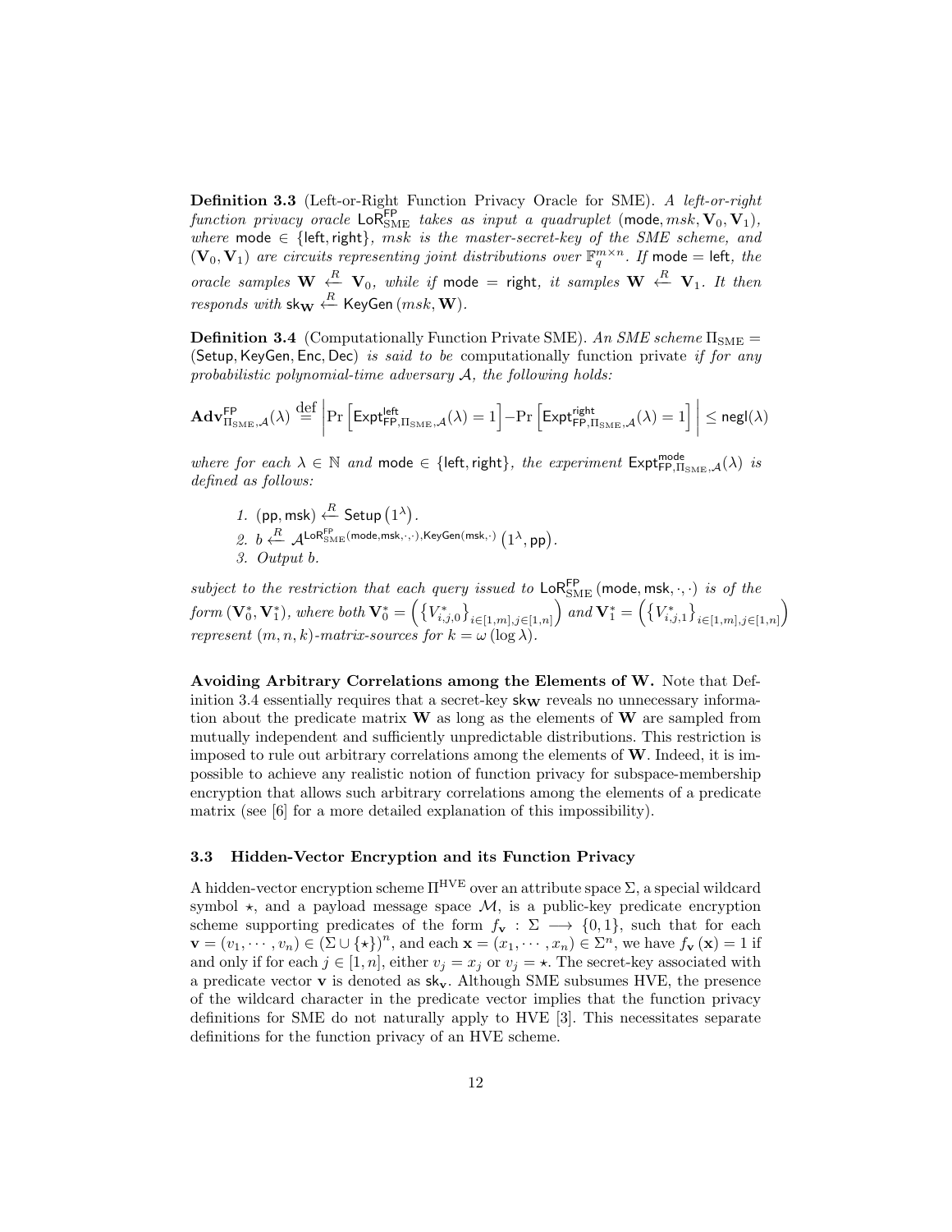**Definition 3.3** (Left-or-Right Function Privacy Oracle for SME). *A left-or-right function privacy oracle* $\mathsf{LoR}^{\mathsf{FP}}_{\mathrm{SME}}$ *takes as input a quadruplet* $(\mathsf{mode}, msk, \mathbf{V}_0, \mathbf{V}_1)$, *where* $\mathsf{mode} \in \{\mathsf{left}, \mathsf{right}\}$, *msk is the master-secret-key of the SME scheme, and* $(\mathbf{V}_0, \mathbf{V}_1)$ *are circuits representing joint distributions over* $\mathbb{F}_q^{m \times n}$. *If* $\mathsf{mode} = \mathsf{left}$, *the oracle samples* $\mathbf{W} \xleftarrow{R} \mathbf{V}_0$, *while if* $\mathsf{mode} = \mathsf{right}$, *it samples* $\mathbf{W} \xleftarrow{R} \mathbf{V}_1$. *It then responds with* $\mathsf{sk}_{\mathbf{W}} \xleftarrow{R} \mathsf{KeyGen}(msk, \mathbf{W})$.

**Definition 3.4** (Computationally Function Private SME). *An SME scheme* $\Pi_{\mathrm{SME}} = (\mathsf{Setup}, \mathsf{KeyGen}, \mathsf{Enc}, \mathsf{Dec})$ *is said to be* computationally function private *if for any probabilistic polynomial-time adversary* $\mathcal{A}$, *the following holds:*

$$\mathbf{Adv}^{\mathsf{FP}}_{\Pi_{\mathrm{SME}},\mathcal{A}}(\lambda) \overset{\mathrm{def}}{=} \left| \Pr\left[\mathsf{Expt}^{\mathsf{left}}_{\mathsf{FP},\Pi_{\mathrm{SME}},\mathcal{A}}(\lambda) = 1\right] - \Pr\left[\mathsf{Expt}^{\mathsf{right}}_{\mathsf{FP},\Pi_{\mathrm{SME}},\mathcal{A}}(\lambda) = 1\right] \right| \leq \mathsf{negl}(\lambda)$$

*where for each* $\lambda \in \mathbb{N}$ *and* $\mathsf{mode} \in \{\mathsf{left}, \mathsf{right}\}$, *the experiment* $\mathsf{Expt}^{\mathsf{mode}}_{\mathsf{FP},\Pi_{\mathrm{SME}},\mathcal{A}}(\lambda)$ *is defined as follows:*

1. $(\mathsf{pp}, \mathsf{msk}) \xleftarrow{R} \mathsf{Setup}(1^\lambda)$.
2. $b \xleftarrow{R} \mathcal{A}^{\mathsf{LoR}^{\mathsf{FP}}_{\mathrm{SME}}(\mathsf{mode},\mathsf{msk},\cdot,\cdot),\mathsf{KeyGen}(\mathsf{msk},\cdot)}(1^\lambda, \mathsf{pp})$.
3. *Output* $b$.

*subject to the restriction that each query issued to* $\mathsf{LoR}^{\mathsf{FP}}_{\mathrm{SME}}(\mathsf{mode}, \mathsf{msk}, \cdot, \cdot)$ *is of the form* $(\mathbf{V}_0^*, \mathbf{V}_1^*)$, *where both* $\mathbf{V}_0^* = \left(\{V^*_{i,j,0}\}_{i\in[1,m],j\in[1,n]}\right)$ *and* $\mathbf{V}_1^* = \left(\{V^*_{i,j,1}\}_{i\in[1,m],j\in[1,n]}\right)$ *represent* $(m, n, k)$*-matrix-sources for* $k = \omega(\log \lambda)$.

**Avoiding Arbitrary Correlations among the Elements of W.** Note that Definition 3.4 essentially requires that a secret-key $\mathsf{sk}_{\mathbf{W}}$ reveals no unnecessary information about the predicate matrix $\mathbf{W}$ as long as the elements of $\mathbf{W}$ are sampled from mutually independent and sufficiently unpredictable distributions. This restriction is imposed to rule out arbitrary correlations among the elements of $\mathbf{W}$. Indeed, it is impossible to achieve any realistic notion of function privacy for subspace-membership encryption that allows such arbitrary correlations among the elements of a predicate matrix (see [6] for a more detailed explanation of this impossibility).

### 3.3 Hidden-Vector Encryption and its Function Privacy

A hidden-vector encryption scheme $\Pi^{\mathrm{HVE}}$ over an attribute space $\Sigma$, a special wildcard symbol $\star$, and a payload message space $\mathcal{M}$, is a public-key predicate encryption scheme supporting predicates of the form $f_{\mathbf{v}} : \Sigma \longrightarrow \{0, 1\}$, such that for each $\mathbf{v} = (v_1, \cdots, v_n) \in (\Sigma \cup \{\star\})^n$, and each $\mathbf{x} = (x_1, \cdots, x_n) \in \Sigma^n$, we have $f_{\mathbf{v}}(\mathbf{x}) = 1$ if and only if for each $j \in [1, n]$, either $v_j = x_j$ or $v_j = \star$. The secret-key associated with a predicate vector $\mathbf{v}$ is denoted as $\mathsf{sk}_{\mathbf{v}}$. Although SME subsumes HVE, the presence of the wildcard character in the predicate vector implies that the function privacy definitions for SME do not naturally apply to HVE [3]. This necessitates separate definitions for the function privacy of an HVE scheme.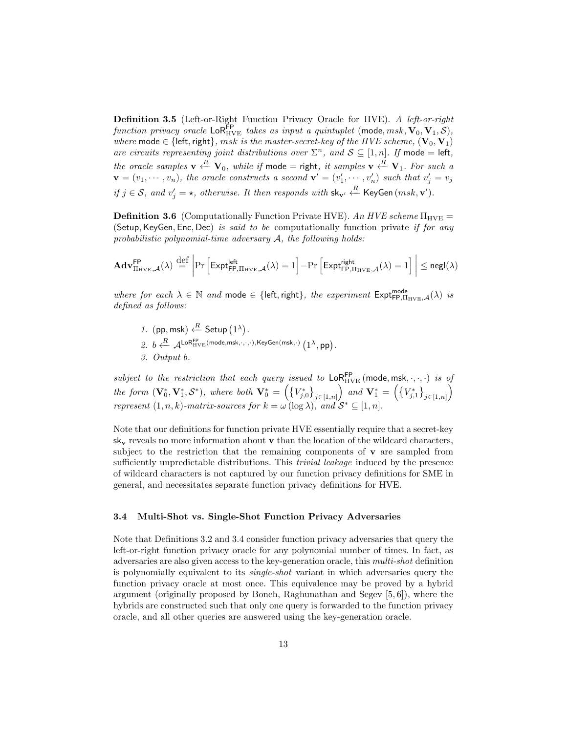**Definition 3.5** (Left-or-Right Function Privacy Oracle for HVE). *A left-or-right function privacy oracle* $\mathsf{LoR}^{\mathsf{FP}}_{\mathrm{HVE}}$ *takes as input a quintuplet* $(\mathsf{mode}, msk, \mathbf{V}_0, \mathbf{V}_1, \mathcal{S})$*, where* $\mathsf{mode} \in \{\mathsf{left}, \mathsf{right}\}$*, msk is the master-secret-key of the HVE scheme,* $(\mathbf{V}_0, \mathbf{V}_1)$ *are circuits representing joint distributions over* $\Sigma^n$*, and* $\mathcal{S} \subseteq [1, n]$*. If* $\mathsf{mode} = \mathsf{left}$*, the oracle samples* $\mathbf{v} \xleftarrow{R} \mathbf{V}_0$*, while if* $\mathsf{mode} = \mathsf{right}$*, it samples* $\mathbf{v} \xleftarrow{R} \mathbf{V}_1$*. For such a* $\mathbf{v} = (v_1, \cdots, v_n)$*, the oracle constructs a second* $\mathbf{v}' = (v'_1, \cdots, v'_n)$ *such that* $v'_j = v_j$ *if* $j \in \mathcal{S}$*, and* $v'_j = \star$*, otherwise. It then responds with* $\mathsf{sk}_{\mathbf{v}'} \xleftarrow{R} \mathsf{KeyGen}(msk, \mathbf{v}')$*.*

**Definition 3.6** (Computationally Function Private HVE). *An HVE scheme* $\Pi_{\mathrm{HVE}} = (\mathsf{Setup}, \mathsf{KeyGen}, \mathsf{Enc}, \mathsf{Dec})$ *is said to be* computationally function private *if for any probabilistic polynomial-time adversary* $\mathcal{A}$*, the following holds:*

$$\mathbf{Adv}^{\mathsf{FP}}_{\Pi_{\mathrm{HVE}},\mathcal{A}}(\lambda) \stackrel{\text{def}}{=} \left| \Pr\left[\mathsf{Expt}^{\mathsf{left}}_{\mathsf{FP},\Pi_{\mathrm{HVE}},\mathcal{A}}(\lambda) = 1\right] - \Pr\left[\mathsf{Expt}^{\mathsf{right}}_{\mathsf{FP},\Pi_{\mathrm{HVE}},\mathcal{A}}(\lambda) = 1\right] \right| \leq \mathsf{negl}(\lambda)$$

*where for each* $\lambda \in \mathbb{N}$ *and* $\mathsf{mode} \in \{\mathsf{left}, \mathsf{right}\}$*, the experiment* $\mathsf{Expt}^{\mathsf{mode}}_{\mathsf{FP},\Pi_{\mathrm{HVE}},\mathcal{A}}(\lambda)$ *is defined as follows:*

1. $(\mathsf{pp}, \mathsf{msk}) \xleftarrow{R} \mathsf{Setup}(1^\lambda)$.
2. $b \xleftarrow{R} \mathcal{A}^{\mathsf{LoR}^{\mathsf{FP}}_{\mathrm{HVE}}(\mathsf{mode}, \mathsf{msk}, \cdot, \cdot, \cdot), \mathsf{KeyGen}(\mathsf{msk}, \cdot)}(1^\lambda, \mathsf{pp})$.
3. *Output* $b$.

*subject to the restriction that each query issued to* $\mathsf{LoR}^{\mathsf{FP}}_{\mathrm{HVE}}(\mathsf{mode}, \mathsf{msk}, \cdot, \cdot, \cdot)$ *is of the form* $(\mathbf{V}^*_0, \mathbf{V}^*_1, \mathcal{S}^*)$*, where both* $\mathbf{V}^*_0 = \left(\left\{V^*_{j,0}\right\}_{j \in [1,n]}\right)$ *and* $\mathbf{V}^*_1 = \left(\left\{V^*_{j,1}\right\}_{j \in [1,n]}\right)$ *represent* $(1, n, k)$*-matrix-sources for* $k = \omega(\log \lambda)$*, and* $\mathcal{S}^* \subseteq [1, n]$*.*

Note that our definitions for function private HVE essentially require that a secret-key $\mathsf{sk}_{\mathbf{v}}$ reveals no more information about $\mathbf{v}$ than the location of the wildcard characters, subject to the restriction that the remaining components of $\mathbf{v}$ are sampled from sufficiently unpredictable distributions. This *trivial leakage* induced by the presence of wildcard characters is not captured by our function privacy definitions for SME in general, and necessitates separate function privacy definitions for HVE.

### 3.4 Multi-Shot vs. Single-Shot Function Privacy Adversaries

Note that Definitions 3.2 and 3.4 consider function privacy adversaries that query the left-or-right function privacy oracle for any polynomial number of times. In fact, as adversaries are also given access to the key-generation oracle, this *multi-shot* definition is polynomially equivalent to its *single-shot* variant in which adversaries query the function privacy oracle at most once. This equivalence may be proved by a hybrid argument (originally proposed by Boneh, Raghunathan and Segev [5, 6]), where the hybrids are constructed such that only one query is forwarded to the function privacy oracle, and all other queries are answered using the key-generation oracle.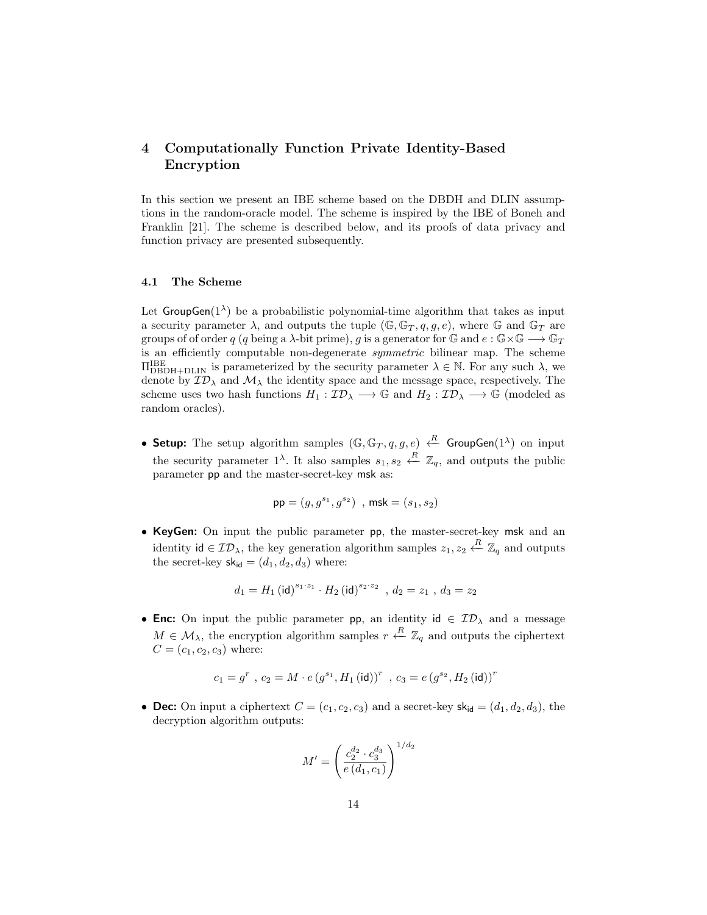## 4 Computationally Function Private Identity-Based Encryption

In this section we present an IBE scheme based on the DBDH and DLIN assumptions in the random-oracle model. The scheme is inspired by the IBE of Boneh and Franklin [21]. The scheme is described below, and its proofs of data privacy and function privacy are presented subsequently.

### 4.1 The Scheme

Let $\mathsf{GroupGen}(1^\lambda)$ be a probabilistic polynomial-time algorithm that takes as input a security parameter $\lambda$, and outputs the tuple $(\mathbb{G}, \mathbb{G}_T, q, g, e)$, where $\mathbb{G}$ and $\mathbb{G}_T$ are groups of of order $q$ ($q$ being a $\lambda$-bit prime), $g$ is a generator for $\mathbb{G}$ and $e : \mathbb{G} \times \mathbb{G} \longrightarrow \mathbb{G}_T$ is an efficiently computable non-degenerate *symmetric* bilinear map. The scheme $\Pi^{\mathrm{IBE}}_{\mathrm{DBDH+DLIN}}$ is parameterized by the security parameter $\lambda \in \mathbb{N}$. For any such $\lambda$, we denote by $\mathcal{ID}_\lambda$ and $\mathcal{M}_\lambda$ the identity space and the message space, respectively. The scheme uses two hash functions $H_1 : \mathcal{ID}_\lambda \longrightarrow \mathbb{G}$ and $H_2 : \mathcal{ID}_\lambda \longrightarrow \mathbb{G}$ (modeled as random oracles).

- **Setup:** The setup algorithm samples $(\mathbb{G}, \mathbb{G}_T, q, g, e) \xleftarrow{R} \mathsf{GroupGen}(1^\lambda)$ on input the security parameter $1^\lambda$. It also samples $s_1, s_2 \xleftarrow{R} \mathbb{Z}_q$, and outputs the public parameter $\mathsf{pp}$ and the master-secret-key $\mathsf{msk}$ as:

$$\mathsf{pp} = (g, g^{s_1}, g^{s_2}) \ , \ \mathsf{msk} = (s_1, s_2)$$

- **KeyGen:** On input the public parameter $\mathsf{pp}$, the master-secret-key $\mathsf{msk}$ and an identity $\mathsf{id} \in \mathcal{ID}_\lambda$, the key generation algorithm samples $z_1, z_2 \xleftarrow{R} \mathbb{Z}_q$ and outputs the secret-key $\mathsf{sk}_{\mathsf{id}} = (d_1, d_2, d_3)$ where:

$$d_1 = H_1(\mathsf{id})^{s_1 \cdot z_1} \cdot H_2(\mathsf{id})^{s_2 \cdot z_2} \ , \ d_2 = z_1 \ , \ d_3 = z_2$$

- **Enc:** On input the public parameter $\mathsf{pp}$, an identity $\mathsf{id} \in \mathcal{ID}_\lambda$ and a message $M \in \mathcal{M}_\lambda$, the encryption algorithm samples $r \xleftarrow{R} \mathbb{Z}_q$ and outputs the ciphertext $C = (c_1, c_2, c_3)$ where:

$$c_1 = g^r \ , \ c_2 = M \cdot e\left(g^{s_1}, H_1(\mathsf{id})\right)^r \ , \ c_3 = e\left(g^{s_2}, H_2(\mathsf{id})\right)^r$$

- **Dec:** On input a ciphertext $C = (c_1, c_2, c_3)$ and a secret-key $\mathsf{sk}_{\mathsf{id}} = (d_1, d_2, d_3)$, the decryption algorithm outputs:

$$M' = \left( \frac{c_2^{d_2} \cdot c_3^{d_3}}{e(d_1, c_1)} \right)^{1/d_2}$$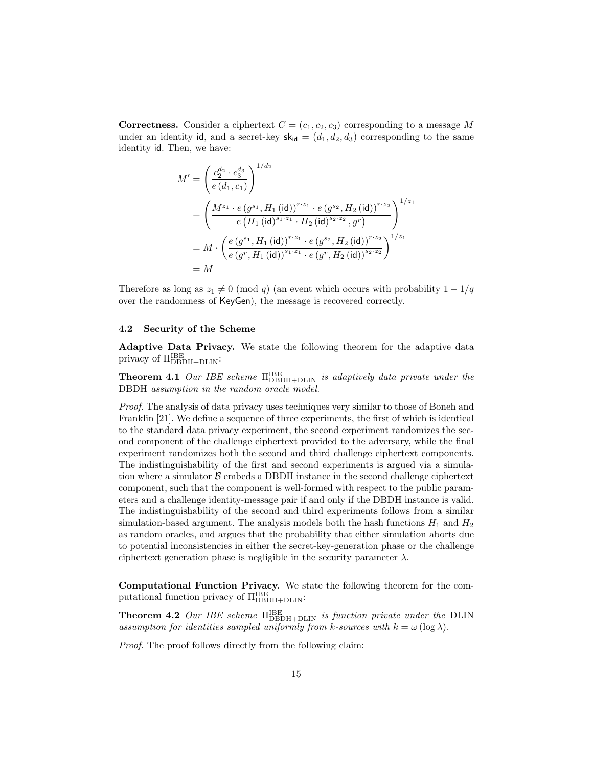**Correctness.** Consider a ciphertext $C = (c_1, c_2, c_3)$ corresponding to a message $M$ under an identity $\mathsf{id}$, and a secret-key $\mathsf{sk}_{\mathsf{id}} = (d_1, d_2, d_3)$ corresponding to the same identity $\mathsf{id}$. Then, we have:

$$
\begin{aligned}
M' &= \left( \frac{c_2^{d_2} \cdot c_3^{d_3}}{e(d_1, c_1)} \right)^{1/d_2} \\
&= \left( \frac{M^{z_1} \cdot e(g^{s_1}, H_1(\mathsf{id}))^{r \cdot z_1} \cdot e(g^{s_2}, H_2(\mathsf{id}))^{r \cdot z_2}}{e\left(H_1(\mathsf{id})^{s_1 \cdot z_1} \cdot H_2(\mathsf{id})^{s_2 \cdot z_2}, g^r\right)} \right)^{1/z_1} \\
&= M \cdot \left( \frac{e(g^{s_1}, H_1(\mathsf{id}))^{r \cdot z_1} \cdot e(g^{s_2}, H_2(\mathsf{id}))^{r \cdot z_2}}{e(g^r, H_1(\mathsf{id}))^{s_1 \cdot z_1} \cdot e(g^r, H_2(\mathsf{id}))^{s_2 \cdot z_2}} \right)^{1/z_1} \\
&= M
\end{aligned}
$$

Therefore as long as $z_1 \neq 0 \pmod q$ (an event which occurs with probability $1 - 1/q$ over the randomness of $\mathsf{KeyGen}$), the message is recovered correctly.

### 4.2 Security of the Scheme

**Adaptive Data Privacy.** We state the following theorem for the adaptive data privacy of $\Pi^{\mathrm{IBE}}_{\mathrm{DBDH+DLIN}}$:

**Theorem 4.1** *Our IBE scheme $\Pi^{\mathrm{IBE}}_{\mathrm{DBDH+DLIN}}$ is adaptively data private under the* DBDH *assumption in the random oracle model.*

*Proof.* The analysis of data privacy uses techniques very similar to those of Boneh and Franklin [21]. We define a sequence of three experiments, the first of which is identical to the standard data privacy experiment, the second experiment randomizes the second component of the challenge ciphertext provided to the adversary, while the final experiment randomizes both the second and third challenge ciphertext components. The indistinguishability of the first and second experiments is argued via a simulation where a simulator $\mathcal{B}$ embeds a DBDH instance in the second challenge ciphertext component, such that the component is well-formed with respect to the public parameters and a challenge identity-message pair if and only if the DBDH instance is valid. The indistinguishability of the second and third experiments follows from a similar simulation-based argument. The analysis models both the hash functions $H_1$ and $H_2$ as random oracles, and argues that the probability that either simulation aborts due to potential inconsistencies in either the secret-key-generation phase or the challenge ciphertext generation phase is negligible in the security parameter $\lambda$.

**Computational Function Privacy.** We state the following theorem for the computational function privacy of $\Pi^{\mathrm{IBE}}_{\mathrm{DBDH+DLIN}}$:

**Theorem 4.2** *Our IBE scheme $\Pi^{\mathrm{IBE}}_{\mathrm{DBDH+DLIN}}$ is function private under the* DLIN *assumption for identities sampled uniformly from $k$-sources with $k = \omega(\log \lambda)$.*

*Proof.* The proof follows directly from the following claim: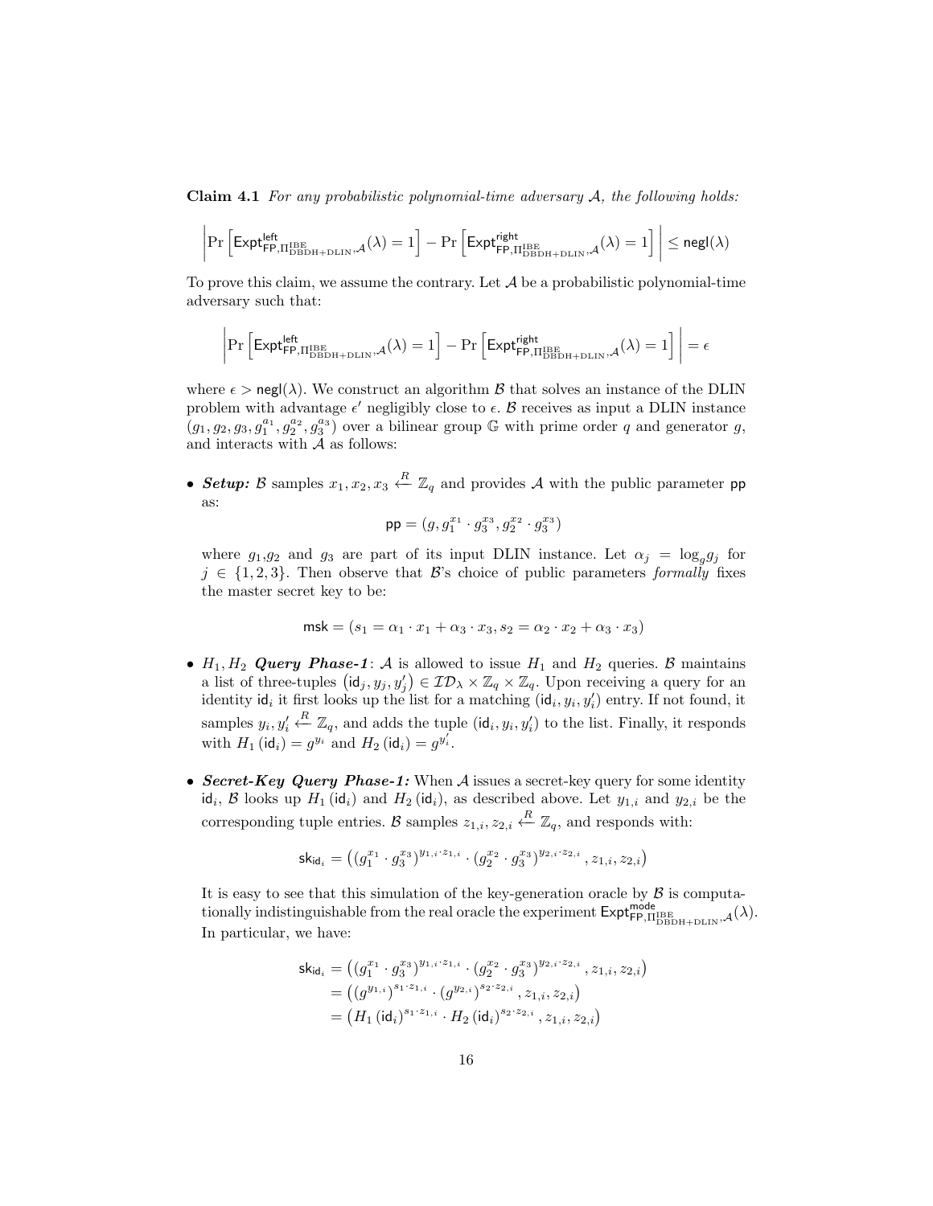**Claim 4.1** *For any probabilistic polynomial-time adversary $\mathcal{A}$, the following holds:*

$$\left| \Pr\left[ \mathsf{Expt}^{\mathsf{left}}_{\mathsf{FP},\Pi^{\mathrm{IBE}}_{\mathrm{DBDH+DLIN}},\mathcal{A}}(\lambda) = 1 \right] - \Pr\left[ \mathsf{Expt}^{\mathsf{right}}_{\mathsf{FP},\Pi^{\mathrm{IBE}}_{\mathrm{DBDH+DLIN}},\mathcal{A}}(\lambda) = 1 \right] \right| \leq \mathsf{negl}(\lambda)$$

To prove this claim, we assume the contrary. Let $\mathcal{A}$ be a probabilistic polynomial-time adversary such that:

$$\left| \Pr\left[ \mathsf{Expt}^{\mathsf{left}}_{\mathsf{FP},\Pi^{\mathrm{IBE}}_{\mathrm{DBDH+DLIN}},\mathcal{A}}(\lambda) = 1 \right] - \Pr\left[ \mathsf{Expt}^{\mathsf{right}}_{\mathsf{FP},\Pi^{\mathrm{IBE}}_{\mathrm{DBDH+DLIN}},\mathcal{A}}(\lambda) = 1 \right] \right| = \epsilon$$

where $\epsilon > \mathsf{negl}(\lambda)$. We construct an algorithm $\mathcal{B}$ that solves an instance of the DLIN problem with advantage $\epsilon'$ negligibly close to $\epsilon$. $\mathcal{B}$ receives as input a DLIN instance $(g_1, g_2, g_3, g_1^{a_1}, g_2^{a_2}, g_3^{a_3})$ over a bilinear group $\mathbb{G}$ with prime order $q$ and generator $g$, and interacts with $\mathcal{A}$ as follows:

- ***Setup:*** $\mathcal{B}$ samples $x_1, x_2, x_3 \xleftarrow{R} \mathbb{Z}_q$ and provides $\mathcal{A}$ with the public parameter $\mathsf{pp}$ as:

  $$\mathsf{pp} = (g, g_1^{x_1} \cdot g_3^{x_3}, g_2^{x_2} \cdot g_3^{x_3})$$

  where $g_1$, $g_2$ and $g_3$ are part of its input DLIN instance. Let $\alpha_j = \log_g g_j$ for $j \in \{1, 2, 3\}$. Then observe that $\mathcal{B}$'s choice of public parameters *formally* fixes the master secret key to be:

  $$\mathsf{msk} = (s_1 = \alpha_1 \cdot x_1 + \alpha_3 \cdot x_3, s_2 = \alpha_2 \cdot x_2 + \alpha_3 \cdot x_3)$$

- $H_1, H_2$ ***Query Phase-1***: $\mathcal{A}$ is allowed to issue $H_1$ and $H_2$ queries. $\mathcal{B}$ maintains a list of three-tuples $(\mathsf{id}_j, y_j, y'_j) \in \mathcal{ID}_\lambda \times \mathbb{Z}_q \times \mathbb{Z}_q$. Upon receiving a query for an identity $\mathsf{id}_i$ it first looks up the list for a matching $(\mathsf{id}_i, y_i, y'_i)$ entry. If not found, it samples $y_i, y'_i \xleftarrow{R} \mathbb{Z}_q$, and adds the tuple $(\mathsf{id}_i, y_i, y'_i)$ to the list. Finally, it responds with $H_1(\mathsf{id}_i) = g^{y_i}$ and $H_2(\mathsf{id}_i) = g^{y'_i}$.

- ***Secret-Key Query Phase-1:*** When $\mathcal{A}$ issues a secret-key query for some identity $\mathsf{id}_i$, $\mathcal{B}$ looks up $H_1(\mathsf{id}_i)$ and $H_2(\mathsf{id}_i)$, as described above. Let $y_{1,i}$ and $y_{2,i}$ be the corresponding tuple entries. $\mathcal{B}$ samples $z_{1,i}, z_{2,i} \xleftarrow{R} \mathbb{Z}_q$, and responds with:

  $$\mathsf{sk}_{\mathsf{id}_i} = \left( (g_1^{x_1} \cdot g_3^{x_3})^{y_{1,i} \cdot z_{1,i}} \cdot (g_2^{x_2} \cdot g_3^{x_3})^{y_{2,i} \cdot z_{2,i}}, z_{1,i}, z_{2,i} \right)$$

  It is easy to see that this simulation of the key-generation oracle by $\mathcal{B}$ is computationally indistinguishable from the real oracle the experiment $\mathsf{Expt}^{\mathsf{mode}}_{\mathsf{FP},\Pi^{\mathrm{IBE}}_{\mathrm{DBDH+DLIN}},\mathcal{A}}(\lambda)$. In particular, we have:

  $$\begin{aligned}
  \mathsf{sk}_{\mathsf{id}_i} &= \left( (g_1^{x_1} \cdot g_3^{x_3})^{y_{1,i} \cdot z_{1,i}} \cdot (g_2^{x_2} \cdot g_3^{x_3})^{y_{2,i} \cdot z_{2,i}}, z_{1,i}, z_{2,i} \right) \\
  &= \left( (g^{y_{1,i}})^{s_1 \cdot z_{1,i}} \cdot (g^{y_{2,i}})^{s_2 \cdot z_{2,i}}, z_{1,i}, z_{2,i} \right) \\
  &= \left( H_1(\mathsf{id}_i)^{s_1 \cdot z_{1,i}} \cdot H_2(\mathsf{id}_i)^{s_2 \cdot z_{2,i}}, z_{1,i}, z_{2,i} \right)
  \end{aligned}$$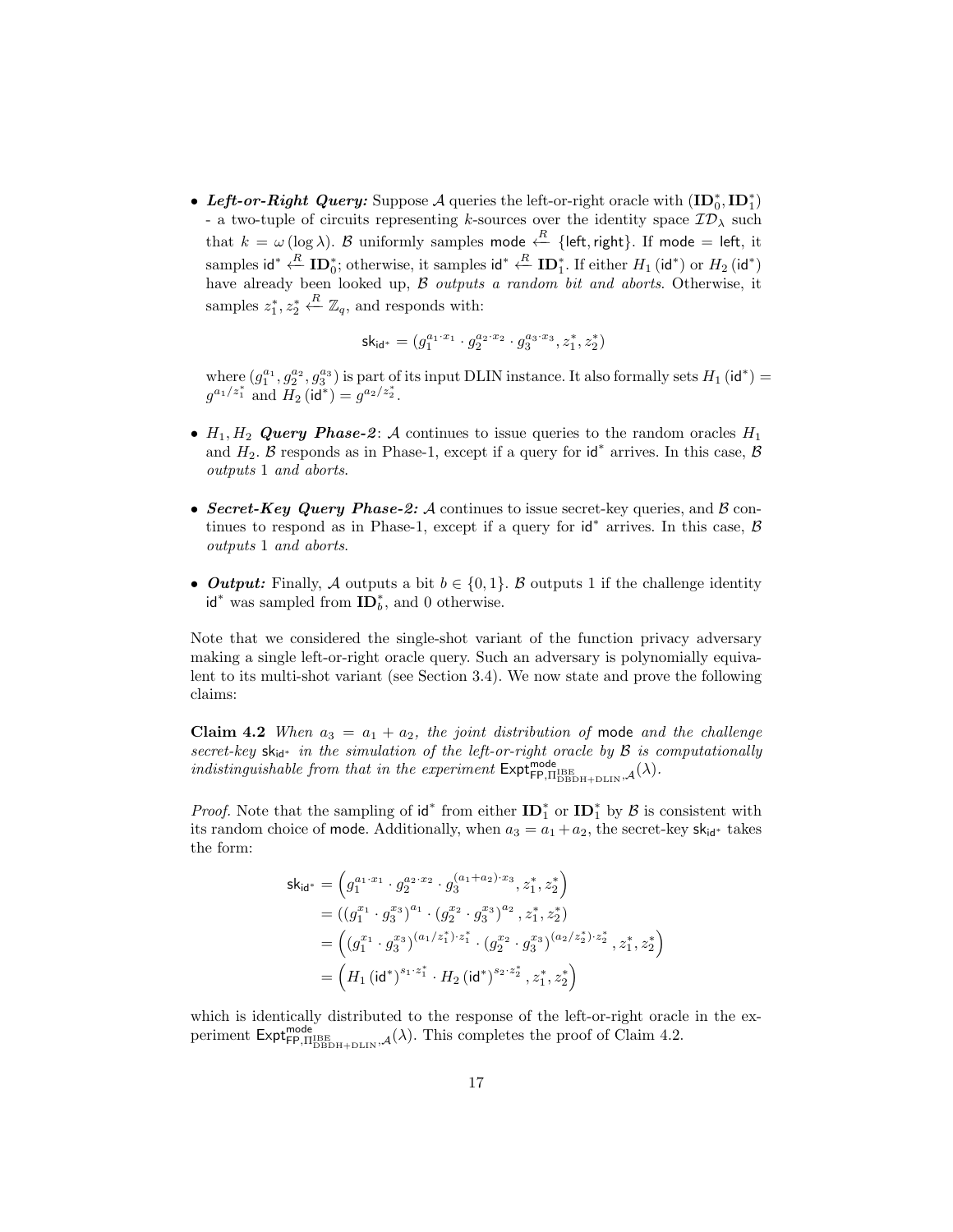- ***Left-or-Right Query:*** Suppose $\mathcal{A}$ queries the left-or-right oracle with $(\mathbf{ID}_0^*, \mathbf{ID}_1^*)$ - a two-tuple of circuits representing $k$-sources over the identity space $\mathcal{ID}_\lambda$ such that $k = \omega(\log \lambda)$. $\mathcal{B}$ uniformly samples $\mathsf{mode} \xleftarrow{R} \{\mathsf{left}, \mathsf{right}\}$. If $\mathsf{mode} = \mathsf{left}$, it samples $\mathsf{id}^* \xleftarrow{R} \mathbf{ID}_0^*$; otherwise, it samples $\mathsf{id}^* \xleftarrow{R} \mathbf{ID}_1^*$. If either $H_1(\mathsf{id}^*)$ or $H_2(\mathsf{id}^*)$ have already been looked up, $\mathcal{B}$ *outputs a random bit and aborts*. Otherwise, it samples $z_1^*, z_2^* \xleftarrow{R} \mathbb{Z}_q$, and responds with:

$$\mathsf{sk}_{\mathsf{id}^*} = (g_1^{a_1 \cdot x_1} \cdot g_2^{a_2 \cdot x_2} \cdot g_3^{a_3 \cdot x_3}, z_1^*, z_2^*)$$

where $(g_1^{a_1}, g_2^{a_2}, g_3^{a_3})$ is part of its input DLIN instance. It also formally sets $H_1(\mathsf{id}^*) = g^{a_1/z_1^*}$ and $H_2(\mathsf{id}^*) = g^{a_2/z_2^*}$.

- ***$H_1, H_2$ Query Phase-2***: $\mathcal{A}$ continues to issue queries to the random oracles $H_1$ and $H_2$. $\mathcal{B}$ responds as in Phase-1, except if a query for $\mathsf{id}^*$ arrives. In this case, $\mathcal{B}$ *outputs* 1 *and aborts*.

- ***Secret-Key Query Phase-2:*** $\mathcal{A}$ continues to issue secret-key queries, and $\mathcal{B}$ continues to respond as in Phase-1, except if a query for $\mathsf{id}^*$ arrives. In this case, $\mathcal{B}$ *outputs* 1 *and aborts*.

- ***Output:*** Finally, $\mathcal{A}$ outputs a bit $b \in \{0, 1\}$. $\mathcal{B}$ outputs 1 if the challenge identity $\mathsf{id}^*$ was sampled from $\mathbf{ID}_b^*$, and 0 otherwise.

Note that we considered the single-shot variant of the function privacy adversary making a single left-or-right oracle query. Such an adversary is polynomially equivalent to its multi-shot variant (see Section 3.4). We now state and prove the following claims:

**Claim 4.2** *When $a_3 = a_1 + a_2$, the joint distribution of* $\mathsf{mode}$ *and the challenge secret-key* $\mathsf{sk}_{\mathsf{id}^*}$ *in the simulation of the left-or-right oracle by $\mathcal{B}$ is computationally indistinguishable from that in the experiment* $\mathsf{Expt}^{\mathsf{mode}}_{\mathsf{FP},\Pi^{\mathrm{IBE}}_{\mathrm{DBDH+DLIN}},\mathcal{A}}(\lambda)$.

*Proof.* Note that the sampling of $\mathsf{id}^*$ from either $\mathbf{ID}_1^*$ or $\mathbf{ID}_1^*$ by $\mathcal{B}$ is consistent with its random choice of $\mathsf{mode}$. Additionally, when $a_3 = a_1 + a_2$, the secret-key $\mathsf{sk}_{\mathsf{id}^*}$ takes the form:

$$\begin{aligned}
\mathsf{sk}_{\mathsf{id}^*} &= \left(g_1^{a_1 \cdot x_1} \cdot g_2^{a_2 \cdot x_2} \cdot g_3^{(a_1+a_2)\cdot x_3}, z_1^*, z_2^*\right) \\
&= \left((g_1^{x_1} \cdot g_3^{x_3})^{a_1} \cdot (g_2^{x_2} \cdot g_3^{x_3})^{a_2}, z_1^*, z_2^*\right) \\
&= \left((g_1^{x_1} \cdot g_3^{x_3})^{(a_1/z_1^*)\cdot z_1^*} \cdot (g_2^{x_2} \cdot g_3^{x_3})^{(a_2/z_2^*)\cdot z_2^*}, z_1^*, z_2^*\right) \\
&= \left(H_1(\mathsf{id}^*)^{s_1 \cdot z_1^*} \cdot H_2(\mathsf{id}^*)^{s_2 \cdot z_2^*}, z_1^*, z_2^*\right)
\end{aligned}$$

which is identically distributed to the response of the left-or-right oracle in the experiment $\mathsf{Expt}^{\mathsf{mode}}_{\mathsf{FP},\Pi^{\mathrm{IBE}}_{\mathrm{DBDH+DLIN}},\mathcal{A}}(\lambda)$. This completes the proof of Claim 4.2.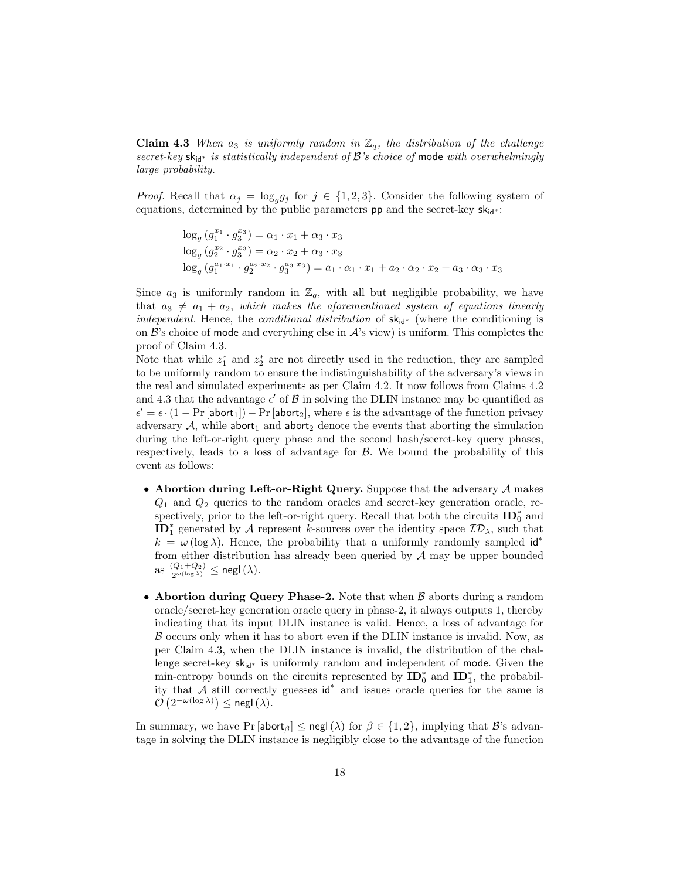**Claim 4.3** *When $a_3$ is uniformly random in $\mathbb{Z}_q$, the distribution of the challenge secret-key $\mathsf{sk}_{\mathsf{id}^*}$ is statistically independent of $\mathcal{B}$'s choice of* mode *with overwhelmingly large probability.*

*Proof.* Recall that $\alpha_j = \log_g g_j$ for $j \in \{1, 2, 3\}$. Consider the following system of equations, determined by the public parameters pp and the secret-key $\mathsf{sk}_{\mathsf{id}^*}$:

$$\log_g \left(g_1^{x_1} \cdot g_3^{x_3}\right) = \alpha_1 \cdot x_1 + \alpha_3 \cdot x_3$$
$$\log_g \left(g_2^{x_2} \cdot g_3^{x_3}\right) = \alpha_2 \cdot x_2 + \alpha_3 \cdot x_3$$
$$\log_g \left(g_1^{a_1 \cdot x_1} \cdot g_2^{a_2 \cdot x_2} \cdot g_3^{a_3 \cdot x_3}\right) = a_1 \cdot \alpha_1 \cdot x_1 + a_2 \cdot \alpha_2 \cdot x_2 + a_3 \cdot \alpha_3 \cdot x_3$$

Since $a_3$ is uniformly random in $\mathbb{Z}_q$, with all but negligible probability, we have that $a_3 \neq a_1 + a_2$, *which makes the aforementioned system of equations linearly independent*. Hence, the *conditional distribution* of $\mathsf{sk}_{\mathsf{id}^*}$ (where the conditioning is on $\mathcal{B}$'s choice of mode and everything else in $\mathcal{A}$'s view) is uniform. This completes the proof of Claim 4.3.

Note that while $z_1^*$ and $z_2^*$ are not directly used in the reduction, they are sampled to be uniformly random to ensure the indistinguishability of the adversary's views in the real and simulated experiments as per Claim 4.2. It now follows from Claims 4.2 and 4.3 that the advantage $\epsilon'$ of $\mathcal{B}$ in solving the DLIN instance may be quantified as $\epsilon' = \epsilon \cdot (1 - \Pr[\mathsf{abort}_1]) - \Pr[\mathsf{abort}_2]$, where $\epsilon$ is the advantage of the function privacy adversary $\mathcal{A}$, while $\mathsf{abort}_1$ and $\mathsf{abort}_2$ denote the events that aborting the simulation during the left-or-right query phase and the second hash/secret-key query phases, respectively, leads to a loss of advantage for $\mathcal{B}$. We bound the probability of this event as follows:

- **Abortion during Left-or-Right Query.** Suppose that the adversary $\mathcal{A}$ makes $Q_1$ and $Q_2$ queries to the random oracles and secret-key generation oracle, respectively, prior to the left-or-right query. Recall that both the circuits $\mathbf{ID}_0^*$ and $\mathbf{ID}_1^*$ generated by $\mathcal{A}$ represent $k$-sources over the identity space $\mathcal{ID}_\lambda$, such that $k = \omega(\log \lambda)$. Hence, the probability that a uniformly randomly sampled $\mathsf{id}^*$ from either distribution has already been queried by $\mathcal{A}$ may be upper bounded as $\frac{(Q_1+Q_2)}{2^{\omega(\log \lambda)}} \leq \mathsf{negl}(\lambda)$.

- **Abortion during Query Phase-2.** Note that when $\mathcal{B}$ aborts during a random oracle/secret-key generation oracle query in phase-2, it always outputs 1, thereby indicating that its input DLIN instance is valid. Hence, a loss of advantage for $\mathcal{B}$ occurs only when it has to abort even if the DLIN instance is invalid. Now, as per Claim 4.3, when the DLIN instance is invalid, the distribution of the challenge secret-key $\mathsf{sk}_{\mathsf{id}^*}$ is uniformly random and independent of mode. Given the min-entropy bounds on the circuits represented by $\mathbf{ID}_0^*$ and $\mathbf{ID}_1^*$, the probability that $\mathcal{A}$ still correctly guesses $\mathsf{id}^*$ and issues oracle queries for the same is $\mathcal{O}\left(2^{-\omega(\log \lambda)}\right) \leq \mathsf{negl}(\lambda)$.

In summary, we have $\Pr[\mathsf{abort}_\beta] \leq \mathsf{negl}(\lambda)$ for $\beta \in \{1, 2\}$, implying that $\mathcal{B}$'s advantage in solving the DLIN instance is negligibly close to the advantage of the function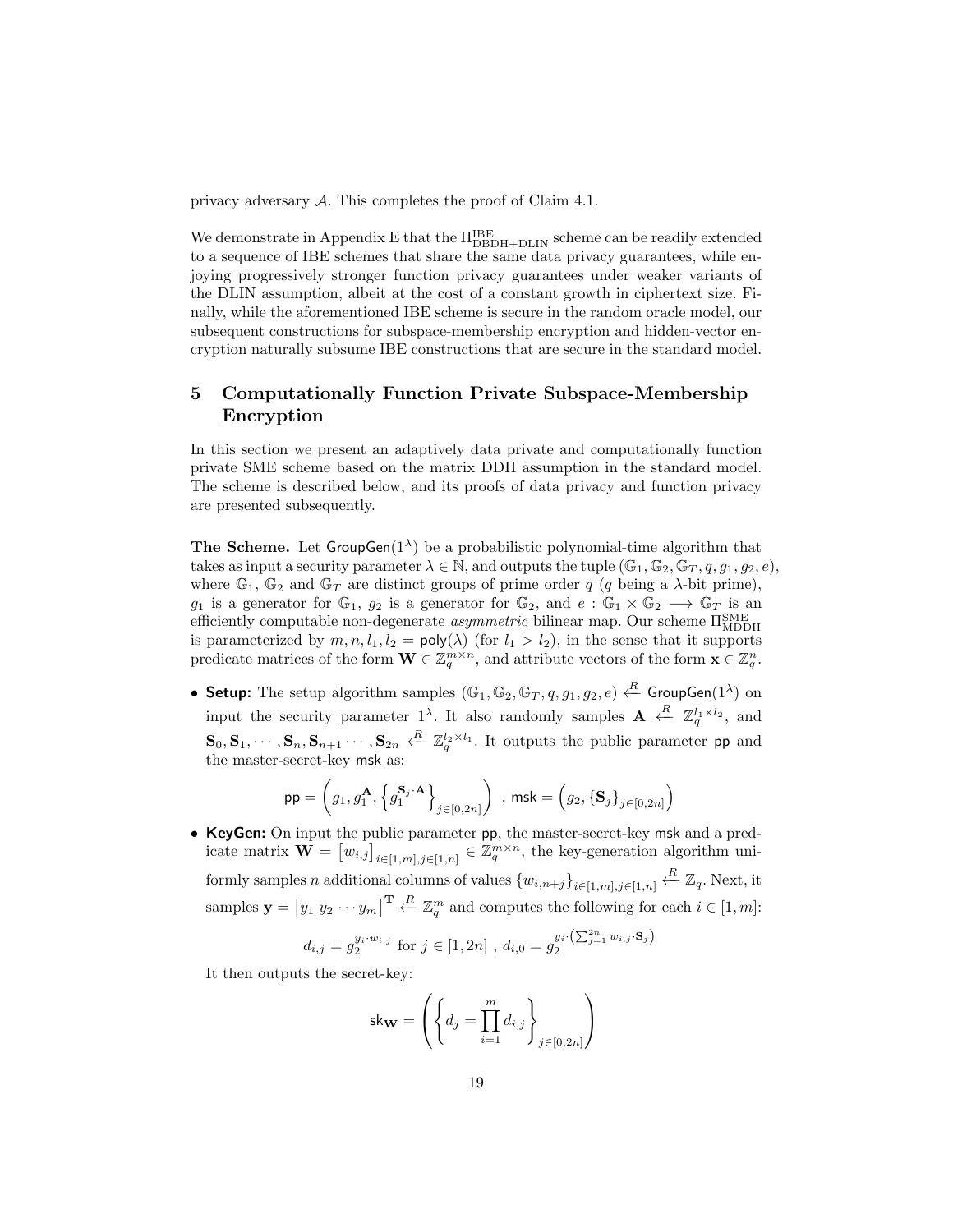privacy adversary $\mathcal{A}$. This completes the proof of Claim 4.1.

We demonstrate in Appendix E that the $\Pi^{\mathrm{IBE}}_{\mathrm{DBDH+DLIN}}$ scheme can be readily extended to a sequence of IBE schemes that share the same data privacy guarantees, while enjoying progressively stronger function privacy guarantees under weaker variants of the DLIN assumption, albeit at the cost of a constant growth in ciphertext size. Finally, while the aforementioned IBE scheme is secure in the random oracle model, our subsequent constructions for subspace-membership encryption and hidden-vector encryption naturally subsume IBE constructions that are secure in the standard model.

## 5 Computationally Function Private Subspace-Membership Encryption

In this section we present an adaptively data private and computationally function private SME scheme based on the matrix DDH assumption in the standard model. The scheme is described below, and its proofs of data privacy and function privacy are presented subsequently.

**The Scheme.** Let $\mathsf{GroupGen}(1^\lambda)$ be a probabilistic polynomial-time algorithm that takes as input a security parameter $\lambda \in \mathbb{N}$, and outputs the tuple $(\mathbb{G}_1, \mathbb{G}_2, \mathbb{G}_T, q, g_1, g_2, e)$, where $\mathbb{G}_1$, $\mathbb{G}_2$ and $\mathbb{G}_T$ are distinct groups of prime order $q$ ($q$ being a $\lambda$-bit prime), $g_1$ is a generator for $\mathbb{G}_1$, $g_2$ is a generator for $\mathbb{G}_2$, and $e : \mathbb{G}_1 \times \mathbb{G}_2 \longrightarrow \mathbb{G}_T$ is an efficiently computable non-degenerate *asymmetric* bilinear map. Our scheme $\Pi^{\mathrm{SME}}_{\mathrm{MDDH}}$ is parameterized by $m, n, l_1, l_2 = \mathsf{poly}(\lambda)$ (for $l_1 > l_2$), in the sense that it supports predicate matrices of the form $\mathbf{W} \in \mathbb{Z}_q^{m \times n}$, and attribute vectors of the form $\mathbf{x} \in \mathbb{Z}_q^n$.

- **Setup:** The setup algorithm samples $(\mathbb{G}_1, \mathbb{G}_2, \mathbb{G}_T, q, g_1, g_2, e) \xleftarrow{R} \mathsf{GroupGen}(1^\lambda)$ on input the security parameter $1^\lambda$. It also randomly samples $\mathbf{A} \xleftarrow{R} \mathbb{Z}_q^{l_1 \times l_2}$, and $\mathbf{S}_0, \mathbf{S}_1, \cdots, \mathbf{S}_n, \mathbf{S}_{n+1} \cdots, \mathbf{S}_{2n} \xleftarrow{R} \mathbb{Z}_q^{l_2 \times l_1}$. It outputs the public parameter $\mathsf{pp}$ and the master-secret-key $\mathsf{msk}$ as:

$$\mathsf{pp} = \left( g_1, g_1^{\mathbf{A}}, \left\{ g_1^{\mathbf{S}_j \cdot \mathbf{A}} \right\}_{j \in [0,2n]} \right) \text{ , } \mathsf{msk} = \left( g_2, \{\mathbf{S}_j\}_{j \in [0,2n]} \right)$$

- **KeyGen:** On input the public parameter $\mathsf{pp}$, the master-secret-key $\mathsf{msk}$ and a predicate matrix $\mathbf{W} = \left[ w_{i,j} \right]_{i \in [1,m], j \in [1,n]} \in \mathbb{Z}_q^{m \times n}$, the key-generation algorithm uniformly samples $n$ additional columns of values $\{w_{i,n+j}\}_{i \in [1,m], j \in [1,n]} \xleftarrow{R} \mathbb{Z}_q$. Next, it samples $\mathbf{y} = \left[ y_1 \ y_2 \cdots y_m \right]^{\mathbf{T}} \xleftarrow{R} \mathbb{Z}_q^m$ and computes the following for each $i \in [1, m]$:

$$d_{i,j} = g_2^{y_i \cdot w_{i,j}} \text{ for } j \in [1, 2n] \text{ , } d_{i,0} = g_2^{y_i \cdot \left( \sum_{j=1}^{2n} w_{i,j} \cdot \mathbf{S}_j \right)}$$

  It then outputs the secret-key:

$$\mathsf{sk}_{\mathbf{W}} = \left( \left\{ d_j = \prod_{i=1}^{m} d_{i,j} \right\}_{j \in [0,2n]} \right)$$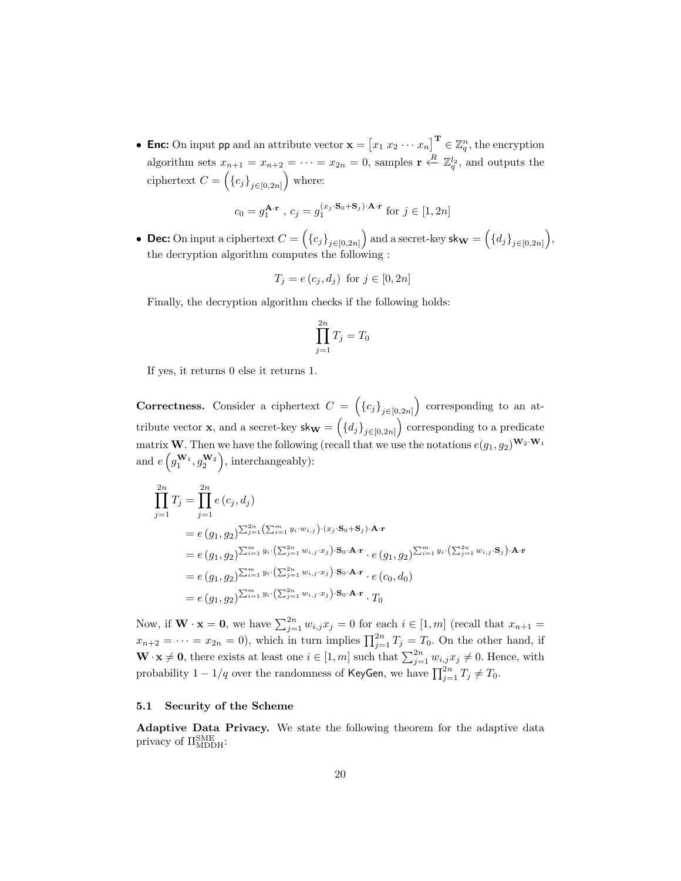- **Enc:** On input pp and an attribute vector $\mathbf{x} = \begin{bmatrix} x_1 \ x_2 \cdots x_n \end{bmatrix}^{\mathbf{T}} \in \mathbb{Z}_q^n$, the encryption algorithm sets $x_{n+1} = x_{n+2} = \cdots = x_{2n} = 0$, samples $\mathbf{r} \xleftarrow{R} \mathbb{Z}_q^{l_2}$, and outputs the ciphertext $C = \left(\{c_j\}_{j\in[0,2n]}\right)$ where:

$$c_0 = g_1^{\mathbf{A}\cdot\mathbf{r}} \ , \ c_j = g_1^{(x_j\cdot\mathbf{S}_0 + \mathbf{S}_j)\cdot\mathbf{A}\cdot\mathbf{r}} \text{ for } j \in [1, 2n]$$

- **Dec:** On input a ciphertext $C = \left(\{c_j\}_{j\in[0,2n]}\right)$ and a secret-key $\mathsf{sk}_{\mathbf{W}} = \left(\{d_j\}_{j\in[0,2n]}\right)$, the decryption algorithm computes the following :

$$T_j = e\left(c_j, d_j\right) \ \text{ for } j \in [0, 2n]$$

Finally, the decryption algorithm checks if the following holds:

$$\prod_{j=1}^{2n} T_j = T_0$$

If yes, it returns 0 else it returns 1.

**Correctness.** Consider a ciphertext $C = \left(\{c_j\}_{j\in[0,2n]}\right)$ corresponding to an attribute vector $\mathbf{x}$, and a secret-key $\mathsf{sk}_{\mathbf{W}} = \left(\{d_j\}_{j\in[0,2n]}\right)$ corresponding to a predicate matrix $\mathbf{W}$. Then we have the following (recall that we use the notations $e(g_1, g_2)^{\mathbf{W}_2\cdot\mathbf{W}_1}$ and $e\left(g_1^{\mathbf{W}_1}, g_2^{\mathbf{W}_2}\right)$, interchangeably):

$$\begin{aligned}
\prod_{j=1}^{2n} T_j &= \prod_{j=1}^{2n} e\left(c_j, d_j\right) \\
&= e\left(g_1, g_2\right)^{\sum_{j=1}^{2n}\left(\sum_{i=1}^{m} y_i\cdot w_{i,j}\right)\cdot(x_j\cdot\mathbf{S}_0+\mathbf{S}_j)\cdot\mathbf{A}\cdot\mathbf{r}} \\
&= e\left(g_1, g_2\right)^{\sum_{i=1}^{m} y_i\cdot\left(\sum_{j=1}^{2n} w_{i,j}\cdot x_j\right)\cdot\mathbf{S}_0\cdot\mathbf{A}\cdot\mathbf{r}} \cdot e\left(g_1, g_2\right)^{\sum_{i=1}^{m} y_i\cdot\left(\sum_{j=1}^{2n} w_{i,j}\cdot\mathbf{S}_j\right)\cdot\mathbf{A}\cdot\mathbf{r}} \\
&= e\left(g_1, g_2\right)^{\sum_{i=1}^{m} y_i\cdot\left(\sum_{j=1}^{2n} w_{i,j}\cdot x_j\right)\cdot\mathbf{S}_0\cdot\mathbf{A}\cdot\mathbf{r}} \cdot e\left(c_0, d_0\right) \\
&= e\left(g_1, g_2\right)^{\sum_{i=1}^{m} y_i\cdot\left(\sum_{j=1}^{2n} w_{i,j}\cdot x_j\right)\cdot\mathbf{S}_0\cdot\mathbf{A}\cdot\mathbf{r}} \cdot T_0
\end{aligned}$$

Now, if $\mathbf{W}\cdot\mathbf{x} = \mathbf{0}$, we have $\sum_{j=1}^{2n} w_{i,j} x_j = 0$ for each $i \in [1, m]$ (recall that $x_{n+1} = x_{n+2} = \cdots = x_{2n} = 0$), which in turn implies $\prod_{j=1}^{2n} T_j = T_0$. On the other hand, if $\mathbf{W}\cdot\mathbf{x} \neq \mathbf{0}$, there exists at least one $i \in [1, m]$ such that $\sum_{j=1}^{2n} w_{i,j} x_j \neq 0$. Hence, with probability $1 - 1/q$ over the randomness of $\mathsf{KeyGen}$, we have $\prod_{j=1}^{2n} T_j \neq T_0$.

### 5.1 Security of the Scheme

**Adaptive Data Privacy.** We state the following theorem for the adaptive data privacy of $\Pi_{\text{MDDH}}^{\text{SME}}$: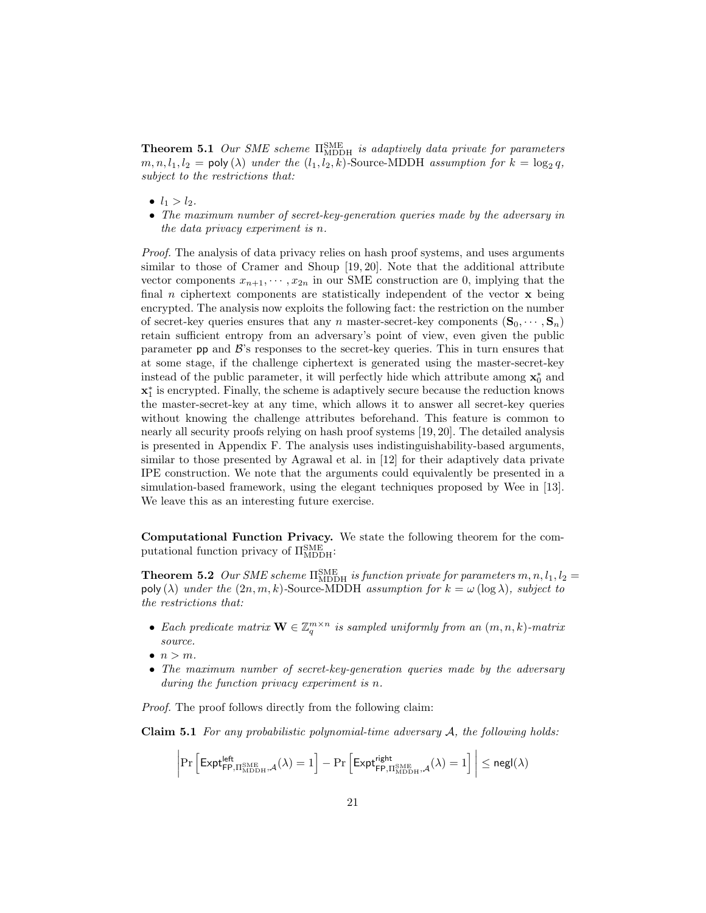**Theorem 5.1** *Our SME scheme $\Pi^{\mathrm{SME}}_{\mathrm{MDDH}}$ is adaptively data private for parameters $m, n, l_1, l_2 = \mathsf{poly}(\lambda)$ under the $(l_1, l_2, k)$-Source-MDDH assumption for $k = \log_2 q$, subject to the restrictions that:*

- $l_1 > l_2$.
- *The maximum number of secret-key-generation queries made by the adversary in the data privacy experiment is $n$.*

*Proof.* The analysis of data privacy relies on hash proof systems, and uses arguments similar to those of Cramer and Shoup [19, 20]. Note that the additional attribute vector components $x_{n+1}, \cdots, x_{2n}$ in our SME construction are 0, implying that the final $n$ ciphertext components are statistically independent of the vector $\mathbf{x}$ being encrypted. The analysis now exploits the following fact: the restriction on the number of secret-key queries ensures that any $n$ master-secret-key components $(\mathbf{S}_0, \cdots, \mathbf{S}_n)$ retain sufficient entropy from an adversary's point of view, even given the public parameter $\mathsf{pp}$ and $\mathcal{B}$'s responses to the secret-key queries. This in turn ensures that at some stage, if the challenge ciphertext is generated using the master-secret-key instead of the public parameter, it will perfectly hide which attribute among $\mathbf{x}_0^*$ and $\mathbf{x}_1^*$ is encrypted. Finally, the scheme is adaptively secure because the reduction knows the master-secret-key at any time, which allows it to answer all secret-key queries without knowing the challenge attributes beforehand. This feature is common to nearly all security proofs relying on hash proof systems [19, 20]. The detailed analysis is presented in Appendix F. The analysis uses indistinguishability-based arguments, similar to those presented by Agrawal et al. in [12] for their adaptively data private IPE construction. We note that the arguments could equivalently be presented in a simulation-based framework, using the elegant techniques proposed by Wee in [13]. We leave this as an interesting future exercise.

**Computational Function Privacy.** We state the following theorem for the computational function privacy of $\Pi^{\mathrm{SME}}_{\mathrm{MDDH}}$:

**Theorem 5.2** *Our SME scheme $\Pi^{\mathrm{SME}}_{\mathrm{MDDH}}$ is function private for parameters $m, n, l_1, l_2 = \mathsf{poly}(\lambda)$ under the $(2n, m, k)$-Source-MDDH assumption for $k = \omega(\log \lambda)$, subject to the restrictions that:*

- *Each predicate matrix $\mathbf{W} \in \mathbb{Z}_q^{m \times n}$ is sampled uniformly from an $(m, n, k)$-matrix source.*
- $n > m$.
- *The maximum number of secret-key-generation queries made by the adversary during the function privacy experiment is $n$.*

*Proof.* The proof follows directly from the following claim:

**Claim 5.1** *For any probabilistic polynomial-time adversary $\mathcal{A}$, the following holds:*

$$\left| \Pr\left[\mathsf{Expt}^{\mathsf{left}}_{\mathsf{FP}, \Pi^{\mathrm{SME}}_{\mathrm{MDDH}}, \mathcal{A}}(\lambda) = 1\right] - \Pr\left[\mathsf{Expt}^{\mathsf{right}}_{\mathsf{FP}, \Pi^{\mathrm{SME}}_{\mathrm{MDDH}}, \mathcal{A}}(\lambda) = 1\right] \right| \leq \mathsf{negl}(\lambda)$$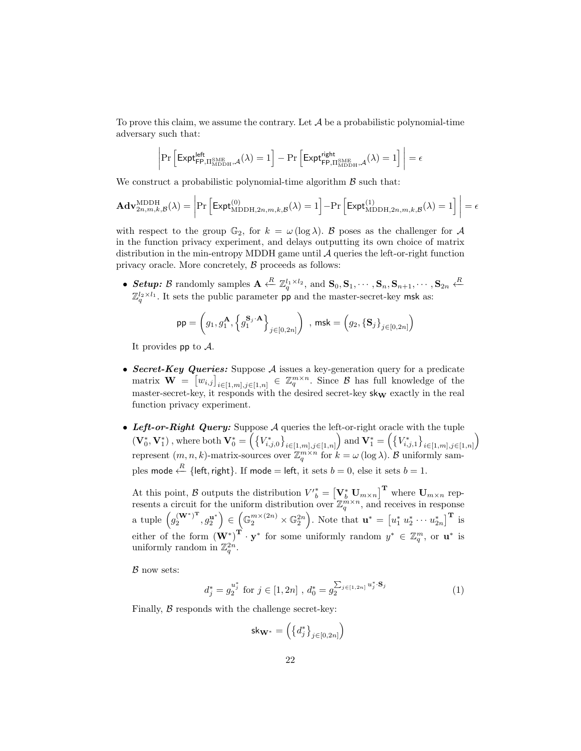To prove this claim, we assume the contrary. Let $\mathcal{A}$ be a probabilistic polynomial-time adversary such that:

$$\left| \Pr\left[\mathsf{Expt}^{\mathsf{left}}_{\mathsf{FP},\Pi^{\mathrm{SME}}_{\mathrm{MDDH}},\mathcal{A}}(\lambda) = 1\right] - \Pr\left[\mathsf{Expt}^{\mathsf{right}}_{\mathsf{FP},\Pi^{\mathrm{SME}}_{\mathrm{MDDH}},\mathcal{A}}(\lambda) = 1\right] \right| = \epsilon$$

We construct a probabilistic polynomial-time algorithm $\mathcal{B}$ such that:

$$\mathbf{Adv}^{\mathrm{MDDH}}_{2n,m,k,\mathcal{B}}(\lambda) = \left| \Pr\left[\mathsf{Expt}^{(0)}_{\mathrm{MDDH},2n,m,k,\mathcal{B}}(\lambda) = 1\right] - \Pr\left[\mathsf{Expt}^{(1)}_{\mathrm{MDDH},2n,m,k,\mathcal{B}}(\lambda) = 1\right] \right| = \epsilon$$

with respect to the group $\mathbb{G}_2$, for $k = \omega(\log \lambda)$. $\mathcal{B}$ poses as the challenger for $\mathcal{A}$ in the function privacy experiment, and delays outputting its own choice of matrix distribution in the min-entropy MDDH game until $\mathcal{A}$ queries the left-or-right function privacy oracle. More concretely, $\mathcal{B}$ proceeds as follows:

- ***Setup:*** $\mathcal{B}$ randomly samples $\mathbf{A} \xleftarrow{R} \mathbb{Z}_q^{l_1 \times l_2}$, and $\mathbf{S}_0, \mathbf{S}_1, \cdots, \mathbf{S}_n, \mathbf{S}_{n+1}, \cdots, \mathbf{S}_{2n} \xleftarrow{R} \mathbb{Z}_q^{l_2 \times l_1}$. It sets the public parameter $\mathsf{pp}$ and the master-secret-key $\mathsf{msk}$ as:

$$\mathsf{pp} = \left(g_1, g_1^{\mathbf{A}}, \left\{g_1^{\mathbf{S}_j \cdot \mathbf{A}}\right\}_{j \in [0,2n]}\right), \ \mathsf{msk} = \left(g_2, \{\mathbf{S}_j\}_{j \in [0,2n]}\right)$$

  It provides $\mathsf{pp}$ to $\mathcal{A}$.

- ***Secret-Key Queries:*** Suppose $\mathcal{A}$ issues a key-generation query for a predicate matrix $\mathbf{W} = \left[w_{i,j}\right]_{i \in [1,m], j \in [1,n]} \in \mathbb{Z}_q^{m \times n}$. Since $\mathcal{B}$ has full knowledge of the master-secret-key, it responds with the desired secret-key $\mathsf{sk}_{\mathbf{W}}$ exactly in the real function privacy experiment.

- ***Left-or-Right Query:*** Suppose $\mathcal{A}$ queries the left-or-right oracle with the tuple $(\mathbf{V}_0^*, \mathbf{V}_1^*)$, where both $\mathbf{V}_0^* = \left(\left\{V_{i,j,0}^*\right\}_{i \in [1,m], j \in [1,n]}\right)$ and $\mathbf{V}_1^* = \left(\left\{V_{i,j,1}^*\right\}_{i \in [1,m], j \in [1,n]}\right)$ represent $(m, n, k)$-matrix-sources over $\mathbb{Z}_q^{m \times n}$ for $k = \omega(\log \lambda)$. $\mathcal{B}$ uniformly samples $\mathsf{mode} \xleftarrow{R} \{\mathsf{left}, \mathsf{right}\}$. If $\mathsf{mode} = \mathsf{left}$, it sets $b = 0$, else it sets $b = 1$.

  At this point, $\mathcal{B}$ outputs the distribution ${V'}_b^* = \left[\mathbf{V}_b^* \ \mathbf{U}_{m \times n}\right]^{\mathbf{T}}$ where $\mathbf{U}_{m \times n}$ represents a circuit for the uniform distribution over $\mathbb{Z}_q^{m \times n}$, and receives in response a tuple $\left(g_2^{(\mathbf{W}^*)^{\mathbf{T}}}, g_2^{\mathbf{u}^*}\right) \in \left(\mathbb{G}_2^{m \times (2n)} \times \mathbb{G}_2^{2n}\right)$. Note that $\mathbf{u}^* = \left[u_1^* \ u_2^* \cdots u_{2n}^*\right]^{\mathbf{T}}$ is either of the form $(\mathbf{W}^*)^{\mathbf{T}} \cdot \mathbf{y}^*$ for some uniformly random $y^* \in \mathbb{Z}_q^m$, or $\mathbf{u}^*$ is uniformly random in $\mathbb{Z}_q^{2n}$.

  $\mathcal{B}$ now sets:

$$d_j^* = g_2^{u_j^*} \text{ for } j \in [1,2n], \ d_0^* = g_2^{\sum_{j \in [1,2n]} u_j^* \cdot \mathbf{S}_j} \tag{1}$$

  Finally, $\mathcal{B}$ responds with the challenge secret-key:

$$\mathsf{sk}_{\mathbf{W}^*} = \left(\left\{d_j^*\right\}_{j \in [0,2n]}\right)$$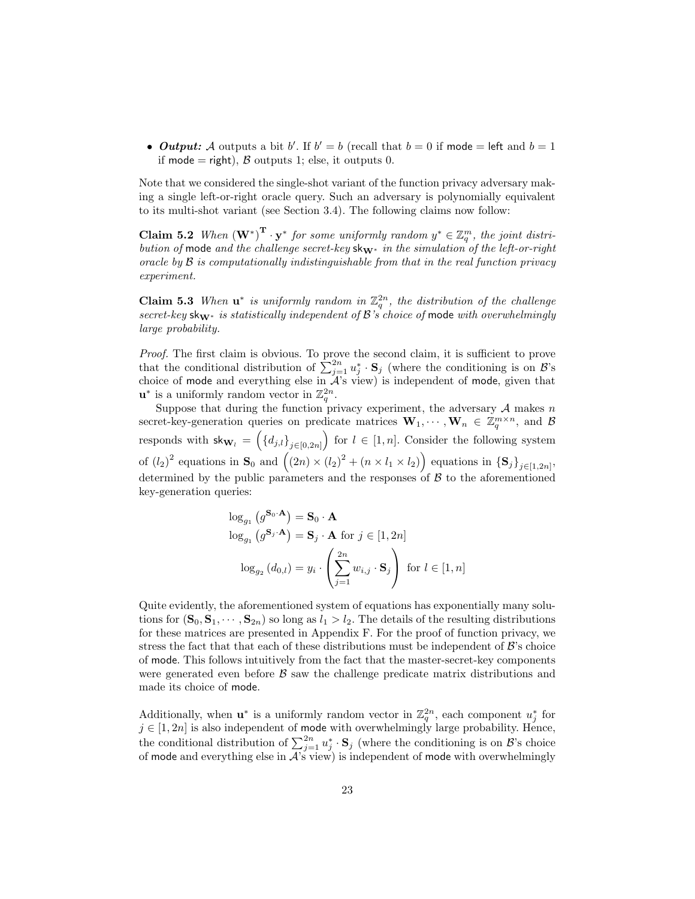- ***Output:*** $\mathcal{A}$ outputs a bit $b'$. If $b' = b$ (recall that $b = 0$ if $\mathsf{mode} = \mathsf{left}$ and $b = 1$ if $\mathsf{mode} = \mathsf{right}$), $\mathcal{B}$ outputs 1; else, it outputs 0.

Note that we considered the single-shot variant of the function privacy adversary making a single left-or-right oracle query. Such an adversary is polynomially equivalent to its multi-shot variant (see Section 3.4). The following claims now follow:

**Claim 5.2** *When $(\mathbf{W}^*)^{\mathbf{T}} \cdot \mathbf{y}^*$ for some uniformly random $y^* \in \mathbb{Z}_q^m$, the joint distribution of $\mathsf{mode}$ and the challenge secret-key $\mathsf{sk}_{\mathbf{W}^*}$ in the simulation of the left-or-right oracle by $\mathcal{B}$ is computationally indistinguishable from that in the real function privacy experiment.*

**Claim 5.3** *When $\mathbf{u}^*$ is uniformly random in $\mathbb{Z}_q^{2n}$, the distribution of the challenge secret-key $\mathsf{sk}_{\mathbf{W}^*}$ is statistically independent of $\mathcal{B}$'s choice of $\mathsf{mode}$ with overwhelmingly large probability.*

*Proof.* The first claim is obvious. To prove the second claim, it is sufficient to prove that the conditional distribution of $\sum_{j=1}^{2n} u_j^* \cdot \mathbf{S}_j$ (where the conditioning is on $\mathcal{B}$'s choice of $\mathsf{mode}$ and everything else in $\mathcal{A}$'s view) is independent of $\mathsf{mode}$, given that $\mathbf{u}^*$ is a uniformly random vector in $\mathbb{Z}_q^{2n}$.

Suppose that during the function privacy experiment, the adversary $\mathcal{A}$ makes $n$ secret-key-generation queries on predicate matrices $\mathbf{W}_1, \cdots, \mathbf{W}_n \in \mathbb{Z}_q^{m \times n}$, and $\mathcal{B}$ responds with $\mathsf{sk}_{\mathbf{W}_l} = \left(\{d_{j,l}\}_{j \in [0,2n]}\right)$ for $l \in [1, n]$. Consider the following system of $(l_2)^2$ equations in $\mathbf{S}_0$ and $\left((2n) \times (l_2)^2 + (n \times l_1 \times l_2)\right)$ equations in $\{\mathbf{S}_j\}_{j \in [1,2n]}$, determined by the public parameters and the responses of $\mathcal{B}$ to the aforementioned key-generation queries:

$$\log_{g_1}\left(g^{\mathbf{S}_0 \cdot \mathbf{A}}\right) = \mathbf{S}_0 \cdot \mathbf{A}$$

$$\log_{g_1}\left(g^{\mathbf{S}_j \cdot \mathbf{A}}\right) = \mathbf{S}_j \cdot \mathbf{A} \text{ for } j \in [1, 2n]$$

$$\log_{g_2}\left(d_{0,l}\right) = y_i \cdot \left(\sum_{j=1}^{2n} w_{i,j} \cdot \mathbf{S}_j\right) \text{ for } l \in [1, n]$$

Quite evidently, the aforementioned system of equations has exponentially many solutions for $(\mathbf{S}_0, \mathbf{S}_1, \cdots, \mathbf{S}_{2n})$ so long as $l_1 > l_2$. The details of the resulting distributions for these matrices are presented in Appendix F. For the proof of function privacy, we stress the fact that that each of these distributions must be independent of $\mathcal{B}$'s choice of $\mathsf{mode}$. This follows intuitively from the fact that the master-secret-key components were generated even before $\mathcal{B}$ saw the challenge predicate matrix distributions and made its choice of $\mathsf{mode}$.

Additionally, when $\mathbf{u}^*$ is a uniformly random vector in $\mathbb{Z}_q^{2n}$, each component $u_j^*$ for $j \in [1, 2n]$ is also independent of $\mathsf{mode}$ with overwhelmingly large probability. Hence, the conditional distribution of $\sum_{j=1}^{2n} u_j^* \cdot \mathbf{S}_j$ (where the conditioning is on $\mathcal{B}$'s choice of $\mathsf{mode}$ and everything else in $\mathcal{A}$'s view) is independent of $\mathsf{mode}$ with overwhelmingly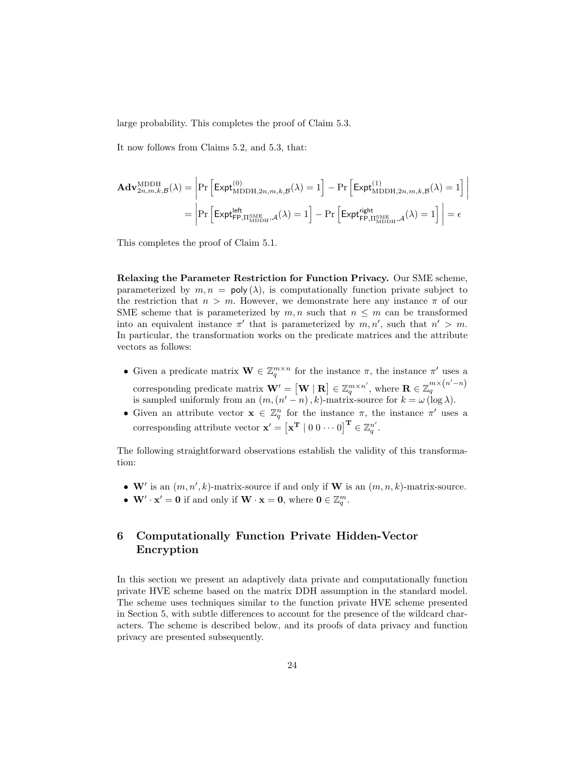large probability. This completes the proof of Claim 5.3.

It now follows from Claims 5.2, and 5.3, that:

$$\begin{aligned}
\mathbf{Adv}^{\mathrm{MDDH}}_{2n,m,k,\mathcal{B}}(\lambda) &= \left| \Pr\left[\mathsf{Expt}^{(0)}_{\mathrm{MDDH},2n,m,k,\mathcal{B}}(\lambda) = 1\right] - \Pr\left[\mathsf{Expt}^{(1)}_{\mathrm{MDDH},2n,m,k,\mathcal{B}}(\lambda) = 1\right] \right| \\
&= \left| \Pr\left[\mathsf{Expt}^{\mathsf{left}}_{\mathsf{FP},\Pi^{\mathrm{SME}}_{\mathrm{MDDH}},\mathcal{A}}(\lambda) = 1\right] - \Pr\left[\mathsf{Expt}^{\mathsf{right}}_{\mathsf{FP},\Pi^{\mathrm{SME}}_{\mathrm{MDDH}},\mathcal{A}}(\lambda) = 1\right] \right| = \epsilon
\end{aligned}$$

This completes the proof of Claim 5.1.

**Relaxing the Parameter Restriction for Function Privacy.** Our SME scheme, parameterized by $m, n = \mathsf{poly}(\lambda)$, is computationally function private subject to the restriction that $n > m$. However, we demonstrate here any instance $\pi$ of our SME scheme that is parameterized by $m, n$ such that $n \leq m$ can be transformed into an equivalent instance $\pi'$ that is parameterized by $m, n'$, such that $n' > m$. In particular, the transformation works on the predicate matrices and the attribute vectors as follows:

- Given a predicate matrix $\mathbf{W} \in \mathbb{Z}_q^{m \times n}$ for the instance $\pi$, the instance $\pi'$ uses a corresponding predicate matrix $\mathbf{W}' = \left[\mathbf{W} \mid \mathbf{R}\right] \in \mathbb{Z}_q^{m \times n'}$, where $\mathbf{R} \in \mathbb{Z}_q^{m \times (n'-n)}$ is sampled uniformly from an $(m, (n'-n), k)$-matrix-source for $k = \omega(\log \lambda)$.
- Given an attribute vector $\mathbf{x} \in \mathbb{Z}_q^n$ for the instance $\pi$, the instance $\pi'$ uses a corresponding attribute vector $\mathbf{x}' = \left[\mathbf{x}^{\mathbf{T}} \mid 0\ 0 \cdots 0\right]^{\mathbf{T}} \in \mathbb{Z}_q^{n'}$.

The following straightforward observations establish the validity of this transformation:

- $\mathbf{W}'$ is an $(m, n', k)$-matrix-source if and only if $\mathbf{W}$ is an $(m, n, k)$-matrix-source.
- $\mathbf{W}' \cdot \mathbf{x}' = \mathbf{0}$ if and only if $\mathbf{W} \cdot \mathbf{x} = \mathbf{0}$, where $\mathbf{0} \in \mathbb{Z}_q^m$.

## 6 Computationally Function Private Hidden-Vector Encryption

In this section we present an adaptively data private and computationally function private HVE scheme based on the matrix DDH assumption in the standard model. The scheme uses techniques similar to the function private HVE scheme presented in Section 5, with subtle differences to account for the presence of the wildcard characters. The scheme is described below, and its proofs of data privacy and function privacy are presented subsequently.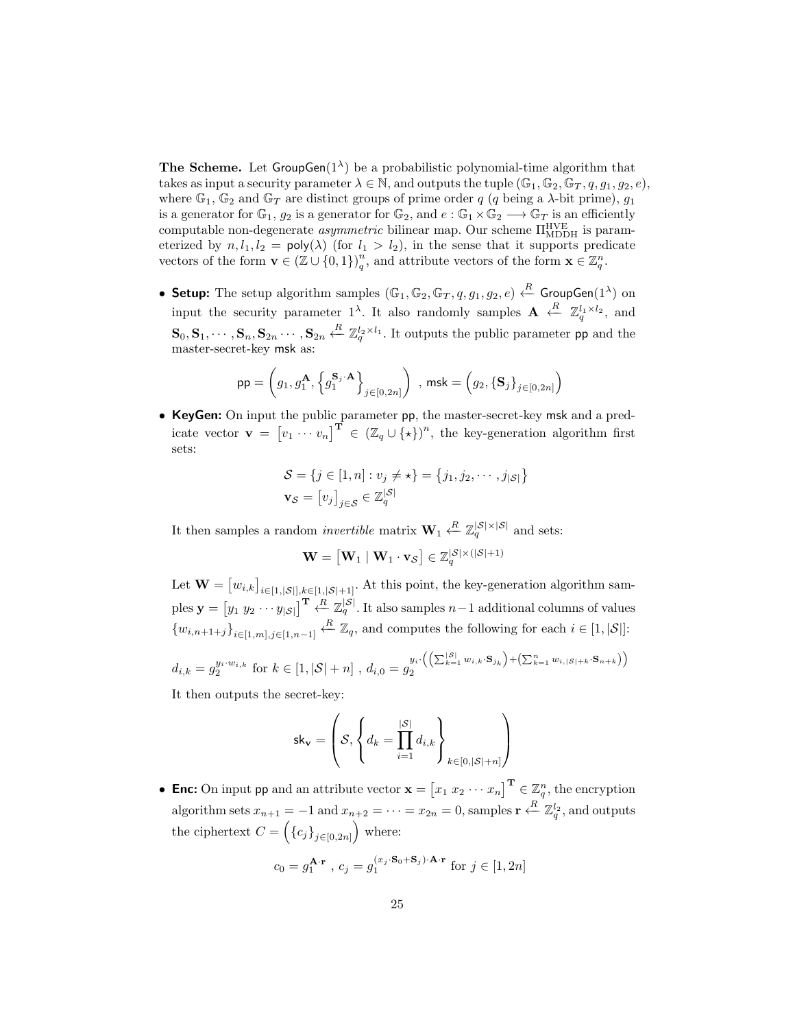**The Scheme.** Let $\mathsf{GroupGen}(1^\lambda)$ be a probabilistic polynomial-time algorithm that takes as input a security parameter $\lambda \in \mathbb{N}$, and outputs the tuple $(\mathbb{G}_1, \mathbb{G}_2, \mathbb{G}_T, q, g_1, g_2, e)$, where $\mathbb{G}_1$, $\mathbb{G}_2$ and $\mathbb{G}_T$ are distinct groups of prime order $q$ ($q$ being a $\lambda$-bit prime), $g_1$ is a generator for $\mathbb{G}_1$, $g_2$ is a generator for $\mathbb{G}_2$, and $e : \mathbb{G}_1 \times \mathbb{G}_2 \longrightarrow \mathbb{G}_T$ is an efficiently computable non-degenerate *asymmetric* bilinear map. Our scheme $\Pi^{\mathrm{HVE}}_{\mathrm{MDDH}}$ is parameterized by $n, l_1, l_2 = \mathsf{poly}(\lambda)$ (for $l_1 > l_2$), in the sense that it supports predicate vectors of the form $\mathbf{v} \in (\mathbb{Z} \cup \{0,1\})_q^n$, and attribute vectors of the form $\mathbf{x} \in \mathbb{Z}_q^n$.

- **Setup:** The setup algorithm samples $(\mathbb{G}_1, \mathbb{G}_2, \mathbb{G}_T, q, g_1, g_2, e) \xleftarrow{R} \mathsf{GroupGen}(1^\lambda)$ on input the security parameter $1^\lambda$. It also randomly samples $\mathbf{A} \xleftarrow{R} \mathbb{Z}_q^{l_1 \times l_2}$, and $\mathbf{S}_0, \mathbf{S}_1, \cdots, \mathbf{S}_n, \mathbf{S}_{2n} \cdots, \mathbf{S}_{2n} \xleftarrow{R} \mathbb{Z}_q^{l_2 \times l_1}$. It outputs the public parameter $\mathsf{pp}$ and the master-secret-key $\mathsf{msk}$ as:

$$\mathsf{pp} = \left(g_1, g_1^{\mathbf{A}}, \left\{g_1^{\mathbf{S}_j \cdot \mathbf{A}}\right\}_{j \in [0,2n]}\right) \text{ , } \mathsf{msk} = \left(g_2, \{\mathbf{S}_j\}_{j \in [0,2n]}\right)$$

- **KeyGen:** On input the public parameter $\mathsf{pp}$, the master-secret-key $\mathsf{msk}$ and a predicate vector $\mathbf{v} = \begin{bmatrix} v_1 \cdots v_n \end{bmatrix}^{\mathbf{T}} \in (\mathbb{Z}_q \cup \{\star\})^n$, the key-generation algorithm first sets:

$$\mathcal{S} = \{j \in [1,n] : v_j \neq \star\} = \left\{j_1, j_2, \cdots, j_{|\mathcal{S}|}\right\}$$
$$\mathbf{v}_{\mathcal{S}} = \begin{bmatrix} v_j \end{bmatrix}_{j \in \mathcal{S}} \in \mathbb{Z}_q^{|\mathcal{S}|}$$

  It then samples a random *invertible* matrix $\mathbf{W}_1 \xleftarrow{R} \mathbb{Z}_q^{|\mathcal{S}| \times |\mathcal{S}|}$ and sets:

$$\mathbf{W} = \begin{bmatrix} \mathbf{W}_1 \mid \mathbf{W}_1 \cdot \mathbf{v}_{\mathcal{S}} \end{bmatrix} \in \mathbb{Z}_q^{|\mathcal{S}| \times (|\mathcal{S}|+1)}$$

  Let $\mathbf{W} = \begin{bmatrix} w_{i,k} \end{bmatrix}_{i \in [1,|\mathcal{S}|], k \in [1,|\mathcal{S}|+1]}$. At this point, the key-generation algorithm samples $\mathbf{y} = \begin{bmatrix} y_1 \; y_2 \cdots y_{|\mathcal{S}|} \end{bmatrix}^{\mathbf{T}} \xleftarrow{R} \mathbb{Z}_q^{|\mathcal{S}|}$. It also samples $n-1$ additional columns of values $\{w_{i,n+1+j}\}_{i \in [1,m], j \in [1,n-1]} \xleftarrow{R} \mathbb{Z}_q$, and computes the following for each $i \in [1, |\mathcal{S}|]$:

$$d_{i,k} = g_2^{y_i \cdot w_{i,k}} \text{ for } k \in [1, |\mathcal{S}|+n] \text{ , } d_{i,0} = g_2^{y_i \cdot \left(\left(\sum_{k=1}^{|\mathcal{S}|} w_{i,k} \cdot \mathbf{S}_{j_k}\right) + \left(\sum_{k=1}^{n} w_{i,|\mathcal{S}|+k} \cdot \mathbf{S}_{n+k}\right)\right)}$$

  It then outputs the secret-key:

$$\mathsf{sk}_{\mathbf{v}} = \left(\mathcal{S}, \left\{d_k = \prod_{i=1}^{|\mathcal{S}|} d_{i,k}\right\}_{k \in [0,|\mathcal{S}|+n]}\right)$$

- **Enc:** On input $\mathsf{pp}$ and an attribute vector $\mathbf{x} = \begin{bmatrix} x_1 \; x_2 \cdots x_n \end{bmatrix}^{\mathbf{T}} \in \mathbb{Z}_q^n$, the encryption algorithm sets $x_{n+1} = -1$ and $x_{n+2} = \cdots = x_{2n} = 0$, samples $\mathbf{r} \xleftarrow{R} \mathbb{Z}_q^{l_2}$, and outputs the ciphertext $C = \left(\{c_j\}_{j \in [0,2n]}\right)$ where:

$$c_0 = g_1^{\mathbf{A} \cdot \mathbf{r}} \text{ , } c_j = g_1^{(x_j \cdot \mathbf{S}_0 + \mathbf{S}_j) \cdot \mathbf{A} \cdot \mathbf{r}} \text{ for } j \in [1, 2n]$$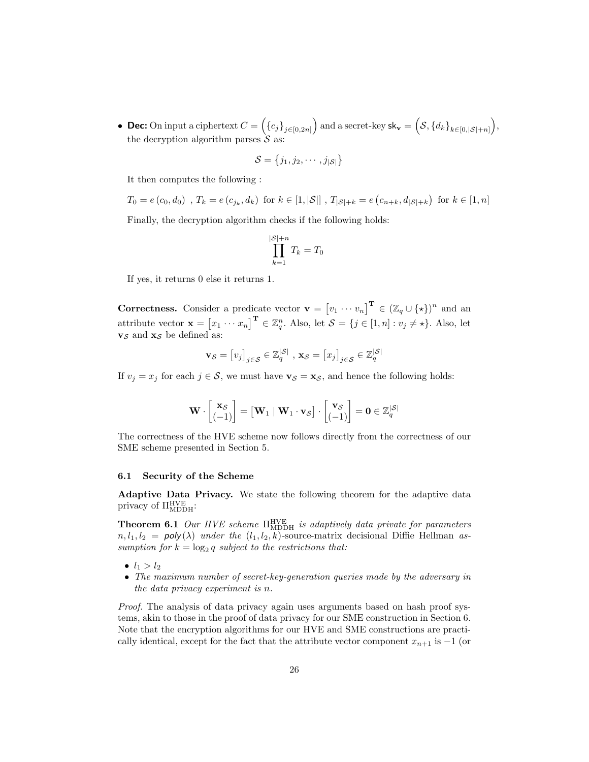- **Dec:** On input a ciphertext $C = \left(\{c_j\}_{j\in[0,2n]}\right)$ and a secret-key $\mathsf{sk}_{\mathbf{v}} = \left(\mathcal{S}, \{d_k\}_{k\in[0,|\mathcal{S}|+n]}\right)$, the decryption algorithm parses $\mathcal{S}$ as:

$$\mathcal{S} = \{j_1, j_2, \cdots, j_{|\mathcal{S}|}\}$$

It then computes the following :

$$T_0 = e(c_0, d_0) \ , \ T_k = e(c_{j_k}, d_k) \ \text{for} \ k \in [1, |\mathcal{S}|] \ , \ T_{|\mathcal{S}|+k} = e\left(c_{n+k}, d_{|\mathcal{S}|+k}\right) \ \text{for} \ k \in [1, n]$$

Finally, the decryption algorithm checks if the following holds:

$$\prod_{k=1}^{|\mathcal{S}|+n} T_k = T_0$$

If yes, it returns 0 else it returns 1.

**Correctness.** Consider a predicate vector $\mathbf{v} = \begin{bmatrix} v_1 \cdots v_n \end{bmatrix}^{\mathbf{T}} \in (\mathbb{Z}_q \cup \{\star\})^n$ and an attribute vector $\mathbf{x} = \begin{bmatrix} x_1 \cdots x_n \end{bmatrix}^{\mathbf{T}} \in \mathbb{Z}_q^n$. Also, let $\mathcal{S} = \{j \in [1, n] : v_j \neq \star\}$. Also, let $\mathbf{v}_{\mathcal{S}}$ and $\mathbf{x}_{\mathcal{S}}$ be defined as:

$$\mathbf{v}_{\mathcal{S}} = \begin{bmatrix} v_j \end{bmatrix}_{j\in\mathcal{S}} \in \mathbb{Z}_q^{|\mathcal{S}|} \ , \ \mathbf{x}_{\mathcal{S}} = \begin{bmatrix} x_j \end{bmatrix}_{j\in\mathcal{S}} \in \mathbb{Z}_q^{|\mathcal{S}|}$$

If $v_j = x_j$ for each $j \in \mathcal{S}$, we must have $\mathbf{v}_{\mathcal{S}} = \mathbf{x}_{\mathcal{S}}$, and hence the following holds:

$$\mathbf{W} \cdot \begin{bmatrix} \mathbf{x}_{\mathcal{S}} \\ (-1) \end{bmatrix} = \begin{bmatrix} \mathbf{W}_1 \mid \mathbf{W}_1 \cdot \mathbf{v}_{\mathcal{S}} \end{bmatrix} \cdot \begin{bmatrix} \mathbf{v}_{\mathcal{S}} \\ (-1) \end{bmatrix} = \mathbf{0} \in \mathbb{Z}_q^{|\mathcal{S}|}$$

The correctness of the HVE scheme now follows directly from the correctness of our SME scheme presented in Section 5.

### 6.1 Security of the Scheme

**Adaptive Data Privacy.** We state the following theorem for the adaptive data privacy of $\Pi^{\text{HVE}}_{\text{MDDH}}$:

**Theorem 6.1** *Our HVE scheme $\Pi^{\text{HVE}}_{\text{MDDH}}$ is adaptively data private for parameters $n, l_1, l_2 = \mathit{poly}(\lambda)$ under the $(l_1, l_2, k)$-source-matrix decisional Diffie Hellman assumption for $k = \log_2 q$ subject to the restrictions that:*

- $l_1 > l_2$
- *The maximum number of secret-key-generation queries made by the adversary in the data privacy experiment is $n$.*

*Proof.* The analysis of data privacy again uses arguments based on hash proof systems, akin to those in the proof of data privacy for our SME construction in Section 6. Note that the encryption algorithms for our HVE and SME constructions are practically identical, except for the fact that the attribute vector component $x_{n+1}$ is $-1$ (or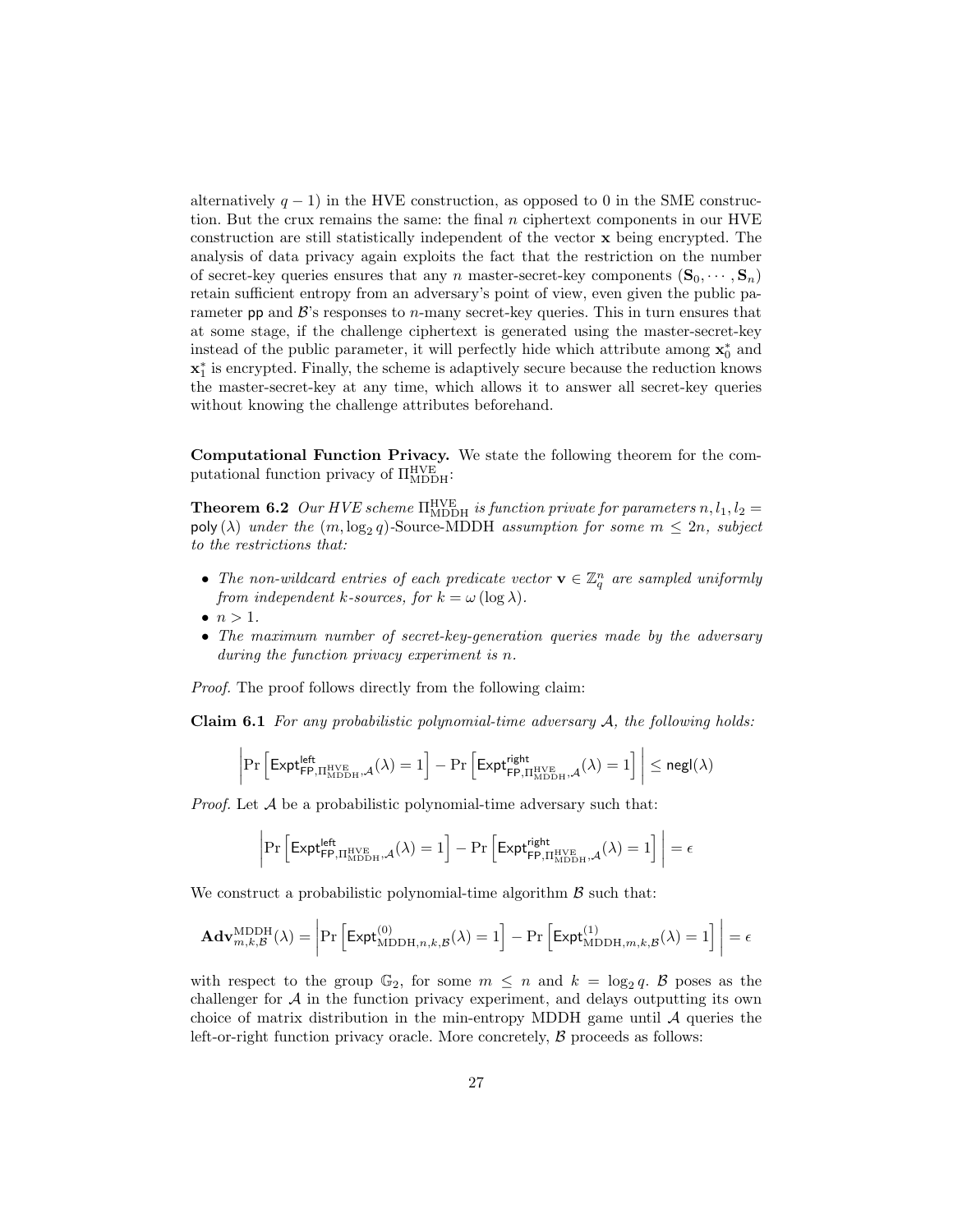alternatively $q-1$) in the HVE construction, as opposed to 0 in the SME construction. But the crux remains the same: the final $n$ ciphertext components in our HVE construction are still statistically independent of the vector $\mathbf{x}$ being encrypted. The analysis of data privacy again exploits the fact that the restriction on the number of secret-key queries ensures that any $n$ master-secret-key components $(\mathbf{S}_0, \cdots, \mathbf{S}_n)$ retain sufficient entropy from an adversary's point of view, even given the public parameter $\mathsf{pp}$ and $\mathcal{B}$'s responses to $n$-many secret-key queries. This in turn ensures that at some stage, if the challenge ciphertext is generated using the master-secret-key instead of the public parameter, it will perfectly hide which attribute among $\mathbf{x}_0^*$ and $\mathbf{x}_1^*$ is encrypted. Finally, the scheme is adaptively secure because the reduction knows the master-secret-key at any time, which allows it to answer all secret-key queries without knowing the challenge attributes beforehand.

**Computational Function Privacy.** We state the following theorem for the computational function privacy of $\Pi_{\text{MDDH}}^{\text{HVE}}$:

**Theorem 6.2** *Our HVE scheme $\Pi_{\text{MDDH}}^{\text{HVE}}$ is function private for parameters $n, l_1, l_2 = \mathsf{poly}(\lambda)$ under the $(m, \log_2 q)$-Source-MDDH assumption for some $m \leq 2n$, subject to the restrictions that:*

- *The non-wildcard entries of each predicate vector $\mathbf{v} \in \mathbb{Z}_q^n$ are sampled uniformly from independent $k$-sources, for $k = \omega(\log \lambda)$.*
- *$n > 1$.*
- *The maximum number of secret-key-generation queries made by the adversary during the function privacy experiment is $n$.*

*Proof.* The proof follows directly from the following claim:

**Claim 6.1** *For any probabilistic polynomial-time adversary $\mathcal{A}$, the following holds:*

$$\left| \Pr\left[\mathsf{Expt}^{\mathsf{left}}_{\mathsf{FP},\Pi_{\text{MDDH}}^{\text{HVE}},\mathcal{A}}(\lambda) = 1\right] - \Pr\left[\mathsf{Expt}^{\mathsf{right}}_{\mathsf{FP},\Pi_{\text{MDDH}}^{\text{HVE}},\mathcal{A}}(\lambda) = 1\right] \right| \leq \mathsf{negl}(\lambda)$$

*Proof.* Let $\mathcal{A}$ be a probabilistic polynomial-time adversary such that:

$$\left| \Pr\left[\mathsf{Expt}^{\mathsf{left}}_{\mathsf{FP},\Pi_{\text{MDDH}}^{\text{HVE}},\mathcal{A}}(\lambda) = 1\right] - \Pr\left[\mathsf{Expt}^{\mathsf{right}}_{\mathsf{FP},\Pi_{\text{MDDH}}^{\text{HVE}},\mathcal{A}}(\lambda) = 1\right] \right| = \epsilon$$

We construct a probabilistic polynomial-time algorithm $\mathcal{B}$ such that:

$$\mathbf{Adv}^{\text{MDDH}}_{m,k,\mathcal{B}}(\lambda) = \left| \Pr\left[\mathsf{Expt}^{(0)}_{\text{MDDH},n,k,\mathcal{B}}(\lambda) = 1\right] - \Pr\left[\mathsf{Expt}^{(1)}_{\text{MDDH},m,k,\mathcal{B}}(\lambda) = 1\right] \right| = \epsilon$$

with respect to the group $\mathbb{G}_2$, for some $m \leq n$ and $k = \log_2 q$. $\mathcal{B}$ poses as the challenger for $\mathcal{A}$ in the function privacy experiment, and delays outputting its own choice of matrix distribution in the min-entropy MDDH game until $\mathcal{A}$ queries the left-or-right function privacy oracle. More concretely, $\mathcal{B}$ proceeds as follows: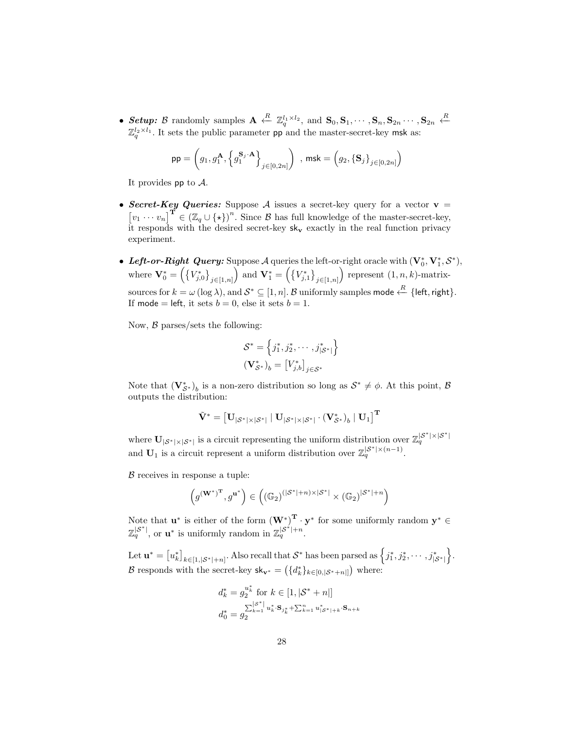- ***Setup:*** $\mathcal{B}$ randomly samples $\mathbf{A} \xleftarrow{R} \mathbb{Z}_q^{l_1 \times l_2}$, and $\mathbf{S}_0, \mathbf{S}_1, \cdots, \mathbf{S}_n, \mathbf{S}_{2n} \cdots, \mathbf{S}_{2n} \xleftarrow{R} \mathbb{Z}_q^{l_2 \times l_1}$. It sets the public parameter $\mathsf{pp}$ and the master-secret-key $\mathsf{msk}$ as:

$$\mathsf{pp} = \left( g_1, g_1^{\mathbf{A}}, \left\{ g_1^{\mathbf{S}_j \cdot \mathbf{A}} \right\}_{j \in [0,2n]} \right) \ , \ \mathsf{msk} = \left( g_2, \{\mathbf{S}_j\}_{j \in [0,2n]} \right)$$

  It provides $\mathsf{pp}$ to $\mathcal{A}$.

- ***Secret-Key Queries:*** Suppose $\mathcal{A}$ issues a secret-key query for a vector $\mathbf{v} = \begin{bmatrix} v_1 \cdots v_n \end{bmatrix}^{\mathbf{T}} \in (\mathbb{Z}_q \cup \{\star\})^n$. Since $\mathcal{B}$ has full knowledge of the master-secret-key, it responds with the desired secret-key $\mathsf{sk}_{\mathbf{v}}$ exactly in the real function privacy experiment.

- ***Left-or-Right Query:*** Suppose $\mathcal{A}$ queries the left-or-right oracle with $(\mathbf{V}_0^*, \mathbf{V}_1^*, \mathcal{S}^*)$, where $\mathbf{V}_0^* = \left( \left\{ V_{j,0}^* \right\}_{j \in [1,n]} \right)$ and $\mathbf{V}_1^* = \left( \left\{ V_{j,1}^* \right\}_{j \in [1,n]} \right)$ represent $(1, n, k)$-matrix-sources for $k = \omega(\log \lambda)$, and $\mathcal{S}^* \subseteq [1, n]$. $\mathcal{B}$ uniformly samples $\mathsf{mode} \xleftarrow{R} \{\mathsf{left}, \mathsf{right}\}$. If $\mathsf{mode} = \mathsf{left}$, it sets $b = 0$, else it sets $b = 1$.

  Now, $\mathcal{B}$ parses/sets the following:

$$\mathcal{S}^* = \left\{ j_1^*, j_2^*, \cdots, j_{|\mathcal{S}^*|}^* \right\}$$
$$(\mathbf{V}_{\mathcal{S}^*}^*)_b = \left[ V_{j,b}^* \right]_{j \in \mathcal{S}^*}$$

  Note that $(\mathbf{V}_{\mathcal{S}^*}^*)_b$ is a non-zero distribution so long as $\mathcal{S}^* \neq \phi$. At this point, $\mathcal{B}$ outputs the distribution:

$$\tilde{\mathbf{V}}^* = \left[ \mathbf{U}_{|\mathcal{S}^*| \times |\mathcal{S}^*|} \mid \mathbf{U}_{|\mathcal{S}^*| \times |\mathcal{S}^*|} \cdot (\mathbf{V}_{\mathcal{S}^*}^*)_b \mid \mathbf{U}_1 \right]^{\mathbf{T}}$$

  where $\mathbf{U}_{|\mathcal{S}^*| \times |\mathcal{S}^*|}$ is a circuit representing the uniform distribution over $\mathbb{Z}_q^{|\mathcal{S}^*| \times |\mathcal{S}^*|}$ and $\mathbf{U}_1$ is a circuit represent a uniform distribution over $\mathbb{Z}_q^{|\mathcal{S}^*| \times (n-1)}$.

  $\mathcal{B}$ receives in response a tuple:

$$\left( g^{(\mathbf{W}^*)^{\mathbf{T}}}, g^{\mathbf{u}^*} \right) \in \left( (\mathbb{G}_2)^{(|\mathcal{S}^*|+n) \times |\mathcal{S}^*|} \times (\mathbb{G}_2)^{|\mathcal{S}^*|+n} \right)$$

  Note that $\mathbf{u}^*$ is either of the form $(\mathbf{W}^*)^{\mathbf{T}} \cdot \mathbf{y}^*$ for some uniformly random $\mathbf{y}^* \in \mathbb{Z}_q^{|\mathcal{S}^*|}$, or $\mathbf{u}^*$ is uniformly random in $\mathbb{Z}_q^{|\mathcal{S}^*|+n}$.

  Let $\mathbf{u}^* = \left[ u_k^* \right]_{k \in [1, |\mathcal{S}^*|+n]}$. Also recall that $\mathcal{S}^*$ has been parsed as $\left\{ j_1^*, j_2^*, \cdots, j_{|\mathcal{S}^*|}^* \right\}$. $\mathcal{B}$ responds with the secret-key $\mathsf{sk}_{\mathbf{v}^*} = \left( \{ d_k^* \}_{k \in [0, |\mathcal{S}^*+n|]} \right)$ where:

$$d_k^* = g_2^{u_k^*} \text{ for } k \in [1, |\mathcal{S}^* + n|]$$
$$d_0^* = g_2^{\sum_{k=1}^{|\mathcal{S}^*|} u_k^* \cdot \mathbf{S}_{j_k^*} + \sum_{k=1}^{n} u_{|\mathcal{S}^*|+k}^* \cdot \mathbf{S}_{n+k}}$$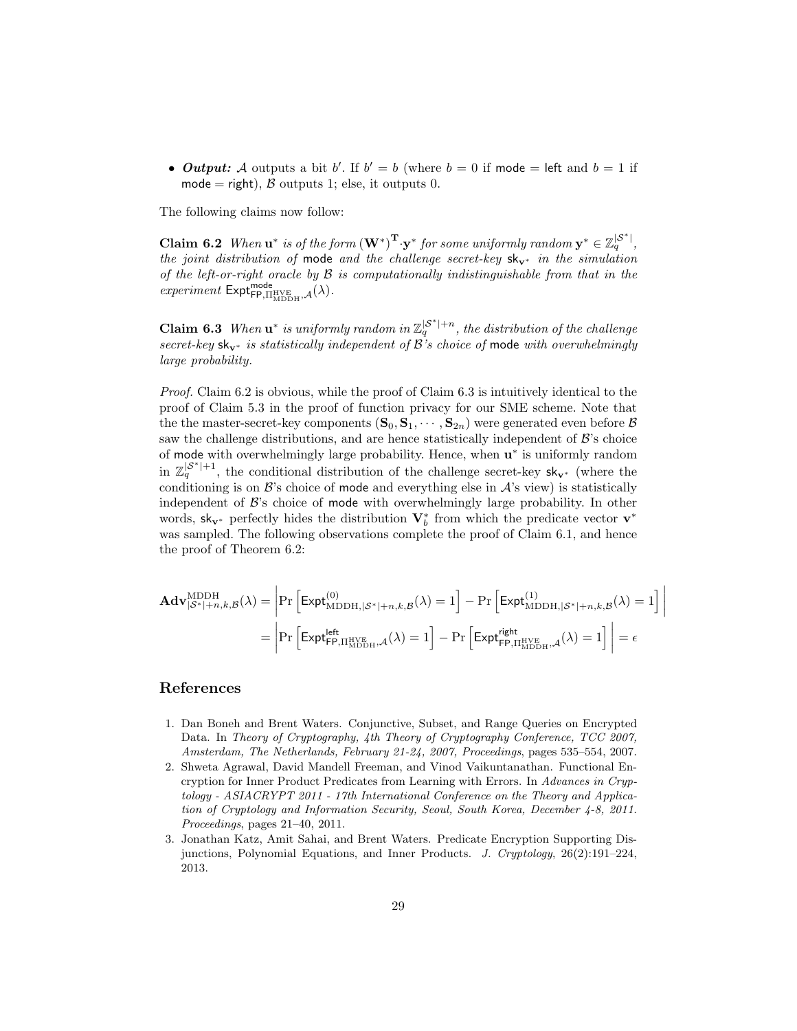- ***Output:*** $\mathcal{A}$ outputs a bit $b'$. If $b' = b$ (where $b = 0$ if $\mathsf{mode} = \mathsf{left}$ and $b = 1$ if $\mathsf{mode} = \mathsf{right}$), $\mathcal{B}$ outputs 1; else, it outputs 0.

The following claims now follow:

**Claim 6.2** *When $\mathbf{u}^*$ is of the form $(\mathbf{W}^*)^{\mathbf{T}} \cdot \mathbf{y}^*$ for some uniformly random $\mathbf{y}^* \in \mathbb{Z}_q^{|\mathcal{S}^*|}$, the joint distribution of $\mathsf{mode}$ and the challenge secret-key $\mathsf{sk}_{\mathbf{v}^*}$ in the simulation of the left-or-right oracle by $\mathcal{B}$ is computationally indistinguishable from that in the experiment $\mathsf{Expt}^{\mathsf{mode}}_{\mathsf{FP},\Pi^{\mathrm{HVE}}_{\mathrm{MDDH}},\mathcal{A}}(\lambda)$.*

**Claim 6.3** *When $\mathbf{u}^*$ is uniformly random in $\mathbb{Z}_q^{|\mathcal{S}^*|+n}$, the distribution of the challenge secret-key $\mathsf{sk}_{\mathbf{v}^*}$ is statistically independent of $\mathcal{B}$'s choice of $\mathsf{mode}$ with overwhelmingly large probability.*

*Proof.* Claim 6.2 is obvious, while the proof of Claim 6.3 is intuitively identical to the proof of Claim 5.3 in the proof of function privacy for our SME scheme. Note that the the master-secret-key components $(\mathbf{S}_0, \mathbf{S}_1, \cdots, \mathbf{S}_{2n})$ were generated even before $\mathcal{B}$ saw the challenge distributions, and are hence statistically independent of $\mathcal{B}$'s choice of $\mathsf{mode}$ with overwhelmingly large probability. Hence, when $\mathbf{u}^*$ is uniformly random in $\mathbb{Z}_q^{|\mathcal{S}^*|+1}$, the conditional distribution of the challenge secret-key $\mathsf{sk}_{\mathbf{v}^*}$ (where the conditioning is on $\mathcal{B}$'s choice of $\mathsf{mode}$ and everything else in $\mathcal{A}$'s view) is statistically independent of $\mathcal{B}$'s choice of $\mathsf{mode}$ with overwhelmingly large probability. In other words, $\mathsf{sk}_{\mathbf{v}^*}$ perfectly hides the distribution $\mathbf{V}_b^*$ from which the predicate vector $\mathbf{v}^*$ was sampled. The following observations complete the proof of Claim 6.1, and hence the proof of Theorem 6.2:

$$
\begin{aligned}
\mathbf{Adv}^{\mathrm{MDDH}}_{|\mathcal{S}^*|+n,k,\mathcal{B}}(\lambda) &= \left| \Pr\left[\mathsf{Expt}^{(0)}_{\mathrm{MDDH},|\mathcal{S}^*|+n,k,\mathcal{B}}(\lambda) = 1\right] - \Pr\left[\mathsf{Expt}^{(1)}_{\mathrm{MDDH},|\mathcal{S}^*|+n,k,\mathcal{B}}(\lambda) = 1\right] \right| \\
&= \left| \Pr\left[\mathsf{Expt}^{\mathsf{left}}_{\mathsf{FP},\Pi^{\mathrm{HVE}}_{\mathrm{MDDH}},\mathcal{A}}(\lambda) = 1\right] - \Pr\left[\mathsf{Expt}^{\mathsf{right}}_{\mathsf{FP},\Pi^{\mathrm{HVE}}_{\mathrm{MDDH}},\mathcal{A}}(\lambda) = 1\right] \right| = \epsilon
\end{aligned}
$$

## References

1. Dan Boneh and Brent Waters. Conjunctive, Subset, and Range Queries on Encrypted Data. In *Theory of Cryptography, 4th Theory of Cryptography Conference, TCC 2007, Amsterdam, The Netherlands, February 21-24, 2007, Proceedings*, pages 535–554, 2007.
2. Shweta Agrawal, David Mandell Freeman, and Vinod Vaikuntanathan. Functional Encryption for Inner Product Predicates from Learning with Errors. In *Advances in Cryptology - ASIACRYPT 2011 - 17th International Conference on the Theory and Application of Cryptology and Information Security, Seoul, South Korea, December 4-8, 2011. Proceedings*, pages 21–40, 2011.
3. Jonathan Katz, Amit Sahai, and Brent Waters. Predicate Encryption Supporting Disjunctions, Polynomial Equations, and Inner Products. *J. Cryptology*, 26(2):191–224, 2013.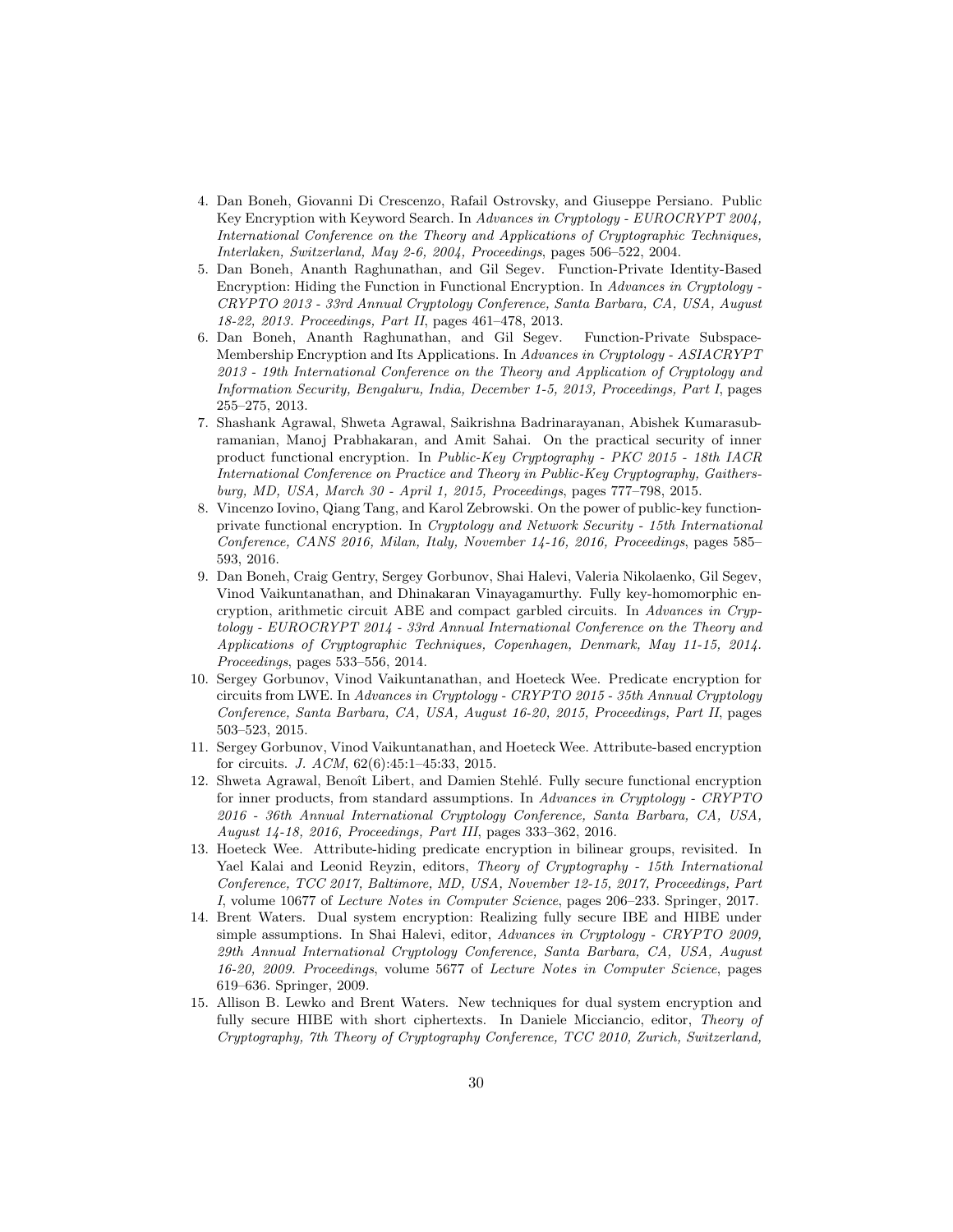4. Dan Boneh, Giovanni Di Crescenzo, Rafail Ostrovsky, and Giuseppe Persiano. Public Key Encryption with Keyword Search. In *Advances in Cryptology - EUROCRYPT 2004, International Conference on the Theory and Applications of Cryptographic Techniques, Interlaken, Switzerland, May 2-6, 2004, Proceedings*, pages 506–522, 2004.
5. Dan Boneh, Ananth Raghunathan, and Gil Segev. Function-Private Identity-Based Encryption: Hiding the Function in Functional Encryption. In *Advances in Cryptology - CRYPTO 2013 - 33rd Annual Cryptology Conference, Santa Barbara, CA, USA, August 18-22, 2013. Proceedings, Part II*, pages 461–478, 2013.
6. Dan Boneh, Ananth Raghunathan, and Gil Segev. Function-Private Subspace-Membership Encryption and Its Applications. In *Advances in Cryptology - ASIACRYPT 2013 - 19th International Conference on the Theory and Application of Cryptology and Information Security, Bengaluru, India, December 1-5, 2013, Proceedings, Part I*, pages 255–275, 2013.
7. Shashank Agrawal, Shweta Agrawal, Saikrishna Badrinarayanan, Abishek Kumarasubramanian, Manoj Prabhakaran, and Amit Sahai. On the practical security of inner product functional encryption. In *Public-Key Cryptography - PKC 2015 - 18th IACR International Conference on Practice and Theory in Public-Key Cryptography, Gaithersburg, MD, USA, March 30 - April 1, 2015, Proceedings*, pages 777–798, 2015.
8. Vincenzo Iovino, Qiang Tang, and Karol Zebrowski. On the power of public-key function-private functional encryption. In *Cryptology and Network Security - 15th International Conference, CANS 2016, Milan, Italy, November 14-16, 2016, Proceedings*, pages 585–593, 2016.
9. Dan Boneh, Craig Gentry, Sergey Gorbunov, Shai Halevi, Valeria Nikolaenko, Gil Segev, Vinod Vaikuntanathan, and Dhinakaran Vinayagamurthy. Fully key-homomorphic encryption, arithmetic circuit ABE and compact garbled circuits. In *Advances in Cryptology - EUROCRYPT 2014 - 33rd Annual International Conference on the Theory and Applications of Cryptographic Techniques, Copenhagen, Denmark, May 11-15, 2014. Proceedings*, pages 533–556, 2014.
10. Sergey Gorbunov, Vinod Vaikuntanathan, and Hoeteck Wee. Predicate encryption for circuits from LWE. In *Advances in Cryptology - CRYPTO 2015 - 35th Annual Cryptology Conference, Santa Barbara, CA, USA, August 16-20, 2015, Proceedings, Part II*, pages 503–523, 2015.
11. Sergey Gorbunov, Vinod Vaikuntanathan, and Hoeteck Wee. Attribute-based encryption for circuits. *J. ACM*, 62(6):45:1–45:33, 2015.
12. Shweta Agrawal, Benoît Libert, and Damien Stehlé. Fully secure functional encryption for inner products, from standard assumptions. In *Advances in Cryptology - CRYPTO 2016 - 36th Annual International Cryptology Conference, Santa Barbara, CA, USA, August 14-18, 2016, Proceedings, Part III*, pages 333–362, 2016.
13. Hoeteck Wee. Attribute-hiding predicate encryption in bilinear groups, revisited. In Yael Kalai and Leonid Reyzin, editors, *Theory of Cryptography - 15th International Conference, TCC 2017, Baltimore, MD, USA, November 12-15, 2017, Proceedings, Part I*, volume 10677 of *Lecture Notes in Computer Science*, pages 206–233. Springer, 2017.
14. Brent Waters. Dual system encryption: Realizing fully secure IBE and HIBE under simple assumptions. In Shai Halevi, editor, *Advances in Cryptology - CRYPTO 2009, 29th Annual International Cryptology Conference, Santa Barbara, CA, USA, August 16-20, 2009. Proceedings*, volume 5677 of *Lecture Notes in Computer Science*, pages 619–636. Springer, 2009.
15. Allison B. Lewko and Brent Waters. New techniques for dual system encryption and fully secure HIBE with short ciphertexts. In Daniele Micciancio, editor, *Theory of Cryptography, 7th Theory of Cryptography Conference, TCC 2010, Zurich, Switzerland,*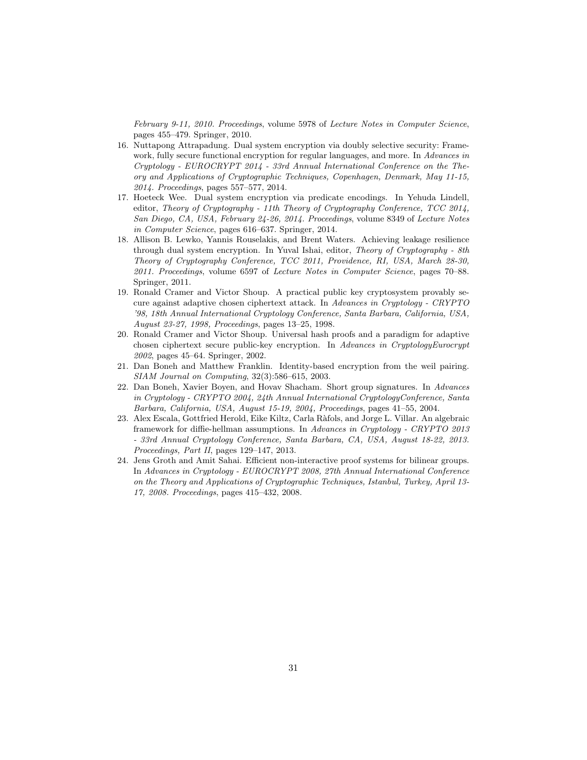*February 9-11, 2010. Proceedings*, volume 5978 of *Lecture Notes in Computer Science*, pages 455–479. Springer, 2010.

16. Nuttapong Attrapadung. Dual system encryption via doubly selective security: Framework, fully secure functional encryption for regular languages, and more. In *Advances in Cryptology - EUROCRYPT 2014 - 33rd Annual International Conference on the Theory and Applications of Cryptographic Techniques, Copenhagen, Denmark, May 11-15, 2014. Proceedings*, pages 557–577, 2014.
17. Hoeteck Wee. Dual system encryption via predicate encodings. In Yehuda Lindell, editor, *Theory of Cryptography - 11th Theory of Cryptography Conference, TCC 2014, San Diego, CA, USA, February 24-26, 2014. Proceedings*, volume 8349 of *Lecture Notes in Computer Science*, pages 616–637. Springer, 2014.
18. Allison B. Lewko, Yannis Rouselakis, and Brent Waters. Achieving leakage resilience through dual system encryption. In Yuval Ishai, editor, *Theory of Cryptography - 8th Theory of Cryptography Conference, TCC 2011, Providence, RI, USA, March 28-30, 2011. Proceedings*, volume 6597 of *Lecture Notes in Computer Science*, pages 70–88. Springer, 2011.
19. Ronald Cramer and Victor Shoup. A practical public key cryptosystem provably secure against adaptive chosen ciphertext attack. In *Advances in Cryptology - CRYPTO '98, 18th Annual International Cryptology Conference, Santa Barbara, California, USA, August 23-27, 1998, Proceedings*, pages 13–25, 1998.
20. Ronald Cramer and Victor Shoup. Universal hash proofs and a paradigm for adaptive chosen ciphertext secure public-key encryption. In *Advances in CryptologyEurocrypt 2002*, pages 45–64. Springer, 2002.
21. Dan Boneh and Matthew Franklin. Identity-based encryption from the weil pairing. *SIAM Journal on Computing*, 32(3):586–615, 2003.
22. Dan Boneh, Xavier Boyen, and Hovav Shacham. Short group signatures. In *Advances in Cryptology - CRYPTO 2004, 24th Annual International CryptologyConference, Santa Barbara, California, USA, August 15-19, 2004, Proceedings*, pages 41–55, 2004.
23. Alex Escala, Gottfried Herold, Eike Kiltz, Carla Ràfols, and Jorge L. Villar. An algebraic framework for diffie-hellman assumptions. In *Advances in Cryptology - CRYPTO 2013 - 33rd Annual Cryptology Conference, Santa Barbara, CA, USA, August 18-22, 2013. Proceedings, Part II*, pages 129–147, 2013.
24. Jens Groth and Amit Sahai. Efficient non-interactive proof systems for bilinear groups. In *Advances in Cryptology - EUROCRYPT 2008, 27th Annual International Conference on the Theory and Applications of Cryptographic Techniques, Istanbul, Turkey, April 13-17, 2008. Proceedings*, pages 415–432, 2008.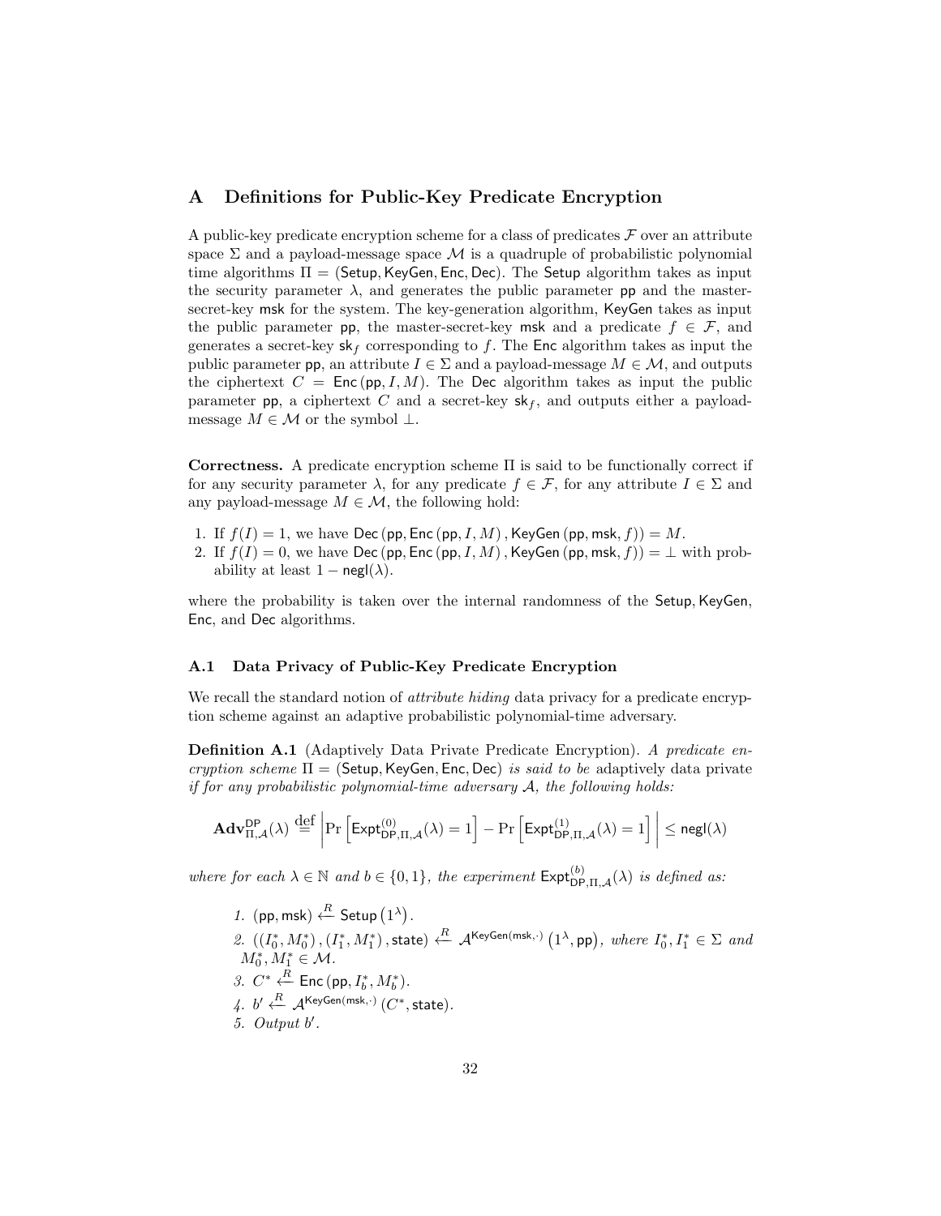## A Definitions for Public-Key Predicate Encryption

A public-key predicate encryption scheme for a class of predicates $\mathcal{F}$ over an attribute space $\Sigma$ and a payload-message space $\mathcal{M}$ is a quadruple of probabilistic polynomial time algorithms $\Pi = (\mathsf{Setup}, \mathsf{KeyGen}, \mathsf{Enc}, \mathsf{Dec})$. The $\mathsf{Setup}$ algorithm takes as input the security parameter $\lambda$, and generates the public parameter $\mathsf{pp}$ and the master-secret-key $\mathsf{msk}$ for the system. The key-generation algorithm, $\mathsf{KeyGen}$ takes as input the public parameter $\mathsf{pp}$, the master-secret-key $\mathsf{msk}$ and a predicate $f \in \mathcal{F}$, and generates a secret-key $\mathsf{sk}_f$ corresponding to $f$. The $\mathsf{Enc}$ algorithm takes as input the public parameter $\mathsf{pp}$, an attribute $I \in \Sigma$ and a payload-message $M \in \mathcal{M}$, and outputs the ciphertext $C = \mathsf{Enc}(\mathsf{pp}, I, M)$. The $\mathsf{Dec}$ algorithm takes as input the public parameter $\mathsf{pp}$, a ciphertext $C$ and a secret-key $\mathsf{sk}_f$, and outputs either a payload-message $M \in \mathcal{M}$ or the symbol $\perp$.

**Correctness.** A predicate encryption scheme $\Pi$ is said to be functionally correct if for any security parameter $\lambda$, for any predicate $f \in \mathcal{F}$, for any attribute $I \in \Sigma$ and any payload-message $M \in \mathcal{M}$, the following hold:

1. If $f(I) = 1$, we have $\mathsf{Dec}(\mathsf{pp}, \mathsf{Enc}(\mathsf{pp}, I, M), \mathsf{KeyGen}(\mathsf{pp}, \mathsf{msk}, f)) = M$.
2. If $f(I) = 0$, we have $\mathsf{Dec}(\mathsf{pp}, \mathsf{Enc}(\mathsf{pp}, I, M), \mathsf{KeyGen}(\mathsf{pp}, \mathsf{msk}, f)) = \perp$ with probability at least $1 - \mathsf{negl}(\lambda)$.

where the probability is taken over the internal randomness of the $\mathsf{Setup}$, $\mathsf{KeyGen}$, $\mathsf{Enc}$, and $\mathsf{Dec}$ algorithms.

### A.1 Data Privacy of Public-Key Predicate Encryption

We recall the standard notion of *attribute hiding* data privacy for a predicate encryption scheme against an adaptive probabilistic polynomial-time adversary.

**Definition A.1** (Adaptively Data Private Predicate Encryption). *A predicate encryption scheme $\Pi = (\mathsf{Setup}, \mathsf{KeyGen}, \mathsf{Enc}, \mathsf{Dec})$ is said to be* adaptively data private *if for any probabilistic polynomial-time adversary $\mathcal{A}$, the following holds:*

$$\mathbf{Adv}^{\mathsf{DP}}_{\Pi,\mathcal{A}}(\lambda) \stackrel{\text{def}}{=} \left| \Pr\left[\mathsf{Expt}^{(0)}_{\mathsf{DP},\Pi,\mathcal{A}}(\lambda) = 1\right] - \Pr\left[\mathsf{Expt}^{(1)}_{\mathsf{DP},\Pi,\mathcal{A}}(\lambda) = 1\right] \right| \leq \mathsf{negl}(\lambda)$$

*where for each $\lambda \in \mathbb{N}$ and $b \in \{0, 1\}$, the experiment $\mathsf{Expt}^{(b)}_{\mathsf{DP},\Pi,\mathcal{A}}(\lambda)$ is defined as:*

1. $(\mathsf{pp}, \mathsf{msk}) \xleftarrow{R} \mathsf{Setup}(1^\lambda)$.
2. $((I_0^*, M_0^*), (I_1^*, M_1^*), \mathsf{state}) \xleftarrow{R} \mathcal{A}^{\mathsf{KeyGen}(\mathsf{msk},\cdot)}(1^\lambda, \mathsf{pp})$, *where $I_0^*, I_1^* \in \Sigma$ and $M_0^*, M_1^* \in \mathcal{M}$.*
3. $C^* \xleftarrow{R} \mathsf{Enc}(\mathsf{pp}, I_b^*, M_b^*)$.
4. $b' \xleftarrow{R} \mathcal{A}^{\mathsf{KeyGen}(\mathsf{msk},\cdot)}(C^*, \mathsf{state})$.
5. *Output $b'$.*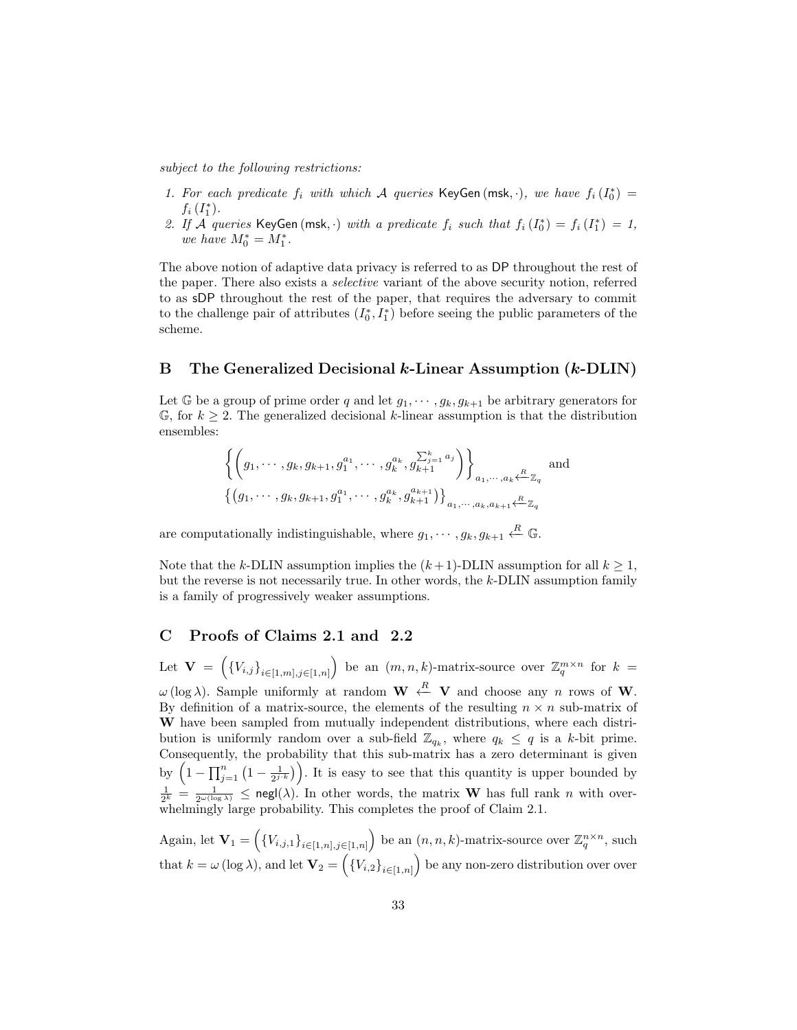*subject to the following restrictions:*

1. *For each predicate $f_i$ with which $\mathcal{A}$ queries* $\mathsf{KeyGen}(\mathsf{msk}, \cdot)$*, we have* $f_i(I_0^*) = f_i(I_1^*)$.
2. *If $\mathcal{A}$ queries* $\mathsf{KeyGen}(\mathsf{msk}, \cdot)$ *with a predicate $f_i$ such that* $f_i(I_0^*) = f_i(I_1^*) = 1$*, we have* $M_0^* = M_1^*$.

The above notion of adaptive data privacy is referred to as $\mathsf{DP}$ throughout the rest of the paper. There also exists a *selective* variant of the above security notion, referred to as $\mathsf{sDP}$ throughout the rest of the paper, that requires the adversary to commit to the challenge pair of attributes $(I_0^*, I_1^*)$ before seeing the public parameters of the scheme.

## B The Generalized Decisional *k*-Linear Assumption (*k*-DLIN)

Let $\mathbb{G}$ be a group of prime order $q$ and let $g_1, \cdots, g_k, g_{k+1}$ be arbitrary generators for $\mathbb{G}$, for $k \geq 2$. The generalized decisional $k$-linear assumption is that the distribution ensembles:

$$\left\{\left(g_1, \cdots, g_k, g_{k+1}, g_1^{a_1}, \cdots, g_k^{a_k}, g_{k+1}^{\sum_{j=1}^{k} a_j}\right)\right\}_{a_1, \cdots, a_k \xleftarrow{R} \mathbb{Z}_q} \quad \text{and}$$
$$\left\{\left(g_1, \cdots, g_k, g_{k+1}, g_1^{a_1}, \cdots, g_k^{a_k}, g_{k+1}^{a_{k+1}}\right)\right\}_{a_1, \cdots, a_k, a_{k+1} \xleftarrow{R} \mathbb{Z}_q}$$

are computationally indistinguishable, where $g_1, \cdots, g_k, g_{k+1} \xleftarrow{R} \mathbb{G}$.

Note that the $k$-DLIN assumption implies the $(k+1)$-DLIN assumption for all $k \geq 1$, but the reverse is not necessarily true. In other words, the $k$-DLIN assumption family is a family of progressively weaker assumptions.

## C Proofs of Claims 2.1 and 2.2

Let $\mathbf{V} = \left(\{V_{i,j}\}_{i \in [1,m], j \in [1,n]}\right)$ be an $(m, n, k)$-matrix-source over $\mathbb{Z}_q^{m \times n}$ for $k = \omega(\log \lambda)$. Sample uniformly at random $\mathbf{W} \xleftarrow{R} \mathbf{V}$ and choose any $n$ rows of $\mathbf{W}$. By definition of a matrix-source, the elements of the resulting $n \times n$ sub-matrix of $\mathbf{W}$ have been sampled from mutually independent distributions, where each distribution is uniformly random over a sub-field $\mathbb{Z}_{q_k}$, where $q_k \leq q$ is a $k$-bit prime. Consequently, the probability that this sub-matrix has a zero determinant is given by $\left(1 - \prod_{j=1}^{n}\left(1 - \frac{1}{2^{j \cdot k}}\right)\right)$. It is easy to see that this quantity is upper bounded by $\frac{1}{2^k} = \frac{1}{2^{\omega(\log \lambda)}} \leq \mathsf{negl}(\lambda)$. In other words, the matrix $\mathbf{W}$ has full rank $n$ with overwhelmingly large probability. This completes the proof of Claim 2.1.

Again, let $\mathbf{V}_1 = \left(\{V_{i,j,1}\}_{i \in [1,n], j \in [1,n]}\right)$ be an $(n, n, k)$-matrix-source over $\mathbb{Z}_q^{n \times n}$, such that $k = \omega(\log \lambda)$, and let $\mathbf{V}_2 = \left(\{V_{i,2}\}_{i \in [1,n]}\right)$ be any non-zero distribution over over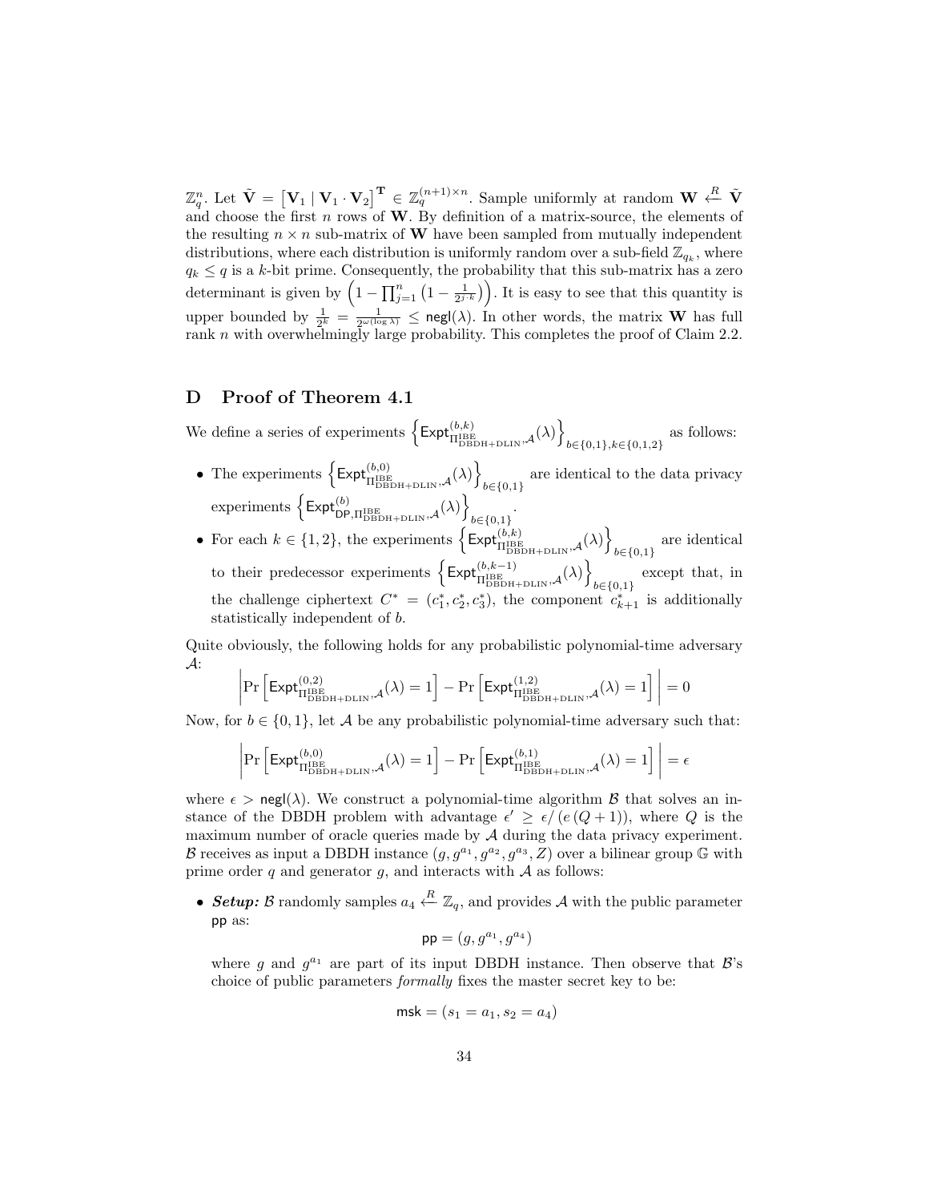$\mathbb{Z}_q^n$. Let $\tilde{\mathbf{V}} = \left[\mathbf{V}_1 \mid \mathbf{V}_1 \cdot \mathbf{V}_2\right]^{\mathbf{T}} \in \mathbb{Z}_q^{(n+1)\times n}$. Sample uniformly at random $\mathbf{W} \xleftarrow{R} \tilde{\mathbf{V}}$ and choose the first $n$ rows of $\mathbf{W}$. By definition of a matrix-source, the elements of the resulting $n \times n$ sub-matrix of $\mathbf{W}$ have been sampled from mutually independent distributions, where each distribution is uniformly random over a sub-field $\mathbb{Z}_{q_k}$, where $q_k \leq q$ is a $k$-bit prime. Consequently, the probability that this sub-matrix has a zero determinant is given by $\left(1 - \prod_{j=1}^{n}\left(1 - \frac{1}{2^{j \cdot k}}\right)\right)$. It is easy to see that this quantity is upper bounded by $\frac{1}{2^k} = \frac{1}{2^{\omega(\log \lambda)}} \leq \mathsf{negl}(\lambda)$. In other words, the matrix $\mathbf{W}$ has full rank $n$ with overwhelmingly large probability. This completes the proof of Claim 2.2.

## D Proof of Theorem 4.1

We define a series of experiments $\left\{\mathsf{Expt}^{(b,k)}_{\Pi^{\mathrm{IBE}}_{\mathrm{DBDH+DLIN}},\mathcal{A}}(\lambda)\right\}_{b\in\{0,1\},k\in\{0,1,2\}}$ as follows:

- The experiments $\left\{\mathsf{Expt}^{(b,0)}_{\Pi^{\mathrm{IBE}}_{\mathrm{DBDH+DLIN}},\mathcal{A}}(\lambda)\right\}_{b\in\{0,1\}}$ are identical to the data privacy experiments $\left\{\mathsf{Expt}^{(b)}_{\mathsf{DP},\Pi^{\mathrm{IBE}}_{\mathrm{DBDH+DLIN}},\mathcal{A}}(\lambda)\right\}_{b\in\{0,1\}}$.
- For each $k \in \{1, 2\}$, the experiments $\left\{\mathsf{Expt}^{(b,k)}_{\Pi^{\mathrm{IBE}}_{\mathrm{DBDH+DLIN}},\mathcal{A}}(\lambda)\right\}_{b\in\{0,1\}}$ are identical to their predecessor experiments $\left\{\mathsf{Expt}^{(b,k-1)}_{\Pi^{\mathrm{IBE}}_{\mathrm{DBDH+DLIN}},\mathcal{A}}(\lambda)\right\}_{b\in\{0,1\}}$ except that, in the challenge ciphertext $C^* = (c_1^*, c_2^*, c_3^*)$, the component $c_{k+1}^*$ is additionally statistically independent of $b$.

Quite obviously, the following holds for any probabilistic polynomial-time adversary $\mathcal{A}$:

$$\left|\Pr\left[\mathsf{Expt}^{(0,2)}_{\Pi^{\mathrm{IBE}}_{\mathrm{DBDH+DLIN}},\mathcal{A}}(\lambda) = 1\right] - \Pr\left[\mathsf{Expt}^{(1,2)}_{\Pi^{\mathrm{IBE}}_{\mathrm{DBDH+DLIN}},\mathcal{A}}(\lambda) = 1\right]\right| = 0$$

Now, for $b \in \{0, 1\}$, let $\mathcal{A}$ be any probabilistic polynomial-time adversary such that:

$$\left|\Pr\left[\mathsf{Expt}^{(b,0)}_{\Pi^{\mathrm{IBE}}_{\mathrm{DBDH+DLIN}},\mathcal{A}}(\lambda) = 1\right] - \Pr\left[\mathsf{Expt}^{(b,1)}_{\Pi^{\mathrm{IBE}}_{\mathrm{DBDH+DLIN}},\mathcal{A}}(\lambda) = 1\right]\right| = \epsilon$$

where $\epsilon > \mathsf{negl}(\lambda)$. We construct a polynomial-time algorithm $\mathcal{B}$ that solves an instance of the DBDH problem with advantage $\epsilon' \geq \epsilon/\left(e\left(Q+1\right)\right)$, where $Q$ is the maximum number of oracle queries made by $\mathcal{A}$ during the data privacy experiment. $\mathcal{B}$ receives as input a DBDH instance $(g, g^{a_1}, g^{a_2}, g^{a_3}, Z)$ over a bilinear group $\mathbb{G}$ with prime order $q$ and generator $g$, and interacts with $\mathcal{A}$ as follows:

- ***Setup:*** $\mathcal{B}$ randomly samples $a_4 \xleftarrow{R} \mathbb{Z}_q$, and provides $\mathcal{A}$ with the public parameter $\mathsf{pp}$ as:

$$\mathsf{pp} = (g, g^{a_1}, g^{a_4})$$

  where $g$ and $g^{a_1}$ are part of its input DBDH instance. Then observe that $\mathcal{B}$'s choice of public parameters *formally* fixes the master secret key to be:

$$\mathsf{msk} = (s_1 = a_1, s_2 = a_4)$$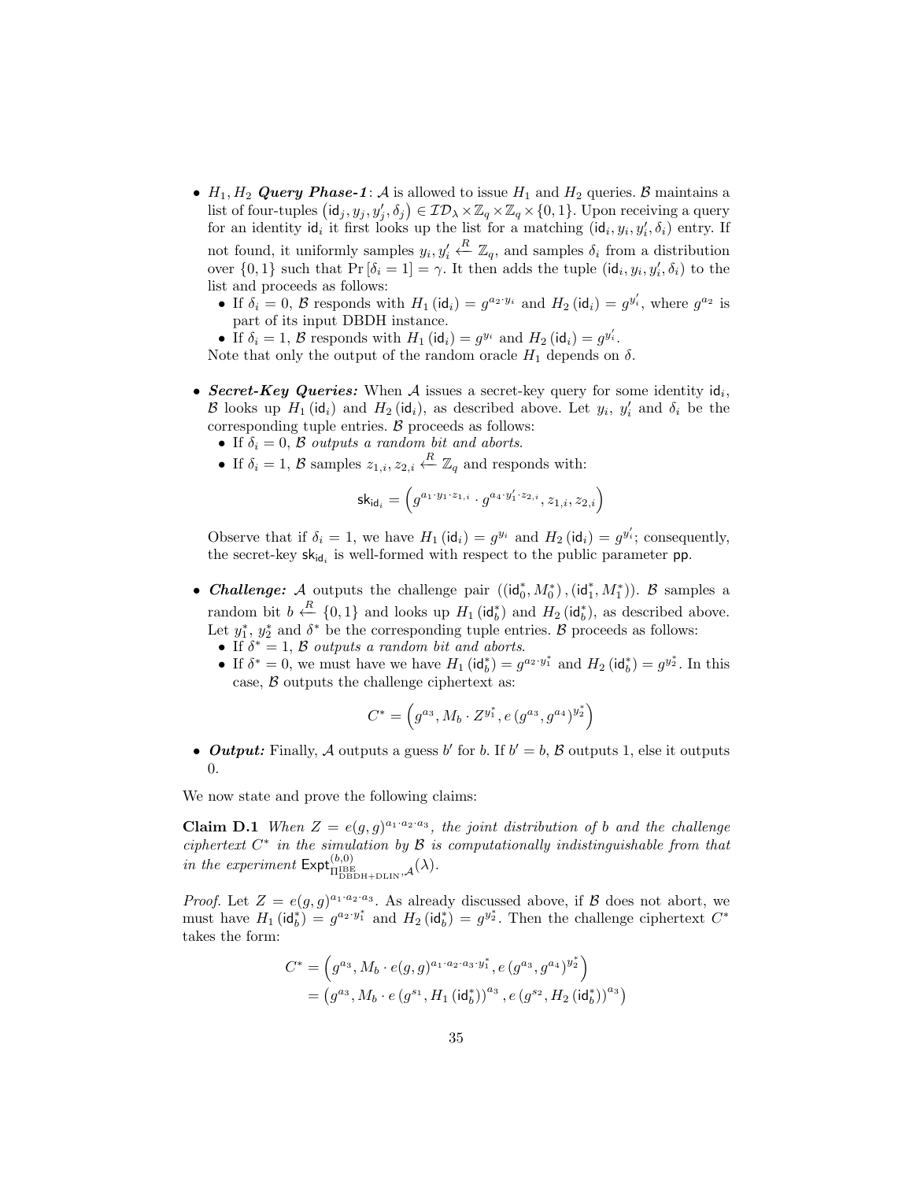- $H_1, H_2$ ***Query Phase-1***: $\mathcal{A}$ is allowed to issue $H_1$ and $H_2$ queries. $\mathcal{B}$ maintains a list of four-tuples $(\mathsf{id}_j, y_j, y'_j, \delta_j) \in \mathcal{ID}_\lambda \times \mathbb{Z}_q \times \mathbb{Z}_q \times \{0,1\}$. Upon receiving a query for an identity $\mathsf{id}_i$ it first looks up the list for a matching $(\mathsf{id}_i, y_i, y'_i, \delta_i)$ entry. If not found, it uniformly samples $y_i, y'_i \xleftarrow{R} \mathbb{Z}_q$, and samples $\delta_i$ from a distribution over $\{0,1\}$ such that $\Pr[\delta_i = 1] = \gamma$. It then adds the tuple $(\mathsf{id}_i, y_i, y'_i, \delta_i)$ to the list and proceeds as follows:
  - If $\delta_i = 0$, $\mathcal{B}$ responds with $H_1(\mathsf{id}_i) = g^{a_2 \cdot y_i}$ and $H_2(\mathsf{id}_i) = g^{y'_i}$, where $g^{a_2}$ is part of its input DBDH instance.
  - If $\delta_i = 1$, $\mathcal{B}$ responds with $H_1(\mathsf{id}_i) = g^{y_i}$ and $H_2(\mathsf{id}_i) = g^{y'_i}$.

  Note that only the output of the random oracle $H_1$ depends on $\delta$.

- ***Secret-Key Queries:*** When $\mathcal{A}$ issues a secret-key query for some identity $\mathsf{id}_i$, $\mathcal{B}$ looks up $H_1(\mathsf{id}_i)$ and $H_2(\mathsf{id}_i)$, as described above. Let $y_i$, $y'_i$ and $\delta_i$ be the corresponding tuple entries. $\mathcal{B}$ proceeds as follows:
  - If $\delta_i = 0$, $\mathcal{B}$ *outputs a random bit and aborts*.
  - If $\delta_i = 1$, $\mathcal{B}$ samples $z_{1,i}, z_{2,i} \xleftarrow{R} \mathbb{Z}_q$ and responds with:

  $$\mathsf{sk}_{\mathsf{id}_i} = \left(g^{a_1 \cdot y_1 \cdot z_{1,i}} \cdot g^{a_4 \cdot y'_1 \cdot z_{2,i}}, z_{1,i}, z_{2,i}\right)$$

  Observe that if $\delta_i = 1$, we have $H_1(\mathsf{id}_i) = g^{y_i}$ and $H_2(\mathsf{id}_i) = g^{y'_i}$; consequently, the secret-key $\mathsf{sk}_{\mathsf{id}_i}$ is well-formed with respect to the public parameter $\mathsf{pp}$.

- ***Challenge:*** $\mathcal{A}$ outputs the challenge pair $((\mathsf{id}_0^*, M_0^*), (\mathsf{id}_1^*, M_1^*))$. $\mathcal{B}$ samples a random bit $b \xleftarrow{R} \{0,1\}$ and looks up $H_1(\mathsf{id}_b^*)$ and $H_2(\mathsf{id}_b^*)$, as described above. Let $y_1^*$, $y_2^*$ and $\delta^*$ be the corresponding tuple entries. $\mathcal{B}$ proceeds as follows:
  - If $\delta^* = 1$, $\mathcal{B}$ *outputs a random bit and aborts*.
  - If $\delta^* = 0$, we must have we have $H_1(\mathsf{id}_b^*) = g^{a_2 \cdot y_1^*}$ and $H_2(\mathsf{id}_b^*) = g^{y_2^*}$. In this case, $\mathcal{B}$ outputs the challenge ciphertext as:

  $$C^* = \left(g^{a_3}, M_b \cdot Z^{y_1^*}, e(g^{a_3}, g^{a_4})^{y_2^*}\right)$$

- ***Output:*** Finally, $\mathcal{A}$ outputs a guess $b'$ for $b$. If $b' = b$, $\mathcal{B}$ outputs 1, else it outputs 0.

We now state and prove the following claims:

**Claim D.1** *When $Z = e(g,g)^{a_1 \cdot a_2 \cdot a_3}$, the joint distribution of $b$ and the challenge ciphertext $C^*$ in the simulation by $\mathcal{B}$ is computationally indistinguishable from that in the experiment $\mathsf{Expt}^{(b,0)}_{\Pi^{\mathrm{IBE}}_{\mathrm{DBDH+DLIN}},\mathcal{A}}(\lambda)$.*

*Proof.* Let $Z = e(g,g)^{a_1 \cdot a_2 \cdot a_3}$. As already discussed above, if $\mathcal{B}$ does not abort, we must have $H_1(\mathsf{id}_b^*) = g^{a_2 \cdot y_1^*}$ and $H_2(\mathsf{id}_b^*) = g^{y_2^*}$. Then the challenge ciphertext $C^*$ takes the form:

$$\begin{aligned}
C^* &= \left(g^{a_3}, M_b \cdot e(g,g)^{a_1 \cdot a_2 \cdot a_3 \cdot y_1^*}, e(g^{a_3}, g^{a_4})^{y_2^*}\right) \\
&= \left(g^{a_3}, M_b \cdot e(g^{s_1}, H_1(\mathsf{id}_b^*))^{a_3}, e(g^{s_2}, H_2(\mathsf{id}_b^*))^{a_3}\right)
\end{aligned}$$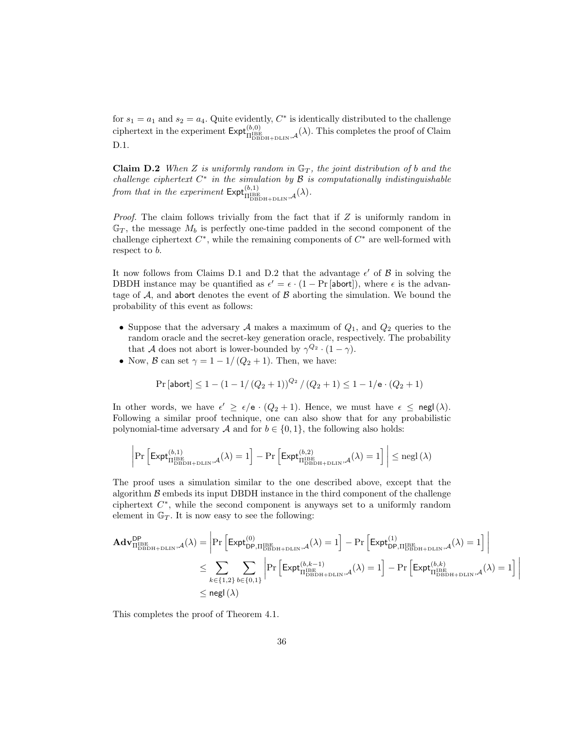for $s_1 = a_1$ and $s_2 = a_4$. Quite evidently, $C^*$ is identically distributed to the challenge ciphertext in the experiment $\mathsf{Expt}^{(b,0)}_{\Pi^{\mathrm{IBE}}_{\mathrm{DBDH+DLIN}},\mathcal{A}}(\lambda)$. This completes the proof of Claim D.1.

**Claim D.2** *When $Z$ is uniformly random in $\mathbb{G}_T$, the joint distribution of $b$ and the challenge ciphertext $C^*$ in the simulation by $\mathcal{B}$ is computationally indistinguishable from that in the experiment $\mathsf{Expt}^{(b,1)}_{\Pi^{\mathrm{IBE}}_{\mathrm{DBDH+DLIN}},\mathcal{A}}(\lambda)$.*

*Proof.* The claim follows trivially from the fact that if $Z$ is uniformly random in $\mathbb{G}_T$, the message $M_b$ is perfectly one-time padded in the second component of the challenge ciphertext $C^*$, while the remaining components of $C^*$ are well-formed with respect to $b$.

It now follows from Claims D.1 and D.2 that the advantage $\epsilon'$ of $\mathcal{B}$ in solving the DBDH instance may be quantified as $\epsilon' = \epsilon \cdot (1 - \Pr[\mathsf{abort}])$, where $\epsilon$ is the advantage of $\mathcal{A}$, and $\mathsf{abort}$ denotes the event of $\mathcal{B}$ aborting the simulation. We bound the probability of this event as follows:

- Suppose that the adversary $\mathcal{A}$ makes a maximum of $Q_1$, and $Q_2$ queries to the random oracle and the secret-key generation oracle, respectively. The probability that $\mathcal{A}$ does not abort is lower-bounded by $\gamma^{Q_2} \cdot (1 - \gamma)$.
- Now, $\mathcal{B}$ can set $\gamma = 1 - 1/(Q_2 + 1)$. Then, we have:

$$\Pr[\mathsf{abort}] \leq 1 - (1 - 1/(Q_2 + 1))^{Q_2} / (Q_2 + 1) \leq 1 - 1/\mathsf{e} \cdot (Q_2 + 1)$$

In other words, we have $\epsilon' \geq \epsilon/\mathsf{e} \cdot (Q_2 + 1)$. Hence, we must have $\epsilon \leq \mathsf{negl}(\lambda)$. Following a similar proof technique, one can also show that for any probabilistic polynomial-time adversary $\mathcal{A}$ and for $b \in \{0, 1\}$, the following also holds:

$$\left| \Pr\left[\mathsf{Expt}^{(b,1)}_{\Pi^{\mathrm{IBE}}_{\mathrm{DBDH+DLIN}},\mathcal{A}}(\lambda) = 1\right] - \Pr\left[\mathsf{Expt}^{(b,2)}_{\Pi^{\mathrm{IBE}}_{\mathrm{DBDH+DLIN}},\mathcal{A}}(\lambda) = 1\right] \right| \leq \mathrm{negl}(\lambda)$$

The proof uses a simulation similar to the one described above, except that the algorithm $\mathcal{B}$ embeds its input DBDH instance in the third component of the challenge ciphertext $C^*$, while the second component is anyways set to a uniformly random element in $\mathbb{G}_T$. It is now easy to see the following:

$$\begin{aligned}
\mathbf{Adv}^{\mathsf{DP}}_{\Pi^{\mathrm{IBE}}_{\mathrm{DBDH+DLIN}},\mathcal{A}}(\lambda) &= \left| \Pr\left[\mathsf{Expt}^{(0)}_{\mathsf{DP},\Pi^{\mathrm{IBE}}_{\mathrm{DBDH+DLIN}},\mathcal{A}}(\lambda) = 1\right] - \Pr\left[\mathsf{Expt}^{(1)}_{\mathsf{DP},\Pi^{\mathrm{IBE}}_{\mathrm{DBDH+DLIN}},\mathcal{A}}(\lambda) = 1\right] \right| \\
&\leq \sum_{k \in \{1,2\}} \sum_{b \in \{0,1\}} \left| \Pr\left[\mathsf{Expt}^{(b,k-1)}_{\Pi^{\mathrm{IBE}}_{\mathrm{DBDH+DLIN}},\mathcal{A}}(\lambda) = 1\right] - \Pr\left[\mathsf{Expt}^{(b,k)}_{\Pi^{\mathrm{IBE}}_{\mathrm{DBDH+DLIN}},\mathcal{A}}(\lambda) = 1\right] \right| \\
&\leq \mathsf{negl}(\lambda)
\end{aligned}$$

This completes the proof of Theorem 4.1.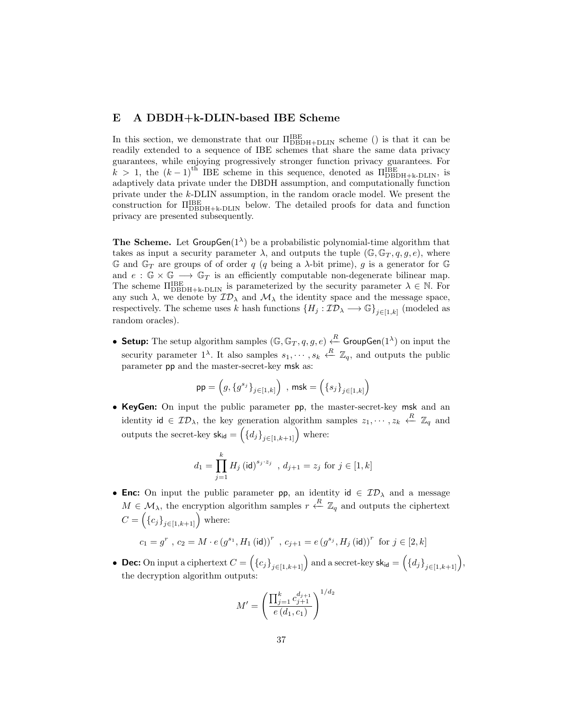## E A DBDH+k-DLIN-based IBE Scheme

In this section, we demonstrate that our $\Pi^{\mathrm{IBE}}_{\mathrm{DBDH+DLIN}}$ scheme () is that it can be readily extended to a sequence of IBE schemes that share the same data privacy guarantees, while enjoying progressively stronger function privacy guarantees. For $k > 1$, the $(k-1)^{\mathrm{th}}$ IBE scheme in this sequence, denoted as $\Pi^{\mathrm{IBE}}_{\mathrm{DBDH+k\text{-}DLIN}}$, is adaptively data private under the DBDH assumption, and computationally function private under the $k$-DLIN assumption, in the random oracle model. We present the construction for $\Pi^{\mathrm{IBE}}_{\mathrm{DBDH+k\text{-}DLIN}}$ below. The detailed proofs for data and function privacy are presented subsequently.

**The Scheme.** Let $\mathsf{GroupGen}(1^\lambda)$ be a probabilistic polynomial-time algorithm that takes as input a security parameter $\lambda$, and outputs the tuple $(\mathbb{G}, \mathbb{G}_T, q, g, e)$, where $\mathbb{G}$ and $\mathbb{G}_T$ are groups of of order $q$ ($q$ being a $\lambda$-bit prime), $g$ is a generator for $\mathbb{G}$ and $e : \mathbb{G} \times \mathbb{G} \longrightarrow \mathbb{G}_T$ is an efficiently computable non-degenerate bilinear map. The scheme $\Pi^{\mathrm{IBE}}_{\mathrm{DBDH+k\text{-}DLIN}}$ is parameterized by the security parameter $\lambda \in \mathbb{N}$. For any such $\lambda$, we denote by $\mathcal{ID}_\lambda$ and $\mathcal{M}_\lambda$ the identity space and the message space, respectively. The scheme uses $k$ hash functions $\{H_j : \mathcal{ID}_\lambda \longrightarrow \mathbb{G}\}_{j\in[1,k]}$ (modeled as random oracles).

- **Setup:** The setup algorithm samples $(\mathbb{G}, \mathbb{G}_T, q, g, e) \xleftarrow{R} \mathsf{GroupGen}(1^\lambda)$ on input the security parameter $1^\lambda$. It also samples $s_1, \cdots, s_k \xleftarrow{R} \mathbb{Z}_q$, and outputs the public parameter $\mathsf{pp}$ and the master-secret-key $\mathsf{msk}$ as:

$$\mathsf{pp} = \left(g, \{g^{s_j}\}_{j\in[1,k]}\right) \ , \ \mathsf{msk} = \left(\{s_j\}_{j\in[1,k]}\right)$$

- **KeyGen:** On input the public parameter $\mathsf{pp}$, the master-secret-key $\mathsf{msk}$ and an identity $\mathsf{id} \in \mathcal{ID}_\lambda$, the key generation algorithm samples $z_1, \cdots, z_k \xleftarrow{R} \mathbb{Z}_q$ and outputs the secret-key $\mathsf{sk}_{\mathsf{id}} = \left(\{d_j\}_{j\in[1,k+1]}\right)$ where:

$$d_1 = \prod_{j=1}^{k} H_j(\mathsf{id})^{s_j \cdot z_j} \ , \ d_{j+1} = z_j \text{ for } j \in [1,k]$$

- **Enc:** On input the public parameter $\mathsf{pp}$, an identity $\mathsf{id} \in \mathcal{ID}_\lambda$ and a message $M \in \mathcal{M}_\lambda$, the encryption algorithm samples $r \xleftarrow{R} \mathbb{Z}_q$ and outputs the ciphertext $C = \left(\{c_j\}_{j\in[1,k+1]}\right)$ where:

$$c_1 = g^r \ , \ c_2 = M \cdot e\left(g^{s_1}, H_1(\mathsf{id})\right)^r \ , \ c_{j+1} = e\left(g^{s_j}, H_j(\mathsf{id})\right)^r \text{ for } j \in [2,k]$$

- **Dec:** On input a ciphertext $C = \left(\{c_j\}_{j\in[1,k+1]}\right)$ and a secret-key $\mathsf{sk}_{\mathsf{id}} = \left(\{d_j\}_{j\in[1,k+1]}\right)$, the decryption algorithm outputs:

$$M' = \left(\frac{\prod_{j=1}^{k} c_{j+1}^{d_{j+1}}}{e(d_1, c_1)}\right)^{1/d_2}$$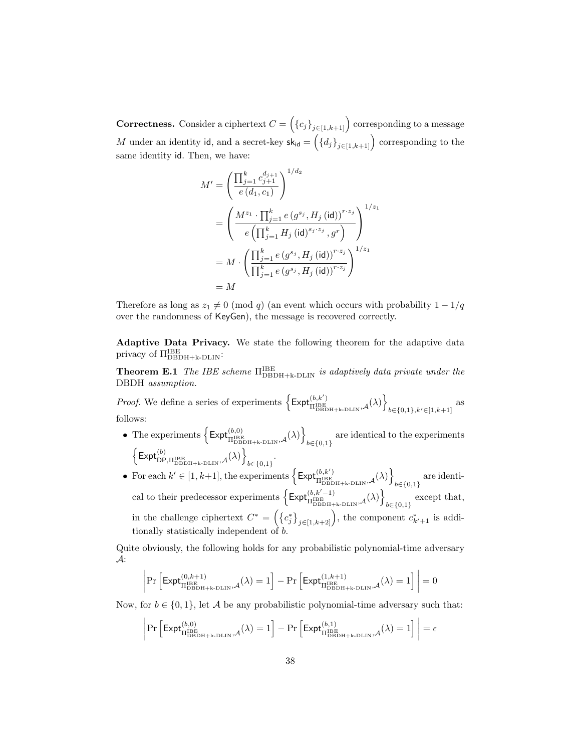**Correctness.** Consider a ciphertext $C = \left(\{c_j\}_{j\in[1,k+1]}\right)$ corresponding to a message $M$ under an identity $\mathsf{id}$, and a secret-key $\mathsf{sk}_{\mathsf{id}} = \left(\{d_j\}_{j\in[1,k+1]}\right)$ corresponding to the same identity $\mathsf{id}$. Then, we have:

$$
\begin{aligned}
M' &= \left(\frac{\prod_{j=1}^{k} c_{j+1}^{d_{j+1}}}{e\left(d_1, c_1\right)}\right)^{1/d_2} \\
&= \left(\frac{M^{z_1} \cdot \prod_{j=1}^{k} e\left(g^{s_j}, H_j\left(\mathsf{id}\right)\right)^{r\cdot z_j}}{e\left(\prod_{j=1}^{k} H_j\left(\mathsf{id}\right)^{s_j \cdot z_j}, g^r\right)}\right)^{1/z_1} \\
&= M \cdot \left(\frac{\prod_{j=1}^{k} e\left(g^{s_j}, H_j\left(\mathsf{id}\right)\right)^{r\cdot z_j}}{\prod_{j=1}^{k} e\left(g^{s_j}, H_j\left(\mathsf{id}\right)\right)^{r\cdot z_j}}\right)^{1/z_1} \\
&= M
\end{aligned}
$$

Therefore as long as $z_1 \neq 0 \pmod q$ (an event which occurs with probability $1 - 1/q$ over the randomness of $\mathsf{KeyGen}$), the message is recovered correctly.

**Adaptive Data Privacy.** We state the following theorem for the adaptive data privacy of $\Pi^{\text{IBE}}_{\text{DBDH+k-DLIN}}$:

**Theorem E.1** *The IBE scheme $\Pi^{\text{IBE}}_{\text{DBDH+k-DLIN}}$ is adaptively data private under the* DBDH *assumption.*

*Proof.* We define a series of experiments $\left\{\mathsf{Expt}^{(b,k')}_{\Pi^{\text{IBE}}_{\text{DBDH+k-DLIN}},\mathcal{A}}(\lambda)\right\}_{b\in\{0,1\},k'\in[1,k+1]}$ as follows:

- The experiments $\left\{\mathsf{Expt}^{(b,0)}_{\Pi^{\text{IBE}}_{\text{DBDH+k-DLIN}},\mathcal{A}}(\lambda)\right\}_{b\in\{0,1\}}$ are identical to the experiments $\left\{\mathsf{Expt}^{(b)}_{\mathsf{DP},\Pi^{\text{IBE}}_{\text{DBDH+k-DLIN}},\mathcal{A}}(\lambda)\right\}_{b\in\{0,1\}}$.
- For each $k' \in [1, k+1]$, the experiments $\left\{\mathsf{Expt}^{(b,k')}_{\Pi^{\text{IBE}}_{\text{DBDH+k-DLIN}},\mathcal{A}}(\lambda)\right\}_{b\in\{0,1\}}$ are identical to their predecessor experiments $\left\{\mathsf{Expt}^{(b,k'-1)}_{\Pi^{\text{IBE}}_{\text{DBDH+k-DLIN}},\mathcal{A}}(\lambda)\right\}_{b\in\{0,1\}}$ except that, in the challenge ciphertext $C^* = \left(\{c^*_j\}_{j\in[1,k+2]}\right)$, the component $c^*_{k'+1}$ is additionally statistically independent of $b$.

Quite obviously, the following holds for any probabilistic polynomial-time adversary $\mathcal{A}$:

$$
\left|\Pr\left[\mathsf{Expt}^{(0,k+1)}_{\Pi^{\text{IBE}}_{\text{DBDH+k-DLIN}},\mathcal{A}}(\lambda) = 1\right] - \Pr\left[\mathsf{Expt}^{(1,k+1)}_{\Pi^{\text{IBE}}_{\text{DBDH+k-DLIN}},\mathcal{A}}(\lambda) = 1\right]\right| = 0
$$

Now, for $b \in \{0, 1\}$, let $\mathcal{A}$ be any probabilistic polynomial-time adversary such that:

$$
\left|\Pr\left[\mathsf{Expt}^{(b,0)}_{\Pi^{\text{IBE}}_{\text{DBDH+k-DLIN}},\mathcal{A}}(\lambda) = 1\right] - \Pr\left[\mathsf{Expt}^{(b,1)}_{\Pi^{\text{IBE}}_{\text{DBDH+k-DLIN}},\mathcal{A}}(\lambda) = 1\right]\right| = \epsilon
$$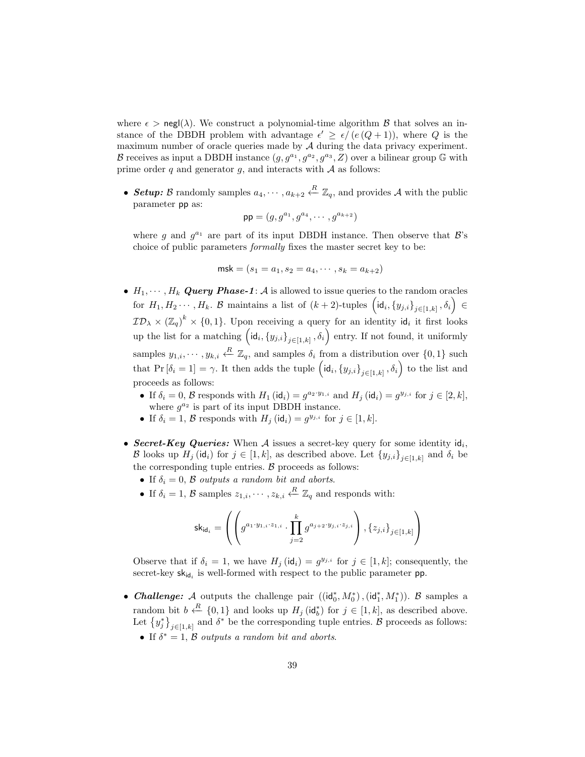where $\epsilon > \mathsf{negl}(\lambda)$. We construct a polynomial-time algorithm $\mathcal{B}$ that solves an instance of the DBDH problem with advantage $\epsilon' \geq \epsilon / (e(Q+1))$, where $Q$ is the maximum number of oracle queries made by $\mathcal{A}$ during the data privacy experiment. $\mathcal{B}$ receives as input a DBDH instance $(g, g^{a_1}, g^{a_2}, g^{a_3}, Z)$ over a bilinear group $\mathbb{G}$ with prime order $q$ and generator $g$, and interacts with $\mathcal{A}$ as follows:

- ***Setup:*** $\mathcal{B}$ randomly samples $a_4, \cdots, a_{k+2} \xleftarrow{R} \mathbb{Z}_q$, and provides $\mathcal{A}$ with the public parameter $\mathsf{pp}$ as:

$$\mathsf{pp} = (g, g^{a_1}, g^{a_4}, \cdots, g^{a_{k+2}})$$

  where $g$ and $g^{a_1}$ are part of its input DBDH instance. Then observe that $\mathcal{B}$'s choice of public parameters *formally* fixes the master secret key to be:

$$\mathsf{msk} = (s_1 = a_1, s_2 = a_4, \cdots, s_k = a_{k+2})$$

- $H_1, \cdots, H_k$ ***Query Phase-1***: $\mathcal{A}$ is allowed to issue queries to the random oracles for $H_1, H_2 \cdots, H_k$. $\mathcal{B}$ maintains a list of $(k+2)$-tuples $\left(\mathsf{id}_i, \{y_{j,i}\}_{j \in [1,k]}, \delta_i\right) \in \mathcal{ID}_\lambda \times (\mathbb{Z}_q)^k \times \{0,1\}$. Upon receiving a query for an identity $\mathsf{id}_i$ it first looks up the list for a matching $\left(\mathsf{id}_i, \{y_{j,i}\}_{j \in [1,k]}, \delta_i\right)$ entry. If not found, it uniformly samples $y_{1,i}, \cdots, y_{k,i} \xleftarrow{R} \mathbb{Z}_q$, and samples $\delta_i$ from a distribution over $\{0,1\}$ such that $\Pr[\delta_i = 1] = \gamma$. It then adds the tuple $\left(\mathsf{id}_i, \{y_{j,i}\}_{j \in [1,k]}, \delta_i\right)$ to the list and proceeds as follows:
  - If $\delta_i = 0$, $\mathcal{B}$ responds with $H_1(\mathsf{id}_i) = g^{a_2 \cdot y_{1,i}}$ and $H_j(\mathsf{id}_i) = g^{y_{j,i}}$ for $j \in [2,k]$, where $g^{a_2}$ is part of its input DBDH instance.
  - If $\delta_i = 1$, $\mathcal{B}$ responds with $H_j(\mathsf{id}_i) = g^{y_{j,i}}$ for $j \in [1,k]$.

- ***Secret-Key Queries:*** When $\mathcal{A}$ issues a secret-key query for some identity $\mathsf{id}_i$, $\mathcal{B}$ looks up $H_j(\mathsf{id}_i)$ for $j \in [1,k]$, as described above. Let $\{y_{j,i}\}_{j \in [1,k]}$ and $\delta_i$ be the corresponding tuple entries. $\mathcal{B}$ proceeds as follows:
  - If $\delta_i = 0$, $\mathcal{B}$ *outputs a random bit and aborts*.
  - If $\delta_i = 1$, $\mathcal{B}$ samples $z_{1,i}, \cdots, z_{k,i} \xleftarrow{R} \mathbb{Z}_q$ and responds with:

$$\mathsf{sk}_{\mathsf{id}_i} = \left( \left( g^{a_1 \cdot y_{1,i} \cdot z_{1,i}} \cdot \prod_{j=2}^{k} g^{a_{j+2} \cdot y_{j,i} \cdot z_{j,i}} \right), \{z_{j,i}\}_{j \in [1,k]} \right)$$

  Observe that if $\delta_i = 1$, we have $H_j(\mathsf{id}_i) = g^{y_{j,i}}$ for $j \in [1,k]$; consequently, the secret-key $\mathsf{sk}_{\mathsf{id}_i}$ is well-formed with respect to the public parameter $\mathsf{pp}$.

- ***Challenge:*** $\mathcal{A}$ outputs the challenge pair $((\mathsf{id}_0^*, M_0^*), (\mathsf{id}_1^*, M_1^*))$. $\mathcal{B}$ samples a random bit $b \xleftarrow{R} \{0,1\}$ and looks up $H_j(\mathsf{id}_b^*)$ for $j \in [1,k]$, as described above. Let $\{y_j^*\}_{j \in [1,k]}$ and $\delta^*$ be the corresponding tuple entries. $\mathcal{B}$ proceeds as follows:
  - If $\delta^* = 1$, $\mathcal{B}$ *outputs a random bit and aborts*.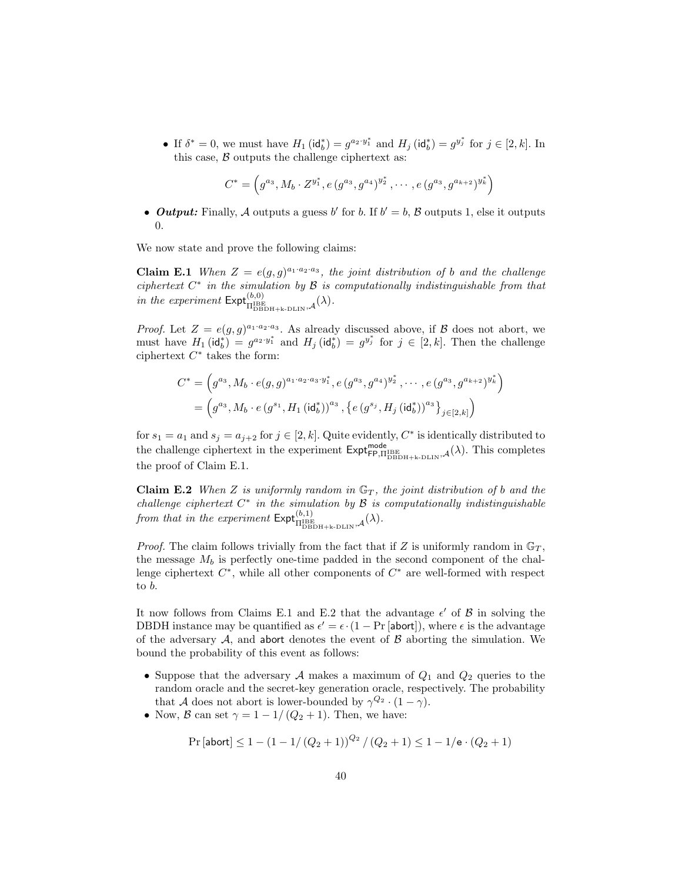- If $\delta^* = 0$, we must have $H_1(\mathsf{id}_b^*) = g^{a_2 \cdot y_1^*}$ and $H_j(\mathsf{id}_b^*) = g^{y_j^*}$ for $j \in [2, k]$. In this case, $\mathcal{B}$ outputs the challenge ciphertext as:

$$C^* = \left(g^{a_3}, M_b \cdot Z^{y_1^*}, e(g^{a_3}, g^{a_4})^{y_2^*}, \cdots, e(g^{a_3}, g^{a_{k+2}})^{y_k^*}\right)$$

- ***Output:*** Finally, $\mathcal{A}$ outputs a guess $b'$ for $b$. If $b' = b$, $\mathcal{B}$ outputs 1, else it outputs 0.

We now state and prove the following claims:

**Claim E.1** *When $Z = e(g, g)^{a_1 \cdot a_2 \cdot a_3}$, the joint distribution of $b$ and the challenge ciphertext $C^*$ in the simulation by $\mathcal{B}$ is computationally indistinguishable from that in the experiment $\mathsf{Expt}^{(b,0)}_{\Pi^{\mathrm{IBE}}_{\mathrm{DBDH+k\text{-}DLIN}}, \mathcal{A}}(\lambda)$.*

*Proof.* Let $Z = e(g, g)^{a_1 \cdot a_2 \cdot a_3}$. As already discussed above, if $\mathcal{B}$ does not abort, we must have $H_1(\mathsf{id}_b^*) = g^{a_2 \cdot y_1^*}$ and $H_j(\mathsf{id}_b^*) = g^{y_j^*}$ for $j \in [2, k]$. Then the challenge ciphertext $C^*$ takes the form:

$$\begin{aligned} C^* &= \left(g^{a_3}, M_b \cdot e(g, g)^{a_1 \cdot a_2 \cdot a_3 \cdot y_1^*}, e(g^{a_3}, g^{a_4})^{y_2^*}, \cdots, e(g^{a_3}, g^{a_{k+2}})^{y_k^*}\right) \\ &= \left(g^{a_3}, M_b \cdot e(g^{s_1}, H_1(\mathsf{id}_b^*))^{a_3}, \left\{e(g^{s_j}, H_j(\mathsf{id}_b^*))^{a_3}\right\}_{j \in [2,k]}\right) \end{aligned}$$

for $s_1 = a_1$ and $s_j = a_{j+2}$ for $j \in [2, k]$. Quite evidently, $C^*$ is identically distributed to the challenge ciphertext in the experiment $\mathsf{Expt}^{\mathsf{mode}}_{\mathsf{FP}, \Pi^{\mathrm{IBE}}_{\mathrm{DBDH+k\text{-}DLIN}}, \mathcal{A}}(\lambda)$. This completes the proof of Claim E.1.

**Claim E.2** *When $Z$ is uniformly random in $\mathbb{G}_T$, the joint distribution of $b$ and the challenge ciphertext $C^*$ in the simulation by $\mathcal{B}$ is computationally indistinguishable from that in the experiment $\mathsf{Expt}^{(b,1)}_{\Pi^{\mathrm{IBE}}_{\mathrm{DBDH+k\text{-}DLIN}}, \mathcal{A}}(\lambda)$.*

*Proof.* The claim follows trivially from the fact that if $Z$ is uniformly random in $\mathbb{G}_T$, the message $M_b$ is perfectly one-time padded in the second component of the challenge ciphertext $C^*$, while all other components of $C^*$ are well-formed with respect to $b$.

It now follows from Claims E.1 and E.2 that the advantage $\epsilon'$ of $\mathcal{B}$ in solving the DBDH instance may be quantified as $\epsilon' = \epsilon \cdot (1 - \Pr[\mathsf{abort}])$, where $\epsilon$ is the advantage of the adversary $\mathcal{A}$, and $\mathsf{abort}$ denotes the event of $\mathcal{B}$ aborting the simulation. We bound the probability of this event as follows:

- Suppose that the adversary $\mathcal{A}$ makes a maximum of $Q_1$ and $Q_2$ queries to the random oracle and the secret-key generation oracle, respectively. The probability that $\mathcal{A}$ does not abort is lower-bounded by $\gamma^{Q_2} \cdot (1 - \gamma)$.
- Now, $\mathcal{B}$ can set $\gamma = 1 - 1/(Q_2 + 1)$. Then, we have:

$$\Pr[\mathsf{abort}] \leq 1 - (1 - 1/(Q_2 + 1))^{Q_2} / (Q_2 + 1) \leq 1 - 1/\mathsf{e} \cdot (Q_2 + 1)$$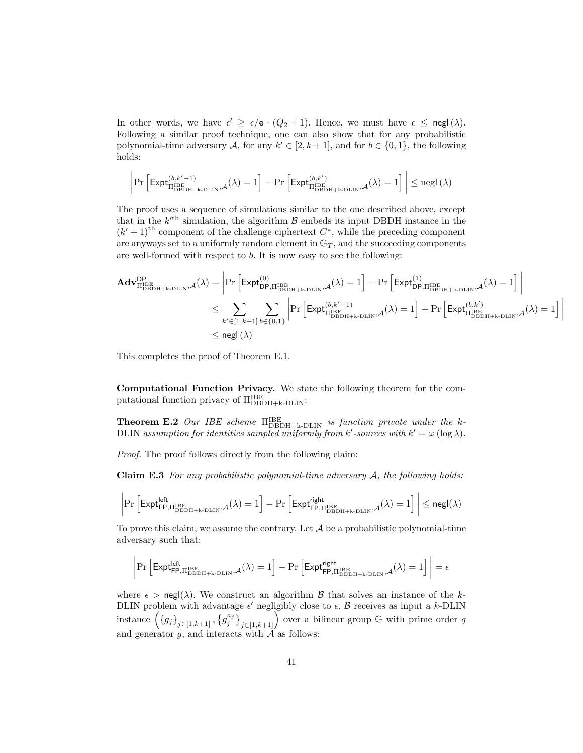In other words, we have $\epsilon' \geq \epsilon/\mathsf{e} \cdot (Q_2+1)$. Hence, we must have $\epsilon \leq \mathsf{negl}(\lambda)$. Following a similar proof technique, one can also show that for any probabilistic polynomial-time adversary $\mathcal{A}$, for any $k' \in [2, k+1]$, and for $b \in \{0,1\}$, the following holds:

$$\left| \Pr\left[\mathsf{Expt}^{(b,k'-1)}_{\Pi^{\text{IBE}}_{\text{DBDH+k-DLIN}},\mathcal{A}}(\lambda) = 1\right] - \Pr\left[\mathsf{Expt}^{(b,k')}_{\Pi^{\text{IBE}}_{\text{DBDH+k-DLIN}},\mathcal{A}}(\lambda) = 1\right] \right| \leq \text{negl}(\lambda)$$

The proof uses a sequence of simulations similar to the one described above, except that in the $k'^{\text{th}}$ simulation, the algorithm $\mathcal{B}$ embeds its input DBDH instance in the $(k'+1)^{\text{th}}$ component of the challenge ciphertext $C^*$, while the preceding component are anyways set to a uniformly random element in $\mathbb{G}_T$, and the succeeding components are well-formed with respect to $b$. It is now easy to see the following:

$$\begin{aligned}
\mathbf{Adv}^{\mathsf{DP}}_{\Pi^{\text{IBE}}_{\text{DBDH+k-DLIN}},\mathcal{A}}(\lambda) &= \left| \Pr\left[\mathsf{Expt}^{(0)}_{\mathsf{DP},\Pi^{\text{IBE}}_{\text{DBDH+k-DLIN}},\mathcal{A}}(\lambda) = 1\right] - \Pr\left[\mathsf{Expt}^{(1)}_{\mathsf{DP},\Pi^{\text{IBE}}_{\text{DBDH+k-DLIN}},\mathcal{A}}(\lambda) = 1\right] \right| \\
&\leq \sum_{k' \in [1,k+1]} \sum_{b \in \{0,1\}} \left| \Pr\left[\mathsf{Expt}^{(b,k'-1)}_{\Pi^{\text{IBE}}_{\text{DBDH+k-DLIN}},\mathcal{A}}(\lambda) = 1\right] - \Pr\left[\mathsf{Expt}^{(b,k')}_{\Pi^{\text{IBE}}_{\text{DBDH+k-DLIN}},\mathcal{A}}(\lambda) = 1\right] \right| \\
&\leq \mathsf{negl}(\lambda)
\end{aligned}$$

This completes the proof of Theorem E.1.

**Computational Function Privacy.** We state the following theorem for the computational function privacy of $\Pi^{\text{IBE}}_{\text{DBDH+k-DLIN}}$:

**Theorem E.2** *Our IBE scheme $\Pi^{\text{IBE}}_{\text{DBDH+k-DLIN}}$ is function private under the k-DLIN assumption for identities sampled uniformly from $k'$-sources with $k' = \omega(\log\lambda)$.*

*Proof.* The proof follows directly from the following claim:

**Claim E.3** *For any probabilistic polynomial-time adversary $\mathcal{A}$, the following holds:*

$$\left| \Pr\left[\mathsf{Expt}^{\mathsf{left}}_{\mathsf{FP},\Pi^{\text{IBE}}_{\text{DBDH+k-DLIN}},\mathcal{A}}(\lambda) = 1\right] - \Pr\left[\mathsf{Expt}^{\mathsf{right}}_{\mathsf{FP},\Pi^{\text{IBE}}_{\text{DBDH+k-DLIN}},\mathcal{A}}(\lambda) = 1\right] \right| \leq \mathsf{negl}(\lambda)$$

To prove this claim, we assume the contrary. Let $\mathcal{A}$ be a probabilistic polynomial-time adversary such that:

$$\left| \Pr\left[\mathsf{Expt}^{\mathsf{left}}_{\mathsf{FP},\Pi^{\text{IBE}}_{\text{DBDH+k-DLIN}},\mathcal{A}}(\lambda) = 1\right] - \Pr\left[\mathsf{Expt}^{\mathsf{right}}_{\mathsf{FP},\Pi^{\text{IBE}}_{\text{DBDH+k-DLIN}},\mathcal{A}}(\lambda) = 1\right] \right| = \epsilon$$

where $\epsilon > \mathsf{negl}(\lambda)$. We construct an algorithm $\mathcal{B}$ that solves an instance of the k-DLIN problem with advantage $\epsilon'$ negligibly close to $\epsilon$. $\mathcal{B}$ receives as input a $k$-DLIN instance $\left(\{g_j\}_{j\in[1,k+1]}, \left\{g_j^{a_j}\right\}_{j\in[1,k+1]}\right)$ over a bilinear group $\mathbb{G}$ with prime order $q$ and generator $g$, and interacts with $\mathcal{A}$ as follows: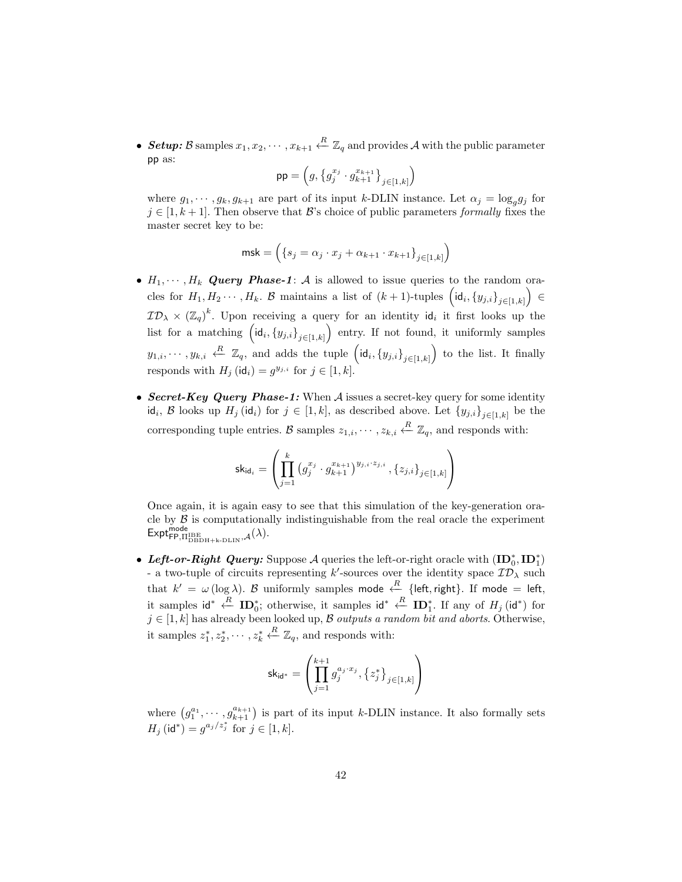- ***Setup:*** $\mathcal{B}$ samples $x_1, x_2, \cdots, x_{k+1} \xleftarrow{R} \mathbb{Z}_q$ and provides $\mathcal{A}$ with the public parameter $\mathsf{pp}$ as:

$$\mathsf{pp} = \left(g, \left\{g_j^{x_j} \cdot g_{k+1}^{x_{k+1}}\right\}_{j \in [1,k]}\right)$$

where $g_1, \cdots, g_k, g_{k+1}$ are part of its input $k$-DLIN instance. Let $\alpha_j = \log_g g_j$ for $j \in [1, k+1]$. Then observe that $\mathcal{B}$'s choice of public parameters *formally* fixes the master secret key to be:

$$\mathsf{msk} = \left(\left\{s_j = \alpha_j \cdot x_j + \alpha_{k+1} \cdot x_{k+1}\right\}_{j \in [1,k]}\right)$$

- $H_1, \cdots, H_k$ ***Query Phase-1***: $\mathcal{A}$ is allowed to issue queries to the random oracles for $H_1, H_2 \cdots, H_k$. $\mathcal{B}$ maintains a list of $(k+1)$-tuples $\left(\mathsf{id}_i, \{y_{j,i}\}_{j \in [1,k]}\right) \in \mathcal{ID}_\lambda \times (\mathbb{Z}_q)^k$. Upon receiving a query for an identity $\mathsf{id}_i$ it first looks up the list for a matching $\left(\mathsf{id}_i, \{y_{j,i}\}_{j \in [1,k]}\right)$ entry. If not found, it uniformly samples $y_{1,i}, \cdots, y_{k,i} \xleftarrow{R} \mathbb{Z}_q$, and adds the tuple $\left(\mathsf{id}_i, \{y_{j,i}\}_{j \in [1,k]}\right)$ to the list. It finally responds with $H_j(\mathsf{id}_i) = g^{y_{j,i}}$ for $j \in [1, k]$.

- ***Secret-Key Query Phase-1:*** When $\mathcal{A}$ issues a secret-key query for some identity $\mathsf{id}_i$, $\mathcal{B}$ looks up $H_j(\mathsf{id}_i)$ for $j \in [1, k]$, as described above. Let $\{y_{j,i}\}_{j \in [1,k]}$ be the corresponding tuple entries. $\mathcal{B}$ samples $z_{1,i}, \cdots, z_{k,i} \xleftarrow{R} \mathbb{Z}_q$, and responds with:

$$\mathsf{sk}_{\mathsf{id}_i} = \left(\prod_{j=1}^{k} \left(g_j^{x_j} \cdot g_{k+1}^{x_{k+1}}\right)^{y_{j,i} \cdot z_{j,i}}, \{z_{j,i}\}_{j \in [1,k]}\right)$$

Once again, it is again easy to see that this simulation of the key-generation oracle by $\mathcal{B}$ is computationally indistinguishable from the real oracle the experiment $\mathsf{Expt}^{\mathsf{mode}}_{\mathsf{FP},\Pi^{\mathrm{IBE}}_{\mathrm{DBDH+k\text{-}DLIN}},\mathcal{A}}(\lambda)$.

- ***Left-or-Right Query:*** Suppose $\mathcal{A}$ queries the left-or-right oracle with $(\mathbf{ID}_0^*, \mathbf{ID}_1^*)$ - a two-tuple of circuits representing $k'$-sources over the identity space $\mathcal{ID}_\lambda$ such that $k' = \omega(\log \lambda)$. $\mathcal{B}$ uniformly samples $\mathsf{mode} \xleftarrow{R} \{\mathsf{left}, \mathsf{right}\}$. If $\mathsf{mode} = \mathsf{left}$, it samples $\mathsf{id}^* \xleftarrow{R} \mathbf{ID}_0^*$; otherwise, it samples $\mathsf{id}^* \xleftarrow{R} \mathbf{ID}_1^*$. If any of $H_j(\mathsf{id}^*)$ for $j \in [1, k]$ has already been looked up, $\mathcal{B}$ *outputs a random bit and aborts*. Otherwise, it samples $z_1^*, z_2^*, \cdots, z_k^* \xleftarrow{R} \mathbb{Z}_q$, and responds with:

$$\mathsf{sk}_{\mathsf{id}^*} = \left(\prod_{j=1}^{k+1} g_j^{a_j \cdot x_j}, \{z_j^*\}_{j \in [1,k]}\right)$$

where $\left(g_1^{a_1}, \cdots, g_{k+1}^{a_{k+1}}\right)$ is part of its input $k$-DLIN instance. It also formally sets $H_j(\mathsf{id}^*) = g^{a_j / z_j^*}$ for $j \in [1, k]$.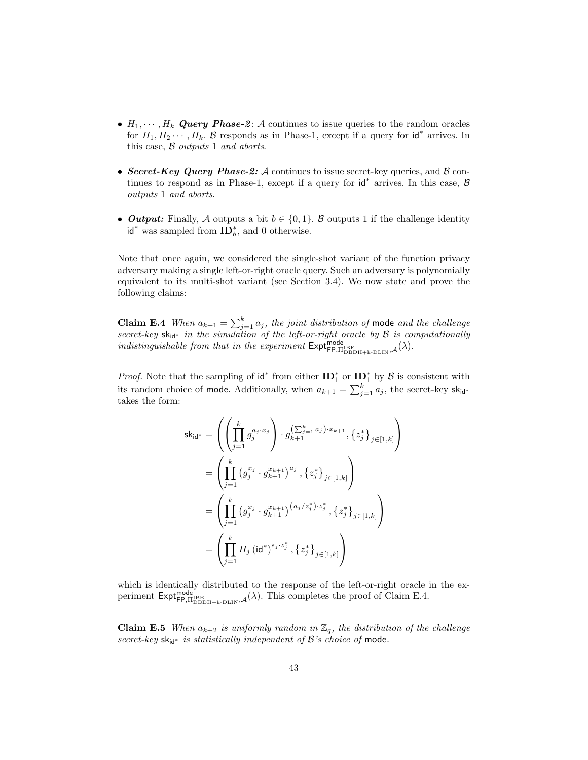- $H_1, \cdots, H_k$ ***Query Phase-2***: $\mathcal{A}$ continues to issue queries to the random oracles for $H_1, H_2 \cdots, H_k$. $\mathcal{B}$ responds as in Phase-1, except if a query for $\mathsf{id}^*$ arrives. In this case, $\mathcal{B}$ *outputs* 1 *and aborts*.

- ***Secret-Key Query Phase-2:*** $\mathcal{A}$ continues to issue secret-key queries, and $\mathcal{B}$ continues to respond as in Phase-1, except if a query for $\mathsf{id}^*$ arrives. In this case, $\mathcal{B}$ *outputs* 1 *and aborts*.

- ***Output:*** Finally, $\mathcal{A}$ outputs a bit $b \in \{0, 1\}$. $\mathcal{B}$ outputs 1 if the challenge identity $\mathsf{id}^*$ was sampled from $\mathbf{ID}_b^*$, and 0 otherwise.

Note that once again, we considered the single-shot variant of the function privacy adversary making a single left-or-right oracle query. Such an adversary is polynomially equivalent to its multi-shot variant (see Section 3.4). We now state and prove the following claims:

**Claim E.4** *When $a_{k+1} = \sum_{j=1}^{k} a_j$, the joint distribution of* $\mathsf{mode}$ *and the challenge secret-key* $\mathsf{sk}_{\mathsf{id}^*}$ *in the simulation of the left-or-right oracle by $\mathcal{B}$ is computationally indistinguishable from that in the experiment* $\mathsf{Expt}^{\mathsf{mode}}_{\mathsf{FP}, \Pi^{\mathrm{IBE}}_{\mathrm{DBDH+k\text{-}DLIN}}, \mathcal{A}}(\lambda)$.

*Proof.* Note that the sampling of $\mathsf{id}^*$ from either $\mathbf{ID}_1^*$ or $\mathbf{ID}_1^*$ by $\mathcal{B}$ is consistent with its random choice of $\mathsf{mode}$. Additionally, when $a_{k+1} = \sum_{j=1}^{k} a_j$, the secret-key $\mathsf{sk}_{\mathsf{id}^*}$ takes the form:

$$
\begin{aligned}
\mathsf{sk}_{\mathsf{id}^*} &= \left( \left( \prod_{j=1}^{k} g_j^{a_j \cdot x_j} \right) \cdot g_{k+1}^{\left(\sum_{j=1}^{k} a_j\right) \cdot x_{k+1}}, \left\{ z_j^* \right\}_{j \in [1,k]} \right) \\
&= \left( \prod_{j=1}^{k} \left( g_j^{x_j} \cdot g_{k+1}^{x_{k+1}} \right)^{a_j}, \left\{ z_j^* \right\}_{j \in [1,k]} \right) \\
&= \left( \prod_{j=1}^{k} \left( g_j^{x_j} \cdot g_{k+1}^{x_{k+1}} \right)^{(a_j / z_j^*) \cdot z_j^*}, \left\{ z_j^* \right\}_{j \in [1,k]} \right) \\
&= \left( \prod_{j=1}^{k} H_j \left( \mathsf{id}^* \right)^{s_j \cdot z_j^*}, \left\{ z_j^* \right\}_{j \in [1,k]} \right)
\end{aligned}
$$

which is identically distributed to the response of the left-or-right oracle in the experiment $\mathsf{Expt}^{\mathsf{mode}}_{\mathsf{FP}, \Pi^{\mathrm{IBE}}_{\mathrm{DBDH+k\text{-}DLIN}}, \mathcal{A}}(\lambda)$. This completes the proof of Claim E.4.

**Claim E.5** *When $a_{k+2}$ is uniformly random in $\mathbb{Z}_q$, the distribution of the challenge secret-key* $\mathsf{sk}_{\mathsf{id}^*}$ *is statistically independent of $\mathcal{B}$'s choice of* $\mathsf{mode}$.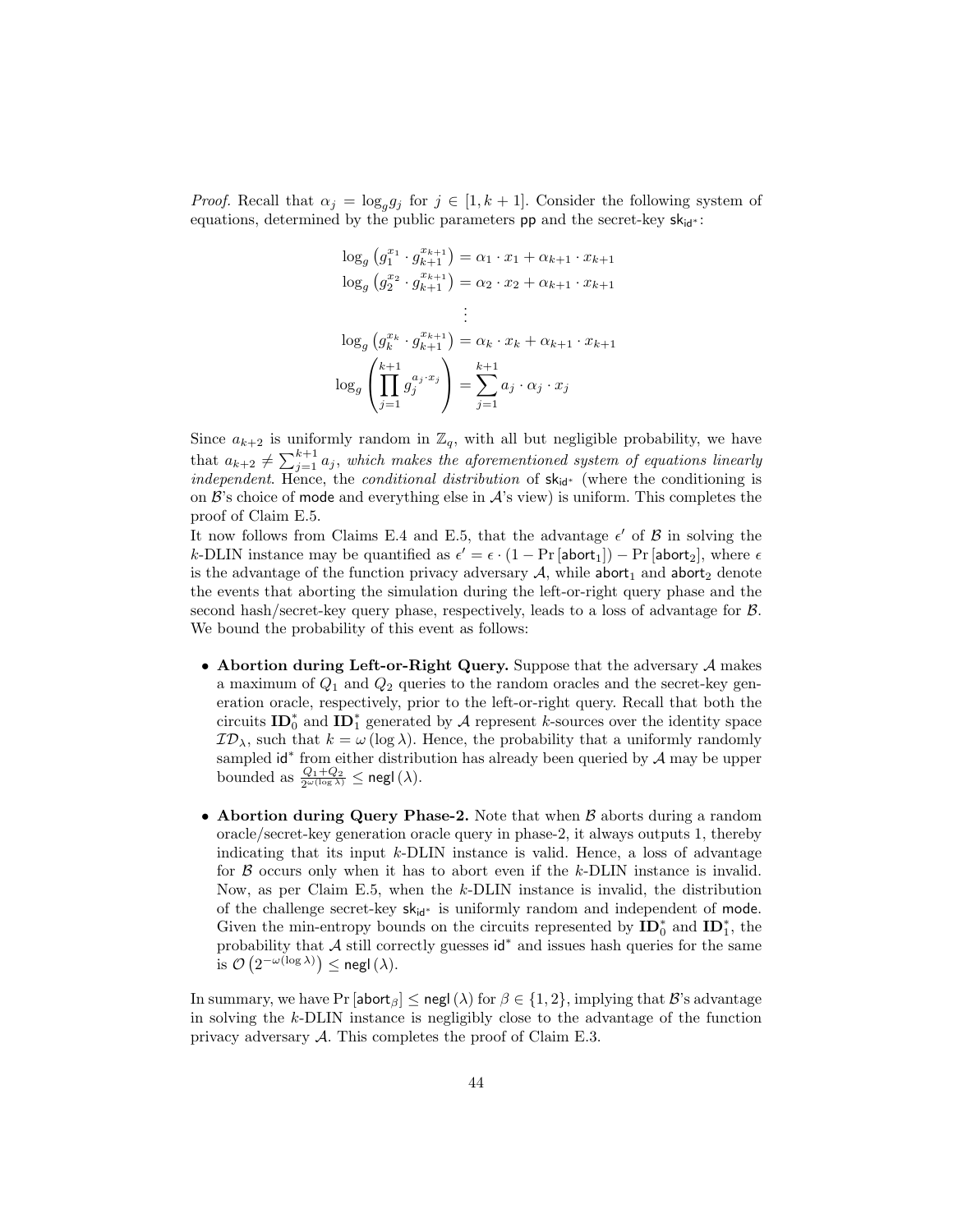*Proof.* Recall that $\alpha_j = \log_g g_j$ for $j \in [1, k+1]$. Consider the following system of equations, determined by the public parameters $\mathsf{pp}$ and the secret-key $\mathsf{sk}_{\mathsf{id}^*}$:

$$
\begin{aligned}
\log_g \left(g_1^{x_1} \cdot g_{k+1}^{x_{k+1}}\right) &= \alpha_1 \cdot x_1 + \alpha_{k+1} \cdot x_{k+1} \\
\log_g \left(g_2^{x_2} \cdot g_{k+1}^{x_{k+1}}\right) &= \alpha_2 \cdot x_2 + \alpha_{k+1} \cdot x_{k+1} \\
&\vdots \\
\log_g \left(g_k^{x_k} \cdot g_{k+1}^{x_{k+1}}\right) &= \alpha_k \cdot x_k + \alpha_{k+1} \cdot x_{k+1} \\
\log_g \left(\prod_{j=1}^{k+1} g_j^{a_j \cdot x_j}\right) &= \sum_{j=1}^{k+1} a_j \cdot \alpha_j \cdot x_j
\end{aligned}
$$

Since $a_{k+2}$ is uniformly random in $\mathbb{Z}_q$, with all but negligible probability, we have that $a_{k+2} \neq \sum_{j=1}^{k+1} a_j$, *which makes the aforementioned system of equations linearly independent*. Hence, the *conditional distribution* of $\mathsf{sk}_{\mathsf{id}^*}$ (where the conditioning is on $\mathcal{B}$'s choice of $\mathsf{mode}$ and everything else in $\mathcal{A}$'s view) is uniform. This completes the proof of Claim E.5.

It now follows from Claims E.4 and E.5, that the advantage $\epsilon'$ of $\mathcal{B}$ in solving the $k$-DLIN instance may be quantified as $\epsilon' = \epsilon \cdot (1 - \Pr[\mathsf{abort}_1]) - \Pr[\mathsf{abort}_2]$, where $\epsilon$ is the advantage of the function privacy adversary $\mathcal{A}$, while $\mathsf{abort}_1$ and $\mathsf{abort}_2$ denote the events that aborting the simulation during the left-or-right query phase and the second hash/secret-key query phase, respectively, leads to a loss of advantage for $\mathcal{B}$. We bound the probability of this event as follows:

- **Abortion during Left-or-Right Query.** Suppose that the adversary $\mathcal{A}$ makes a maximum of $Q_1$ and $Q_2$ queries to the random oracles and the secret-key generation oracle, respectively, prior to the left-or-right query. Recall that both the circuits $\mathbf{ID}_0^*$ and $\mathbf{ID}_1^*$ generated by $\mathcal{A}$ represent $k$-sources over the identity space $\mathcal{ID}_\lambda$, such that $k = \omega(\log \lambda)$. Hence, the probability that a uniformly randomly sampled $\mathsf{id}^*$ from either distribution has already been queried by $\mathcal{A}$ may be upper bounded as $\frac{Q_1 + Q_2}{2^{\omega(\log \lambda)}} \leq \mathsf{negl}(\lambda)$.
- **Abortion during Query Phase-2.** Note that when $\mathcal{B}$ aborts during a random oracle/secret-key generation oracle query in phase-2, it always outputs 1, thereby indicating that its input $k$-DLIN instance is valid. Hence, a loss of advantage for $\mathcal{B}$ occurs only when it has to abort even if the $k$-DLIN instance is invalid. Now, as per Claim E.5, when the $k$-DLIN instance is invalid, the distribution of the challenge secret-key $\mathsf{sk}_{\mathsf{id}^*}$ is uniformly random and independent of $\mathsf{mode}$. Given the min-entropy bounds on the circuits represented by $\mathbf{ID}_0^*$ and $\mathbf{ID}_1^*$, the probability that $\mathcal{A}$ still correctly guesses $\mathsf{id}^*$ and issues hash queries for the same is $\mathcal{O}\left(2^{-\omega(\log \lambda)}\right) \leq \mathsf{negl}(\lambda)$.

In summary, we have $\Pr[\mathsf{abort}_\beta] \leq \mathsf{negl}(\lambda)$ for $\beta \in \{1, 2\}$, implying that $\mathcal{B}$'s advantage in solving the $k$-DLIN instance is negligibly close to the advantage of the function privacy adversary $\mathcal{A}$. This completes the proof of Claim E.3.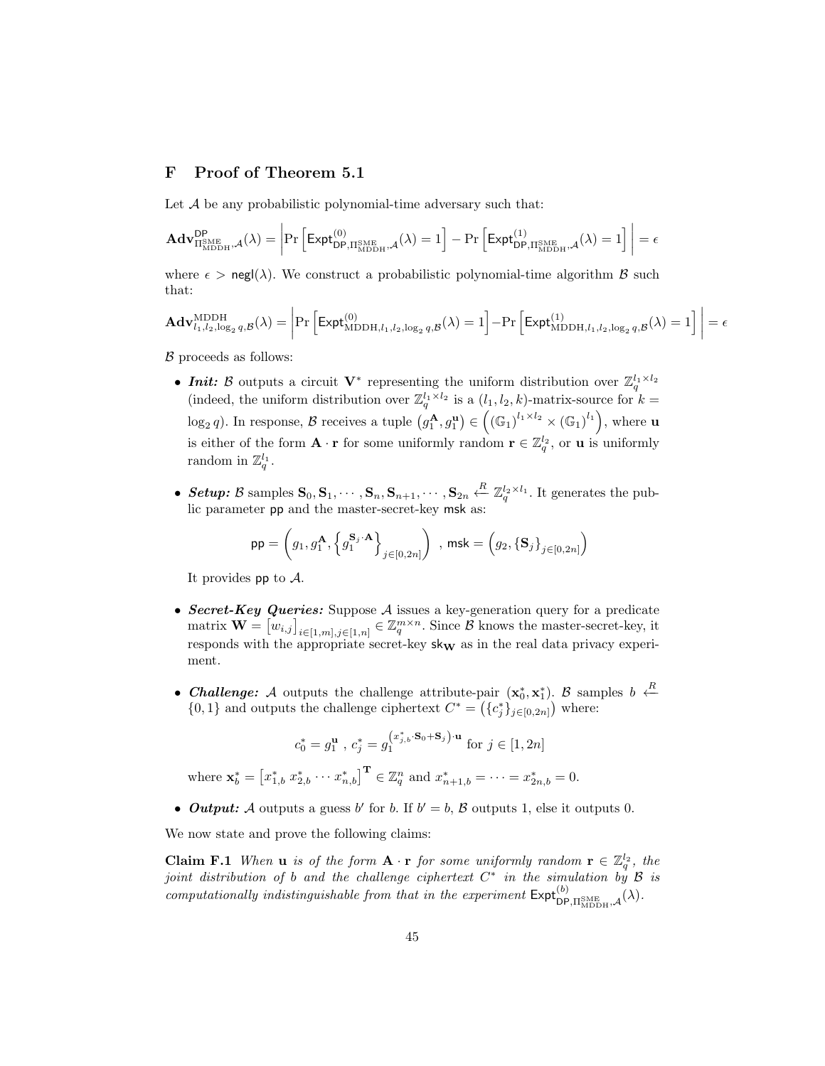## F Proof of Theorem 5.1

Let $\mathcal{A}$ be any probabilistic polynomial-time adversary such that:

$$\mathbf{Adv}^{\mathsf{DP}}_{\Pi^{\mathrm{SME}}_{\mathrm{MDDH}},\mathcal{A}}(\lambda) = \left| \Pr\left[\mathsf{Expt}^{(0)}_{\mathsf{DP},\Pi^{\mathrm{SME}}_{\mathrm{MDDH}},\mathcal{A}}(\lambda) = 1\right] - \Pr\left[\mathsf{Expt}^{(1)}_{\mathsf{DP},\Pi^{\mathrm{SME}}_{\mathrm{MDDH}},\mathcal{A}}(\lambda) = 1\right] \right| = \epsilon$$

where $\epsilon > \mathsf{negl}(\lambda)$. We construct a probabilistic polynomial-time algorithm $\mathcal{B}$ such that:

$$\mathbf{Adv}^{\mathrm{MDDH}}_{l_1,l_2,\log_2 q,\mathcal{B}}(\lambda) = \left| \Pr\left[\mathsf{Expt}^{(0)}_{\mathrm{MDDH},l_1,l_2,\log_2 q,\mathcal{B}}(\lambda) = 1\right] - \Pr\left[\mathsf{Expt}^{(1)}_{\mathrm{MDDH},l_1,l_2,\log_2 q,\mathcal{B}}(\lambda) = 1\right] \right| = \epsilon$$

$\mathcal{B}$ proceeds as follows:

- ***Init:*** $\mathcal{B}$ outputs a circuit $\mathbf{V}^*$ representing the uniform distribution over $\mathbb{Z}_q^{l_1 \times l_2}$ (indeed, the uniform distribution over $\mathbb{Z}_q^{l_1 \times l_2}$ is a $(l_1, l_2, k)$-matrix-source for $k = \log_2 q$). In response, $\mathcal{B}$ receives a tuple $\left(g_1^{\mathbf{A}}, g_1^{\mathbf{u}}\right) \in \left((\mathbb{G}_1)^{l_1 \times l_2} \times (\mathbb{G}_1)^{l_1}\right)$, where $\mathbf{u}$ is either of the form $\mathbf{A} \cdot \mathbf{r}$ for some uniformly random $\mathbf{r} \in \mathbb{Z}_q^{l_2}$, or $\mathbf{u}$ is uniformly random in $\mathbb{Z}_q^{l_1}$.

- ***Setup:*** $\mathcal{B}$ samples $\mathbf{S}_0, \mathbf{S}_1, \cdots, \mathbf{S}_n, \mathbf{S}_{n+1}, \cdots, \mathbf{S}_{2n} \xleftarrow{R} \mathbb{Z}_q^{l_2 \times l_1}$. It generates the public parameter $\mathsf{pp}$ and the master-secret-key $\mathsf{msk}$ as:

$$\mathsf{pp} = \left(g_1, g_1^{\mathbf{A}}, \left\{g_1^{\mathbf{S}_j \cdot \mathbf{A}}\right\}_{j \in [0,2n]}\right) \ , \ \mathsf{msk} = \left(g_2, \{\mathbf{S}_j\}_{j \in [0,2n]}\right)$$

  It provides $\mathsf{pp}$ to $\mathcal{A}$.

- ***Secret-Key Queries:*** Suppose $\mathcal{A}$ issues a key-generation query for a predicate matrix $\mathbf{W} = \left[w_{i,j}\right]_{i \in [1,m], j \in [1,n]} \in \mathbb{Z}_q^{m \times n}$. Since $\mathcal{B}$ knows the master-secret-key, it responds with the appropriate secret-key $\mathsf{sk}_{\mathbf{W}}$ as in the real data privacy experiment.

- ***Challenge:*** $\mathcal{A}$ outputs the challenge attribute-pair $(\mathbf{x}_0^*, \mathbf{x}_1^*)$. $\mathcal{B}$ samples $b \xleftarrow{R} \{0,1\}$ and outputs the challenge ciphertext $C^* = \left(\{c_j^*\}_{j \in [0,2n]}\right)$ where:

$$c_0^* = g_1^{\mathbf{u}} \ , \ c_j^* = g_1^{\left(x_{j,b}^* \cdot \mathbf{S}_0 + \mathbf{S}_j\right) \cdot \mathbf{u}} \text{ for } j \in [1, 2n]$$

  where $\mathbf{x}_b^* = \left[x_{1,b}^* \ x_{2,b}^* \cdots x_{n,b}^*\right]^{\mathbf{T}} \in \mathbb{Z}_q^n$ and $x_{n+1,b}^* = \cdots = x_{2n,b}^* = 0$.

- ***Output:*** $\mathcal{A}$ outputs a guess $b'$ for $b$. If $b' = b$, $\mathcal{B}$ outputs 1, else it outputs 0.

We now state and prove the following claims:

**Claim F.1** *When $\mathbf{u}$ is of the form $\mathbf{A} \cdot \mathbf{r}$ for some uniformly random $\mathbf{r} \in \mathbb{Z}_q^{l_2}$, the joint distribution of $b$ and the challenge ciphertext $C^*$ in the simulation by $\mathcal{B}$ is computationally indistinguishable from that in the experiment $\mathsf{Expt}^{(b)}_{\mathsf{DP},\Pi^{\mathrm{SME}}_{\mathrm{MDDH}},\mathcal{A}}(\lambda)$.*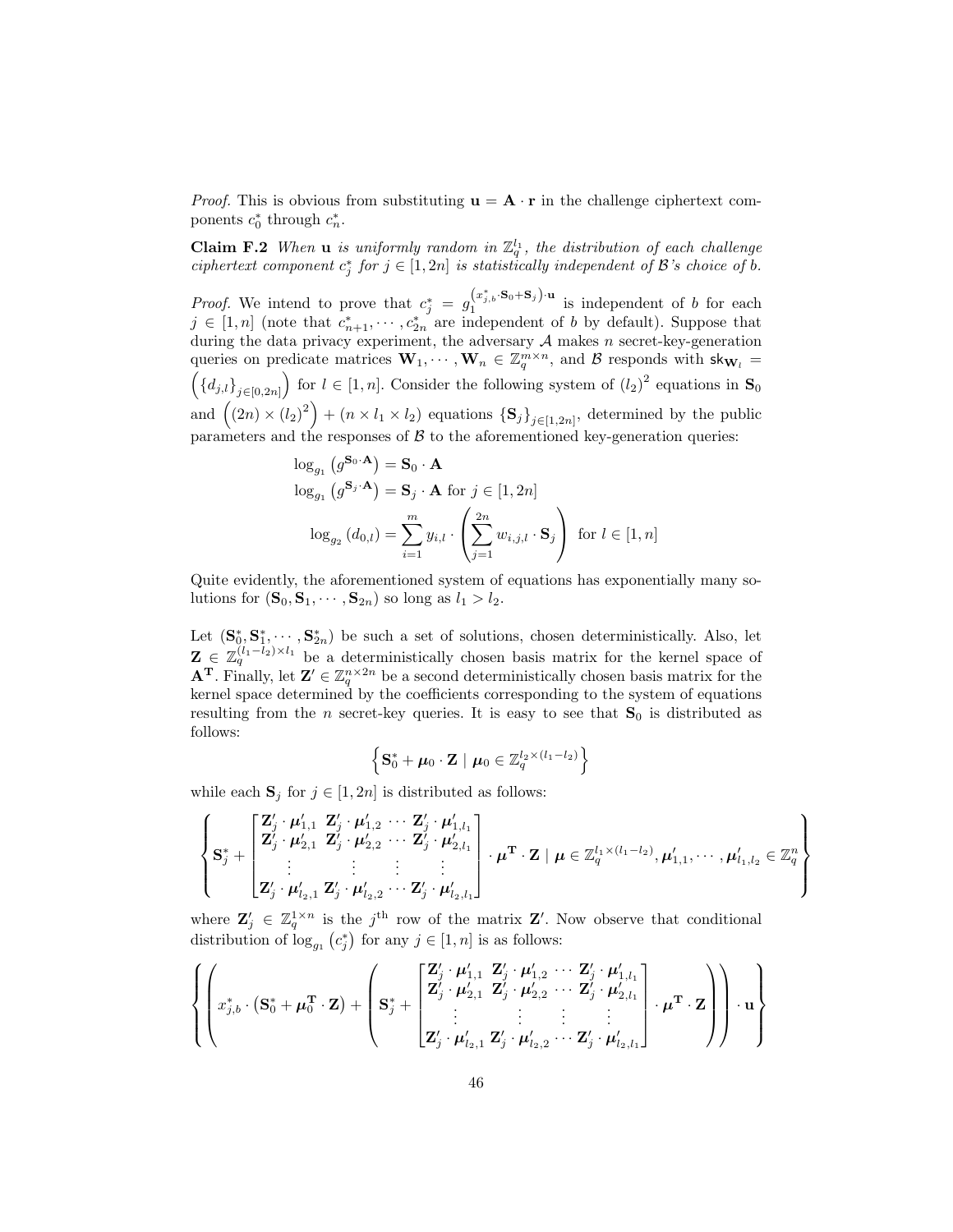*Proof.* This is obvious from substituting $\mathbf{u} = \mathbf{A} \cdot \mathbf{r}$ in the challenge ciphertext components $c_0^*$ through $c_n^*$.

**Claim F.2** *When* $\mathbf{u}$ *is uniformly random in* $\mathbb{Z}_q^{l_1}$*, the distribution of each challenge ciphertext component* $c_j^*$ *for* $j \in [1, 2n]$ *is statistically independent of* $\mathcal{B}$*'s choice of* $b$*.*

*Proof.* We intend to prove that $c_j^* = g_1^{\left(x_{j,b}^* \cdot \mathbf{S}_0 + \mathbf{S}_j\right) \cdot \mathbf{u}}$ is independent of $b$ for each $j \in [1, n]$ (note that $c_{n+1}^*, \cdots, c_{2n}^*$ are independent of $b$ by default). Suppose that during the data privacy experiment, the adversary $\mathcal{A}$ makes $n$ secret-key-generation queries on predicate matrices $\mathbf{W}_1, \cdots, \mathbf{W}_n \in \mathbb{Z}_q^{m \times n}$, and $\mathcal{B}$ responds with $\mathsf{sk}_{\mathbf{W}_l} = \left(\{d_{j,l}\}_{j \in [0,2n]}\right)$ for $l \in [1, n]$. Consider the following system of $(l_2)^2$ equations in $\mathbf{S}_0$ and $\left((2n) \times (l_2)^2\right) + (n \times l_1 \times l_2)$ equations $\{\mathbf{S}_j\}_{j \in [1,2n]}$, determined by the public parameters and the responses of $\mathcal{B}$ to the aforementioned key-generation queries:

$$\log_{g_1}\left(g^{\mathbf{S}_0 \cdot \mathbf{A}}\right) = \mathbf{S}_0 \cdot \mathbf{A}$$

$$\log_{g_1}\left(g^{\mathbf{S}_j \cdot \mathbf{A}}\right) = \mathbf{S}_j \cdot \mathbf{A} \text{ for } j \in [1, 2n]$$

$$\log_{g_2}(d_{0,l}) = \sum_{i=1}^{m} y_{i,l} \cdot \left(\sum_{j=1}^{2n} w_{i,j,l} \cdot \mathbf{S}_j\right) \text{ for } l \in [1, n]$$

Quite evidently, the aforementioned system of equations has exponentially many solutions for $(\mathbf{S}_0, \mathbf{S}_1, \cdots, \mathbf{S}_{2n})$ so long as $l_1 > l_2$.

Let $(\mathbf{S}_0^*, \mathbf{S}_1^*, \cdots, \mathbf{S}_{2n}^*)$ be such a set of solutions, chosen deterministically. Also, let $\mathbf{Z} \in \mathbb{Z}_q^{(l_1 - l_2) \times l_1}$ be a deterministically chosen basis matrix for the kernel space of $\mathbf{A}^{\mathbf{T}}$. Finally, let $\mathbf{Z}' \in \mathbb{Z}_q^{n \times 2n}$ be a second deterministically chosen basis matrix for the kernel space determined by the coefficients corresponding to the system of equations resulting from the $n$ secret-key queries. It is easy to see that $\mathbf{S}_0$ is distributed as follows:

$$\left\{\mathbf{S}_0^* + \boldsymbol{\mu}_0 \cdot \mathbf{Z} \mid \boldsymbol{\mu}_0 \in \mathbb{Z}_q^{l_2 \times (l_1 - l_2)}\right\}$$

while each $\mathbf{S}_j$ for $j \in [1, 2n]$ is distributed as follows:

$$\left\{\mathbf{S}_j^* + \begin{bmatrix} \mathbf{Z}_j' \cdot \boldsymbol{\mu}_{1,1}' & \mathbf{Z}_j' \cdot \boldsymbol{\mu}_{1,2}' & \cdots & \mathbf{Z}_j' \cdot \boldsymbol{\mu}_{1,l_1}' \\ \mathbf{Z}_j' \cdot \boldsymbol{\mu}_{2,1}' & \mathbf{Z}_j' \cdot \boldsymbol{\mu}_{2,2}' & \cdots & \mathbf{Z}_j' \cdot \boldsymbol{\mu}_{2,l_1}' \\ \vdots & \vdots & \vdots & \vdots \\ \mathbf{Z}_j' \cdot \boldsymbol{\mu}_{l_2,1}' & \mathbf{Z}_j' \cdot \boldsymbol{\mu}_{l_2,2}' & \cdots & \mathbf{Z}_j' \cdot \boldsymbol{\mu}_{l_2,l_1}' \end{bmatrix} \cdot \boldsymbol{\mu}^{\mathbf{T}} \cdot \mathbf{Z} \mid \boldsymbol{\mu} \in \mathbb{Z}_q^{l_1 \times (l_1 - l_2)}, \boldsymbol{\mu}_{1,1}', \cdots, \boldsymbol{\mu}_{l_1,l_2}' \in \mathbb{Z}_q^n\right\}$$

where $\mathbf{Z}_j' \in \mathbb{Z}_q^{1 \times n}$ is the $j^{\text{th}}$ row of the matrix $\mathbf{Z}'$. Now observe that conditional distribution of $\log_{g_1}\left(c_j^*\right)$ for any $j \in [1, n]$ is as follows:

$$\left\{\left(x_{j,b}^* \cdot \left(\mathbf{S}_0^* + \boldsymbol{\mu}_0^{\mathbf{T}} \cdot \mathbf{Z}\right) + \left(\mathbf{S}_j^* + \begin{bmatrix} \mathbf{Z}_j' \cdot \boldsymbol{\mu}_{1,1}' & \mathbf{Z}_j' \cdot \boldsymbol{\mu}_{1,2}' & \cdots & \mathbf{Z}_j' \cdot \boldsymbol{\mu}_{1,l_1}' \\ \mathbf{Z}_j' \cdot \boldsymbol{\mu}_{2,1}' & \mathbf{Z}_j' \cdot \boldsymbol{\mu}_{2,2}' & \cdots & \mathbf{Z}_j' \cdot \boldsymbol{\mu}_{2,l_1}' \\ \vdots & \vdots & \vdots & \vdots \\ \mathbf{Z}_j' \cdot \boldsymbol{\mu}_{l_2,1}' & \mathbf{Z}_j' \cdot \boldsymbol{\mu}_{l_2,2}' & \cdots & \mathbf{Z}_j' \cdot \boldsymbol{\mu}_{l_2,l_1}' \end{bmatrix} \cdot \boldsymbol{\mu}^{\mathbf{T}} \cdot \mathbf{Z}\right)\right) \cdot \mathbf{u}\right\}$$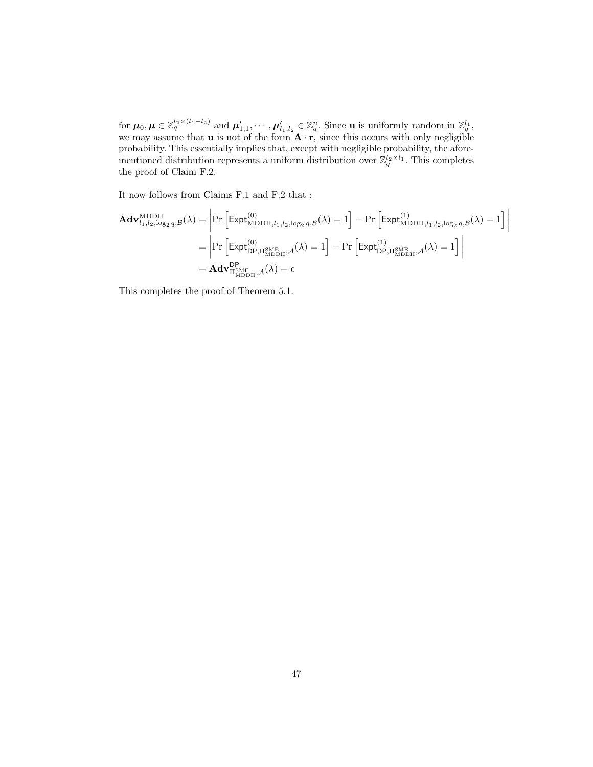for $\boldsymbol{\mu}_0, \boldsymbol{\mu} \in \mathbb{Z}_q^{l_2 \times (l_1 - l_2)}$ and $\boldsymbol{\mu}'_{1,1}, \cdots, \boldsymbol{\mu}'_{l_1,l_2} \in \mathbb{Z}_q^n$. Since $\mathbf{u}$ is uniformly random in $\mathbb{Z}_q^{l_1}$, we may assume that $\mathbf{u}$ is not of the form $\mathbf{A} \cdot \mathbf{r}$, since this occurs with only negligible probability. This essentially implies that, except with negligible probability, the aforementioned distribution represents a uniform distribution over $\mathbb{Z}_q^{l_2 \times l_1}$. This completes the proof of Claim F.2.

It now follows from Claims F.1 and F.2 that :

$$
\begin{aligned}
\mathbf{Adv}^{\mathrm{MDDH}}_{l_1,l_2,\log_2 q,\mathcal{B}}(\lambda) &= \left| \Pr\left[\mathsf{Expt}^{(0)}_{\mathrm{MDDH},l_1,l_2,\log_2 q,\mathcal{B}}(\lambda) = 1\right] - \Pr\left[\mathsf{Expt}^{(1)}_{\mathrm{MDDH},l_1,l_2,\log_2 q,\mathcal{B}}(\lambda) = 1\right] \right| \\
&= \left| \Pr\left[\mathsf{Expt}^{(0)}_{\mathsf{DP},\Pi^{\mathrm{SME}}_{\mathrm{MDDH}},\mathcal{A}}(\lambda) = 1\right] - \Pr\left[\mathsf{Expt}^{(1)}_{\mathsf{DP},\Pi^{\mathrm{SME}}_{\mathrm{MDDH}},\mathcal{A}}(\lambda) = 1\right] \right| \\
&= \mathbf{Adv}^{\mathsf{DP}}_{\Pi^{\mathrm{SME}}_{\mathrm{MDDH}},\mathcal{A}}(\lambda) = \epsilon
\end{aligned}
$$

This completes the proof of Theorem 5.1.